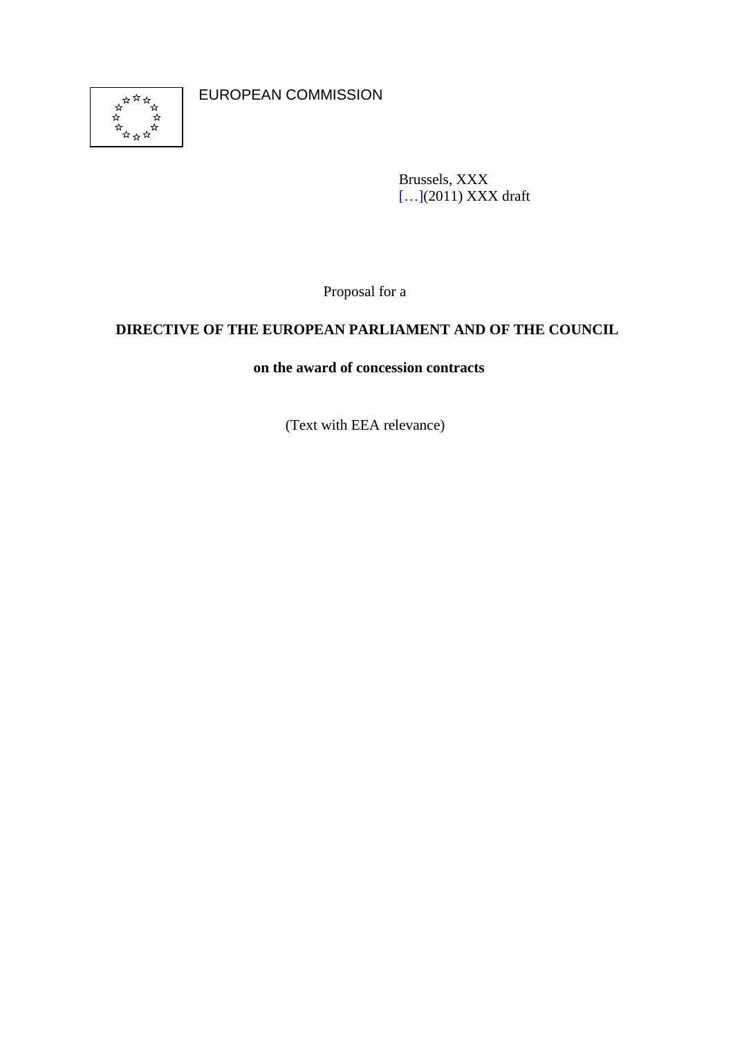EUROPEAN COMMISSION

Brussels, XXX
[…](2011) XXX draft

Proposal for a

**DIRECTIVE OF THE EUROPEAN PARLIAMENT AND OF THE COUNCIL**

**on the award of concession contracts**

(Text with EEA relevance)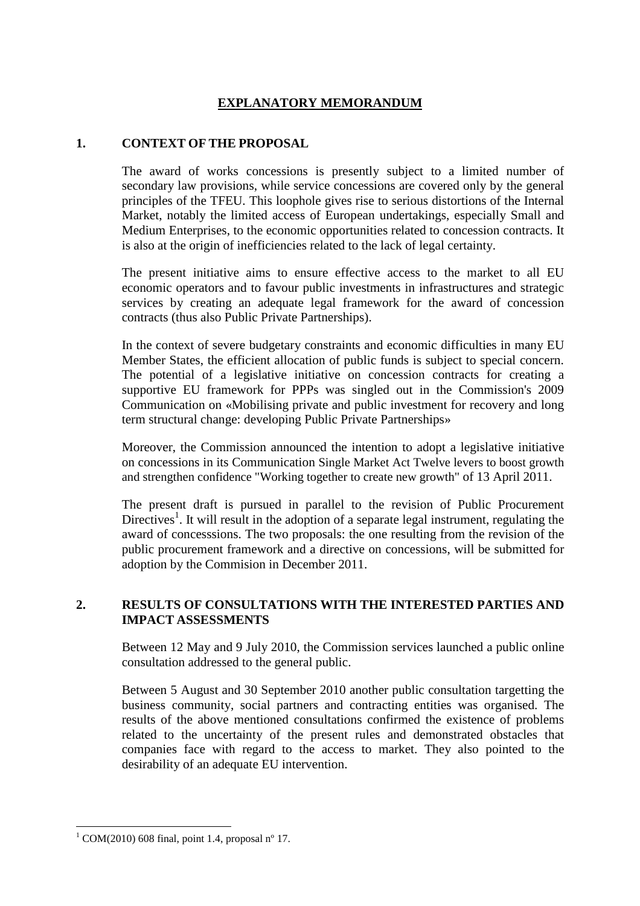# EXPLANATORY MEMORANDUM

## 1. CONTEXT OF THE PROPOSAL

The award of works concessions is presently subject to a limited number of secondary law provisions, while service concessions are covered only by the general principles of the TFEU. This loophole gives rise to serious distortions of the Internal Market, notably the limited access of European undertakings, especially Small and Medium Enterprises, to the economic opportunities related to concession contracts. It is also at the origin of inefficiencies related to the lack of legal certainty.

The present initiative aims to ensure effective access to the market to all EU economic operators and to favour public investments in infrastructures and strategic services by creating an adequate legal framework for the award of concession contracts (thus also Public Private Partnerships).

In the context of severe budgetary constraints and economic difficulties in many EU Member States, the efficient allocation of public funds is subject to special concern. The potential of a legislative initiative on concession contracts for creating a supportive EU framework for PPPs was singled out in the Commission's 2009 Communication on «Mobilising private and public investment for recovery and long term structural change: developing Public Private Partnerships»

Moreover, the Commission announced the intention to adopt a legislative initiative on concessions in its Communication Single Market Act Twelve levers to boost growth and strengthen confidence "Working together to create new growth" of 13 April 2011.

The present draft is pursued in parallel to the revision of Public Procurement Directives[1]. It will result in the adoption of a separate legal instrument, regulating the award of concesssions. The two proposals: the one resulting from the revision of the public procurement framework and a directive on concessions, will be submitted for adoption by the Commision in December 2011.

## 2. RESULTS OF CONSULTATIONS WITH THE INTERESTED PARTIES AND IMPACT ASSESSMENTS

Between 12 May and 9 July 2010, the Commission services launched a public online consultation addressed to the general public.

Between 5 August and 30 September 2010 another public consultation targetting the business community, social partners and contracting entities was organised. The results of the above mentioned consultations confirmed the existence of problems related to the uncertainty of the present rules and demonstrated obstacles that companies face with regard to the access to market. They also pointed to the desirability of an adequate EU intervention.

---

[1] COM(2010) 608 final, point 1.4, proposal nº 17.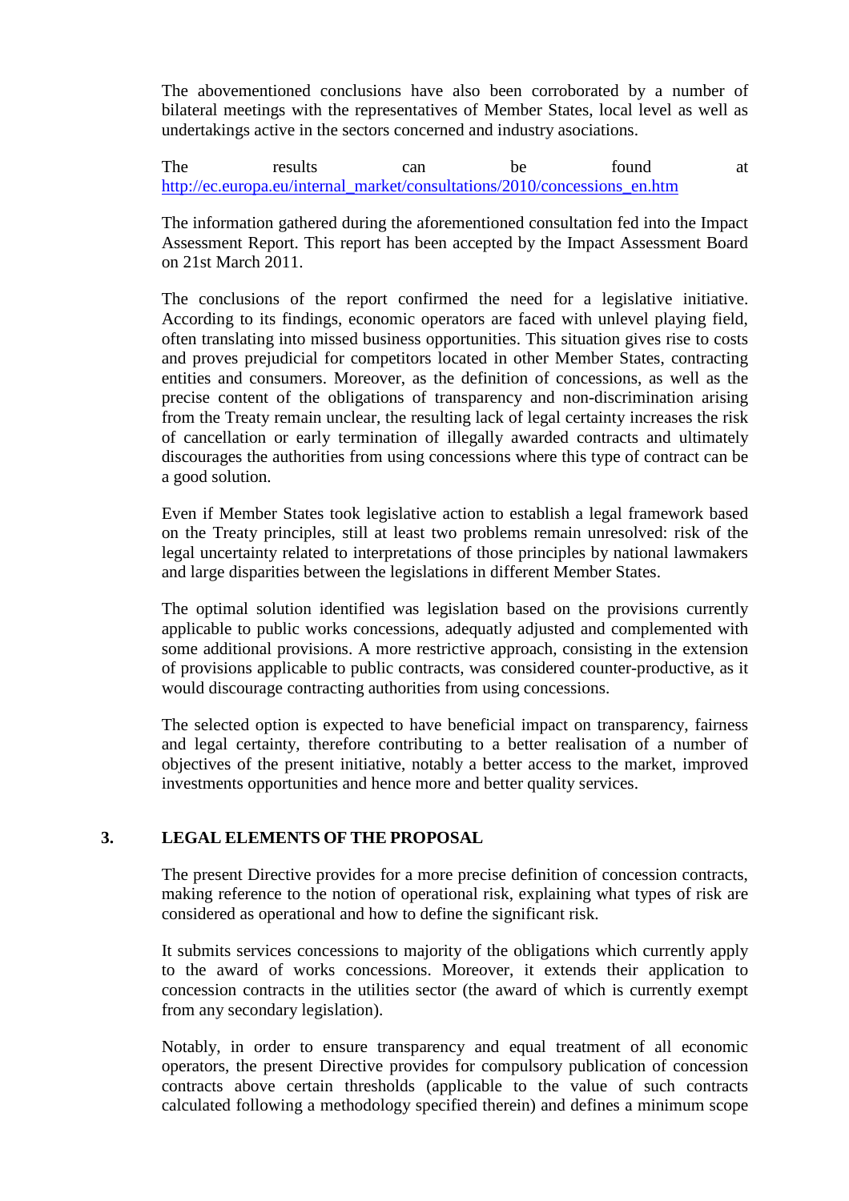The abovementioned conclusions have also been corroborated by a number of bilateral meetings with the representatives of Member States, local level as well as undertakings active in the sectors concerned and industry asociations.

The results can be found at http://ec.europa.eu/internal_market/consultations/2010/concessions_en.htm

The information gathered during the aforementioned consultation fed into the Impact Assessment Report. This report has been accepted by the Impact Assessment Board on 21st March 2011.

The conclusions of the report confirmed the need for a legislative initiative. According to its findings, economic operators are faced with unlevel playing field, often translating into missed business opportunities. This situation gives rise to costs and proves prejudicial for competitors located in other Member States, contracting entities and consumers. Moreover, as the definition of concessions, as well as the precise content of the obligations of transparency and non-discrimination arising from the Treaty remain unclear, the resulting lack of legal certainty increases the risk of cancellation or early termination of illegally awarded contracts and ultimately discourages the authorities from using concessions where this type of contract can be a good solution.

Even if Member States took legislative action to establish a legal framework based on the Treaty principles, still at least two problems remain unresolved: risk of the legal uncertainty related to interpretations of those principles by national lawmakers and large disparities between the legislations in different Member States.

The optimal solution identified was legislation based on the provisions currently applicable to public works concessions, adequatly adjusted and complemented with some additional provisions. A more restrictive approach, consisting in the extension of provisions applicable to public contracts, was considered counter-productive, as it would discourage contracting authorities from using concessions.

The selected option is expected to have beneficial impact on transparency, fairness and legal certainty, therefore contributing to a better realisation of a number of objectives of the present initiative, notably a better access to the market, improved investments opportunities and hence more and better quality services.

## 3. LEGAL ELEMENTS OF THE PROPOSAL

The present Directive provides for a more precise definition of concession contracts, making reference to the notion of operational risk, explaining what types of risk are considered as operational and how to define the significant risk.

It submits services concessions to majority of the obligations which currently apply to the award of works concessions. Moreover, it extends their application to concession contracts in the utilities sector (the award of which is currently exempt from any secondary legislation).

Notably, in order to ensure transparency and equal treatment of all economic operators, the present Directive provides for compulsory publication of concession contracts above certain thresholds (applicable to the value of such contracts calculated following a methodology specified therein) and defines a minimum scope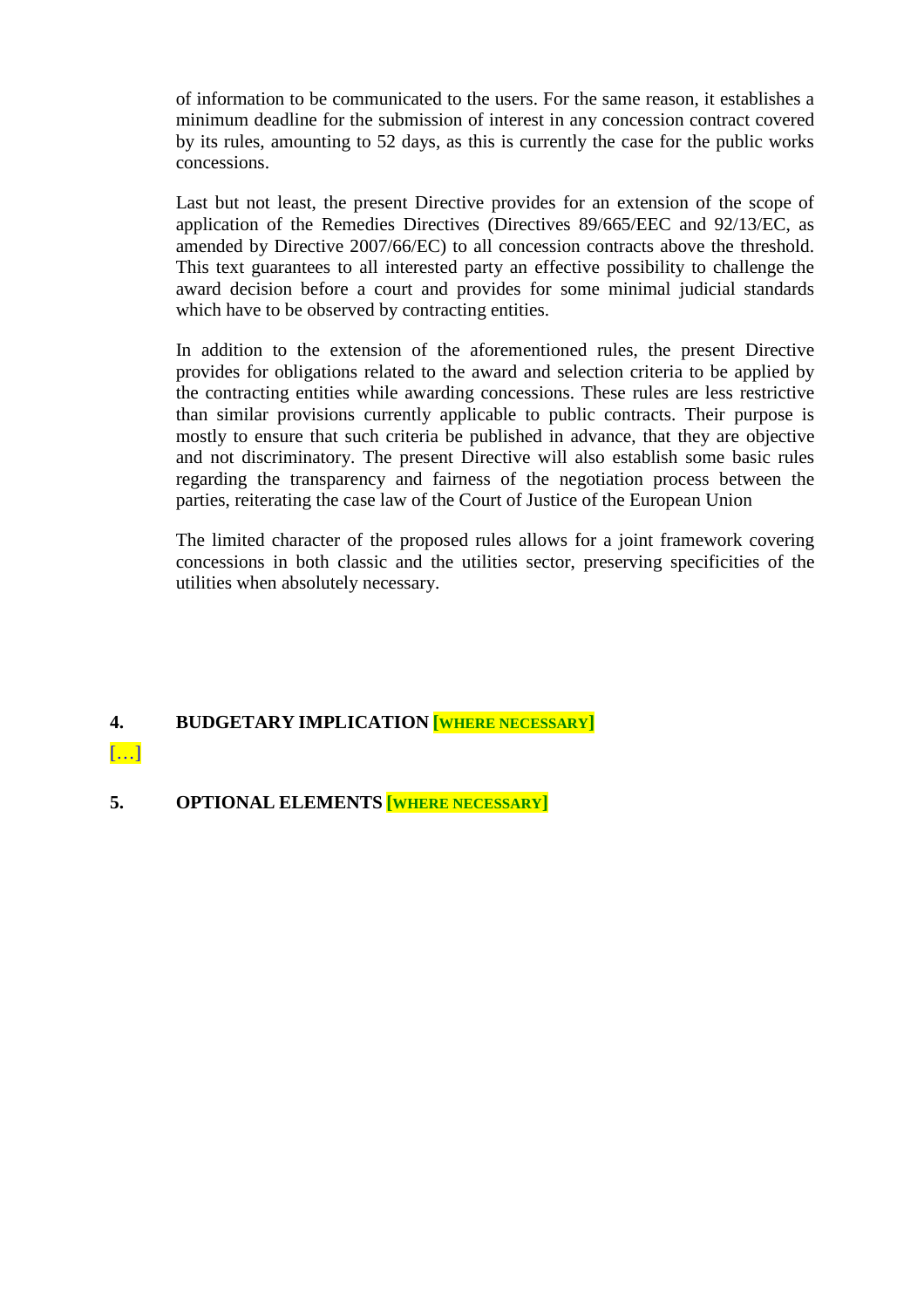of information to be communicated to the users. For the same reason, it establishes a minimum deadline for the submission of interest in any concession contract covered by its rules, amounting to 52 days, as this is currently the case for the public works concessions.

Last but not least, the present Directive provides for an extension of the scope of application of the Remedies Directives (Directives 89/665/EEC and 92/13/EC, as amended by Directive 2007/66/EC) to all concession contracts above the threshold. This text guarantees to all interested party an effective possibility to challenge the award decision before a court and provides for some minimal judicial standards which have to be observed by contracting entities.

In addition to the extension of the aforementioned rules, the present Directive provides for obligations related to the award and selection criteria to be applied by the contracting entities while awarding concessions. These rules are less restrictive than similar provisions currently applicable to public contracts. Their purpose is mostly to ensure that such criteria be published in advance, that they are objective and not discriminatory. The present Directive will also establish some basic rules regarding the transparency and fairness of the negotiation process between the parties, reiterating the case law of the Court of Justice of the European Union

The limited character of the proposed rules allows for a joint framework covering concessions in both classic and the utilities sector, preserving specificities of the utilities when absolutely necessary.

## 4. BUDGETARY IMPLICATION [WHERE NECESSARY]

[…]

## 5. OPTIONAL ELEMENTS [WHERE NECESSARY]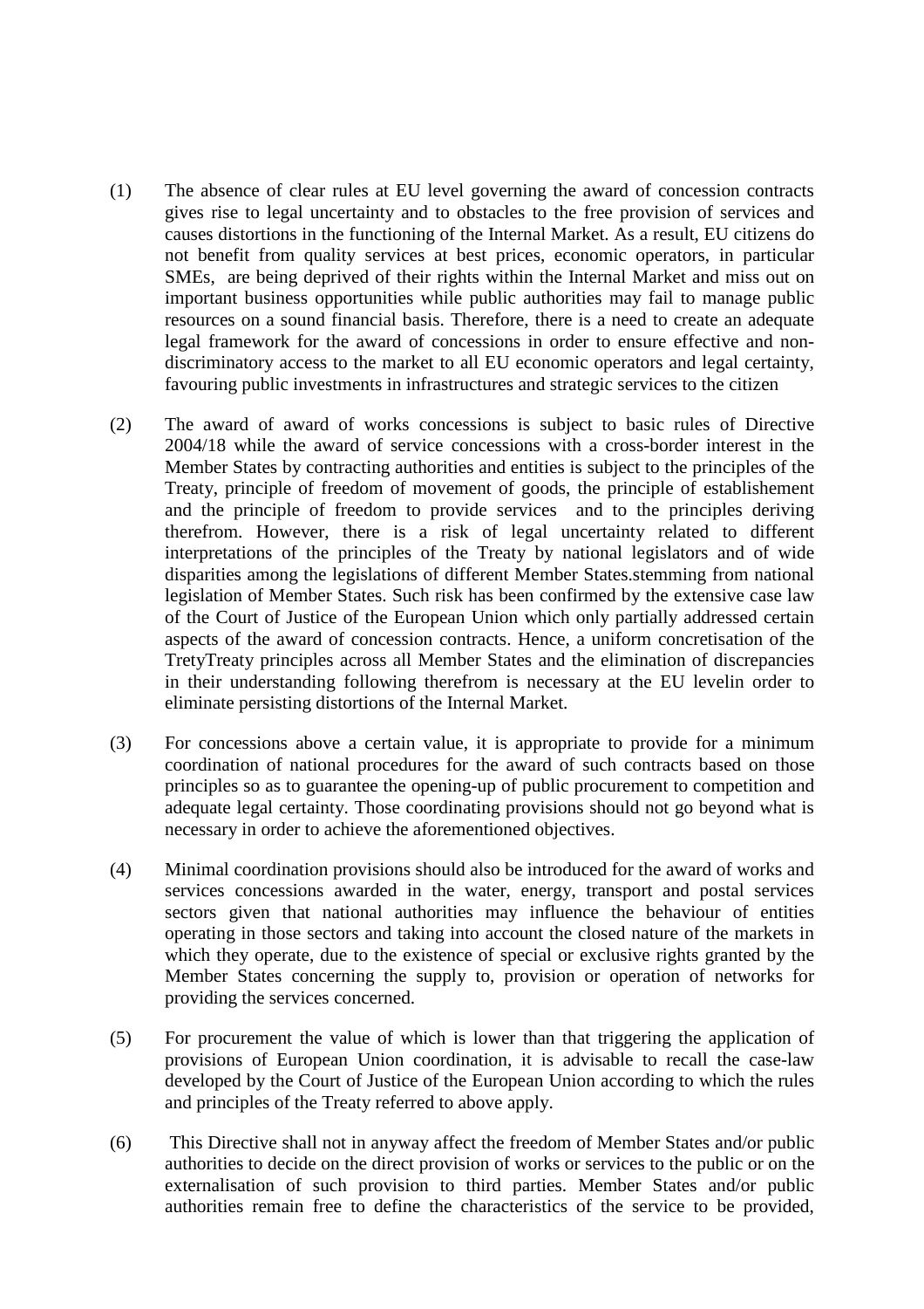(1) The absence of clear rules at EU level governing the award of concession contracts gives rise to legal uncertainty and to obstacles to the free provision of services and causes distortions in the functioning of the Internal Market. As a result, EU citizens do not benefit from quality services at best prices, economic operators, in particular SMEs, are being deprived of their rights within the Internal Market and miss out on important business opportunities while public authorities may fail to manage public resources on a sound financial basis. Therefore, there is a need to create an adequate legal framework for the award of concessions in order to ensure effective and non-discriminatory access to the market to all EU economic operators and legal certainty, favouring public investments in infrastructures and strategic services to the citizen

(2) The award of award of works concessions is subject to basic rules of Directive 2004/18 while the award of service concessions with a cross-border interest in the Member States by contracting authorities and entities is subject to the principles of the Treaty, principle of freedom of movement of goods, the principle of establishement and the principle of freedom to provide services and to the principles deriving therefrom. However, there is a risk of legal uncertainty related to different interpretations of the principles of the Treaty by national legislators and of wide disparities among the legislations of different Member States.stemming from national legislation of Member States. Such risk has been confirmed by the extensive case law of the Court of Justice of the European Union which only partially addressed certain aspects of the award of concession contracts. Hence, a uniform concretisation of the TretyTreaty principles across all Member States and the elimination of discrepancies in their understanding following therefrom is necessary at the EU levelin order to eliminate persisting distortions of the Internal Market.

(3) For concessions above a certain value, it is appropriate to provide for a minimum coordination of national procedures for the award of such contracts based on those principles so as to guarantee the opening-up of public procurement to competition and adequate legal certainty. Those coordinating provisions should not go beyond what is necessary in order to achieve the aforementioned objectives.

(4) Minimal coordination provisions should also be introduced for the award of works and services concessions awarded in the water, energy, transport and postal services sectors given that national authorities may influence the behaviour of entities operating in those sectors and taking into account the closed nature of the markets in which they operate, due to the existence of special or exclusive rights granted by the Member States concerning the supply to, provision or operation of networks for providing the services concerned.

(5) For procurement the value of which is lower than that triggering the application of provisions of European Union coordination, it is advisable to recall the case-law developed by the Court of Justice of the European Union according to which the rules and principles of the Treaty referred to above apply.

(6) This Directive shall not in anyway affect the freedom of Member States and/or public authorities to decide on the direct provision of works or services to the public or on the externalisation of such provision to third parties. Member States and/or public authorities remain free to define the characteristics of the service to be provided,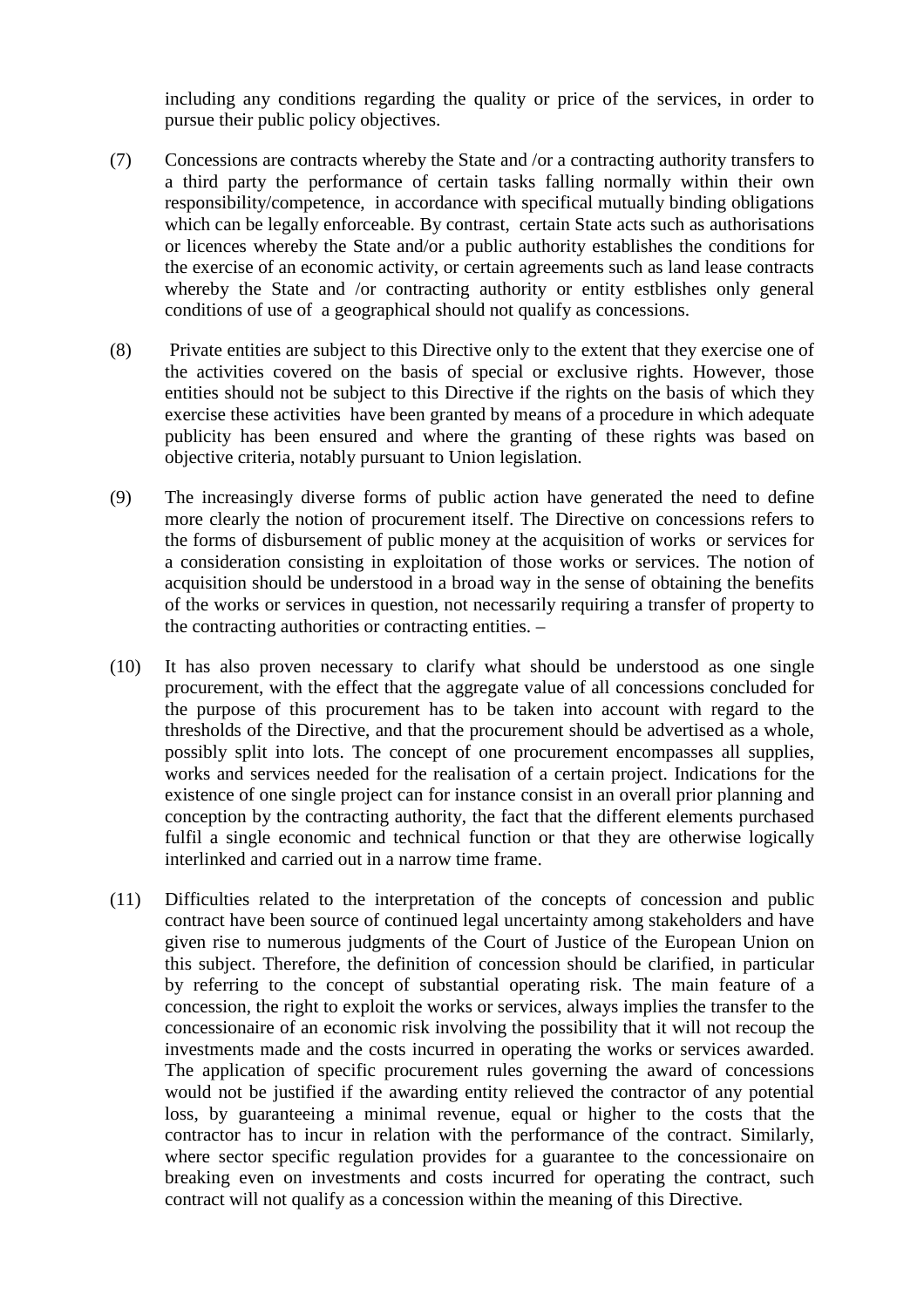including any conditions regarding the quality or price of the services, in order to pursue their public policy objectives.

(7) Concessions are contracts whereby the State and /or a contracting authority transfers to a third party the performance of certain tasks falling normally within their own responsibility/competence, in accordance with specifical mutually binding obligations which can be legally enforceable. By contrast, certain State acts such as authorisations or licences whereby the State and/or a public authority establishes the conditions for the exercise of an economic activity, or certain agreements such as land lease contracts whereby the State and /or contracting authority or entity estblishes only general conditions of use of a geographical should not qualify as concessions.

(8) Private entities are subject to this Directive only to the extent that they exercise one of the activities covered on the basis of special or exclusive rights. However, those entities should not be subject to this Directive if the rights on the basis of which they exercise these activities have been granted by means of a procedure in which adequate publicity has been ensured and where the granting of these rights was based on objective criteria, notably pursuant to Union legislation.

(9) The increasingly diverse forms of public action have generated the need to define more clearly the notion of procurement itself. The Directive on concessions refers to the forms of disbursement of public money at the acquisition of works or services for a consideration consisting in exploitation of those works or services. The notion of acquisition should be understood in a broad way in the sense of obtaining the benefits of the works or services in question, not necessarily requiring a transfer of property to the contracting authorities or contracting entities. –

(10) It has also proven necessary to clarify what should be understood as one single procurement, with the effect that the aggregate value of all concessions concluded for the purpose of this procurement has to be taken into account with regard to the thresholds of the Directive, and that the procurement should be advertised as a whole, possibly split into lots. The concept of one procurement encompasses all supplies, works and services needed for the realisation of a certain project. Indications for the existence of one single project can for instance consist in an overall prior planning and conception by the contracting authority, the fact that the different elements purchased fulfil a single economic and technical function or that they are otherwise logically interlinked and carried out in a narrow time frame.

(11) Difficulties related to the interpretation of the concepts of concession and public contract have been source of continued legal uncertainty among stakeholders and have given rise to numerous judgments of the Court of Justice of the European Union on this subject. Therefore, the definition of concession should be clarified, in particular by referring to the concept of substantial operating risk. The main feature of a concession, the right to exploit the works or services, always implies the transfer to the concessionaire of an economic risk involving the possibility that it will not recoup the investments made and the costs incurred in operating the works or services awarded. The application of specific procurement rules governing the award of concessions would not be justified if the awarding entity relieved the contractor of any potential loss, by guaranteeing a minimal revenue, equal or higher to the costs that the contractor has to incur in relation with the performance of the contract. Similarly, where sector specific regulation provides for a guarantee to the concessionaire on breaking even on investments and costs incurred for operating the contract, such contract will not qualify as a concession within the meaning of this Directive.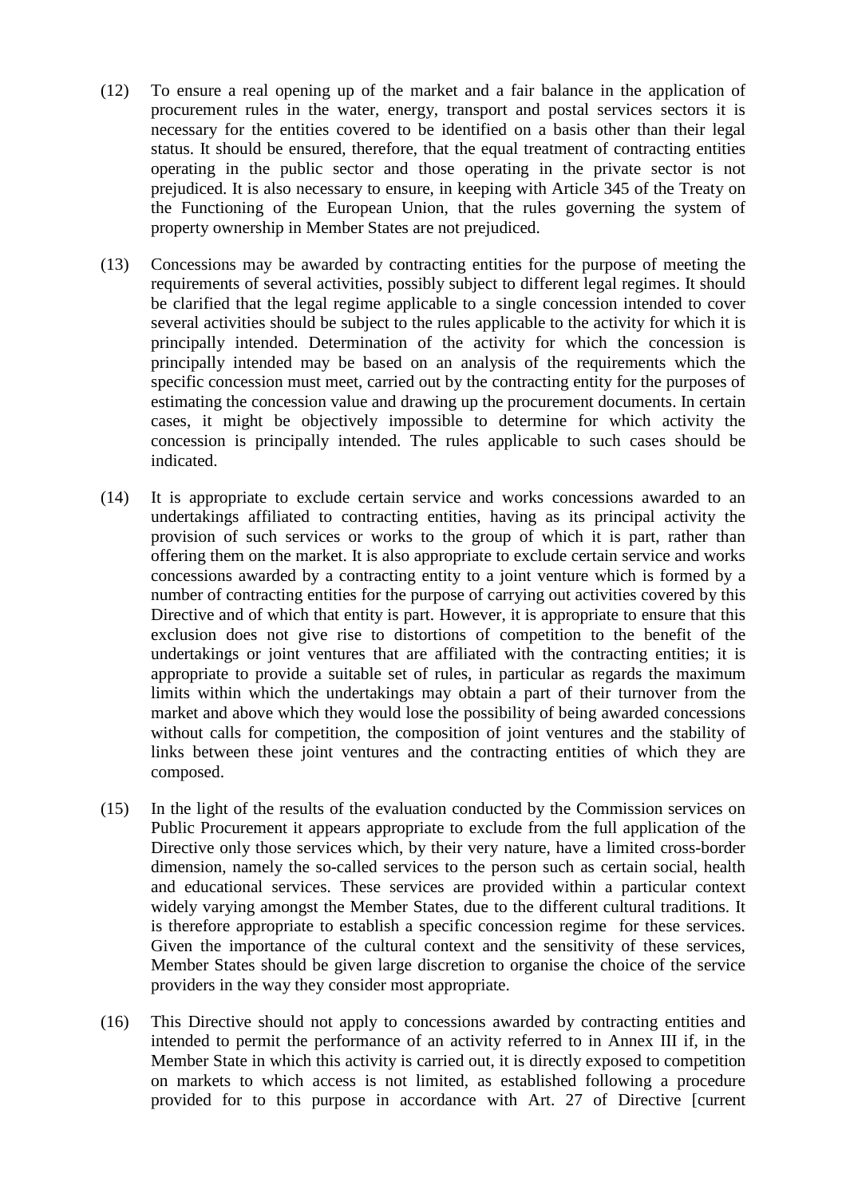(12) To ensure a real opening up of the market and a fair balance in the application of procurement rules in the water, energy, transport and postal services sectors it is necessary for the entities covered to be identified on a basis other than their legal status. It should be ensured, therefore, that the equal treatment of contracting entities operating in the public sector and those operating in the private sector is not prejudiced. It is also necessary to ensure, in keeping with Article 345 of the Treaty on the Functioning of the European Union, that the rules governing the system of property ownership in Member States are not prejudiced.

(13) Concessions may be awarded by contracting entities for the purpose of meeting the requirements of several activities, possibly subject to different legal regimes. It should be clarified that the legal regime applicable to a single concession intended to cover several activities should be subject to the rules applicable to the activity for which it is principally intended. Determination of the activity for which the concession is principally intended may be based on an analysis of the requirements which the specific concession must meet, carried out by the contracting entity for the purposes of estimating the concession value and drawing up the procurement documents. In certain cases, it might be objectively impossible to determine for which activity the concession is principally intended. The rules applicable to such cases should be indicated.

(14) It is appropriate to exclude certain service and works concessions awarded to an undertakings affiliated to contracting entities, having as its principal activity the provision of such services or works to the group of which it is part, rather than offering them on the market. It is also appropriate to exclude certain service and works concessions awarded by a contracting entity to a joint venture which is formed by a number of contracting entities for the purpose of carrying out activities covered by this Directive and of which that entity is part. However, it is appropriate to ensure that this exclusion does not give rise to distortions of competition to the benefit of the undertakings or joint ventures that are affiliated with the contracting entities; it is appropriate to provide a suitable set of rules, in particular as regards the maximum limits within which the undertakings may obtain a part of their turnover from the market and above which they would lose the possibility of being awarded concessions without calls for competition, the composition of joint ventures and the stability of links between these joint ventures and the contracting entities of which they are composed.

(15) In the light of the results of the evaluation conducted by the Commission services on Public Procurement it appears appropriate to exclude from the full application of the Directive only those services which, by their very nature, have a limited cross-border dimension, namely the so-called services to the person such as certain social, health and educational services. These services are provided within a particular context widely varying amongst the Member States, due to the different cultural traditions. It is therefore appropriate to establish a specific concession regime for these services. Given the importance of the cultural context and the sensitivity of these services, Member States should be given large discretion to organise the choice of the service providers in the way they consider most appropriate.

(16) This Directive should not apply to concessions awarded by contracting entities and intended to permit the performance of an activity referred to in Annex III if, in the Member State in which this activity is carried out, it is directly exposed to competition on markets to which access is not limited, as established following a procedure provided for to this purpose in accordance with Art. 27 of Directive [current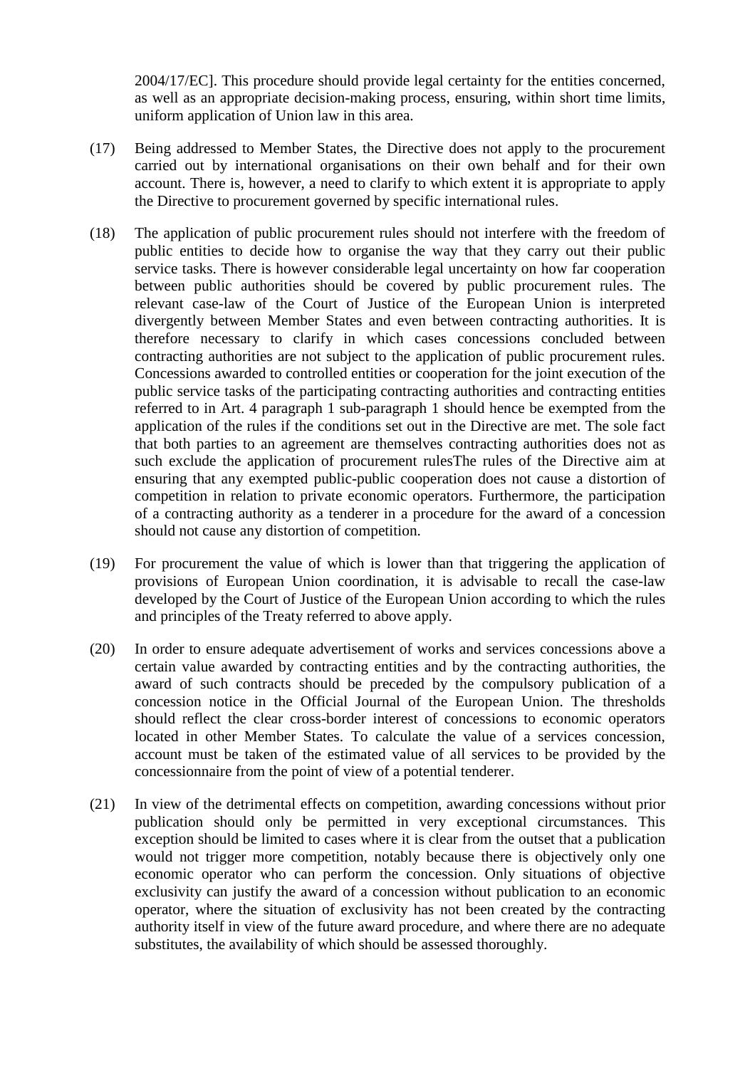2004/17/EC]. This procedure should provide legal certainty for the entities concerned, as well as an appropriate decision-making process, ensuring, within short time limits, uniform application of Union law in this area.

(17) Being addressed to Member States, the Directive does not apply to the procurement carried out by international organisations on their own behalf and for their own account. There is, however, a need to clarify to which extent it is appropriate to apply the Directive to procurement governed by specific international rules.

(18) The application of public procurement rules should not interfere with the freedom of public entities to decide how to organise the way that they carry out their public service tasks. There is however considerable legal uncertainty on how far cooperation between public authorities should be covered by public procurement rules. The relevant case-law of the Court of Justice of the European Union is interpreted divergently between Member States and even between contracting authorities. It is therefore necessary to clarify in which cases concessions concluded between contracting authorities are not subject to the application of public procurement rules. Concessions awarded to controlled entities or cooperation for the joint execution of the public service tasks of the participating contracting authorities and contracting entities referred to in Art. 4 paragraph 1 sub-paragraph 1 should hence be exempted from the application of the rules if the conditions set out in the Directive are met. The sole fact that both parties to an agreement are themselves contracting authorities does not as such exclude the application of procurement rulesThe rules of the Directive aim at ensuring that any exempted public-public cooperation does not cause a distortion of competition in relation to private economic operators. Furthermore, the participation of a contracting authority as a tenderer in a procedure for the award of a concession should not cause any distortion of competition.

(19) For procurement the value of which is lower than that triggering the application of provisions of European Union coordination, it is advisable to recall the case-law developed by the Court of Justice of the European Union according to which the rules and principles of the Treaty referred to above apply.

(20) In order to ensure adequate advertisement of works and services concessions above a certain value awarded by contracting entities and by the contracting authorities, the award of such contracts should be preceded by the compulsory publication of a concession notice in the Official Journal of the European Union. The thresholds should reflect the clear cross-border interest of concessions to economic operators located in other Member States. To calculate the value of a services concession, account must be taken of the estimated value of all services to be provided by the concessionnaire from the point of view of a potential tenderer.

(21) In view of the detrimental effects on competition, awarding concessions without prior publication should only be permitted in very exceptional circumstances. This exception should be limited to cases where it is clear from the outset that a publication would not trigger more competition, notably because there is objectively only one economic operator who can perform the concession. Only situations of objective exclusivity can justify the award of a concession without publication to an economic operator, where the situation of exclusivity has not been created by the contracting authority itself in view of the future award procedure, and where there are no adequate substitutes, the availability of which should be assessed thoroughly.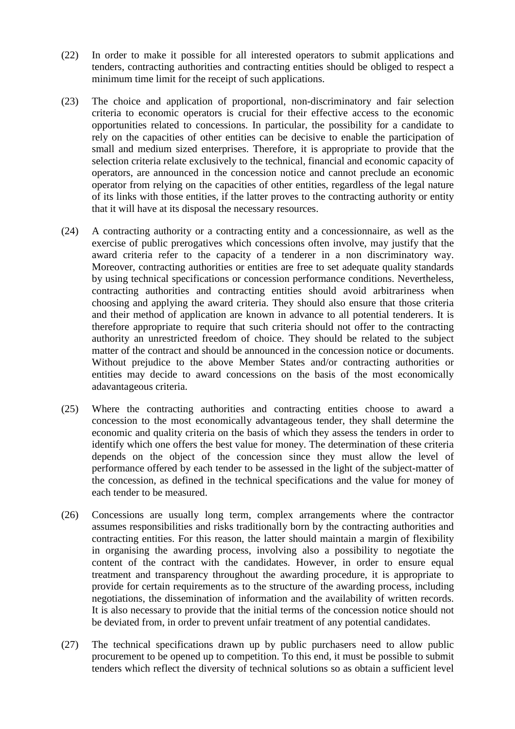(22) In order to make it possible for all interested operators to submit applications and tenders, contracting authorities and contracting entities should be obliged to respect a minimum time limit for the receipt of such applications.

(23) The choice and application of proportional, non-discriminatory and fair selection criteria to economic operators is crucial for their effective access to the economic opportunities related to concessions. In particular, the possibility for a candidate to rely on the capacities of other entities can be decisive to enable the participation of small and medium sized enterprises. Therefore, it is appropriate to provide that the selection criteria relate exclusively to the technical, financial and economic capacity of operators, are announced in the concession notice and cannot preclude an economic operator from relying on the capacities of other entities, regardless of the legal nature of its links with those entities, if the latter proves to the contracting authority or entity that it will have at its disposal the necessary resources.

(24) A contracting authority or a contracting entity and a concessionnaire, as well as the exercise of public prerogatives which concessions often involve, may justify that the award criteria refer to the capacity of a tenderer in a non discriminatory way. Moreover, contracting authorities or entities are free to set adequate quality standards by using technical specifications or concession performance conditions. Nevertheless, contracting authorities and contracting entities should avoid arbitrariness when choosing and applying the award criteria. They should also ensure that those criteria and their method of application are known in advance to all potential tenderers. It is therefore appropriate to require that such criteria should not offer to the contracting authority an unrestricted freedom of choice. They should be related to the subject matter of the contract and should be announced in the concession notice or documents. Without prejudice to the above Member States and/or contracting authorities or entities may decide to award concessions on the basis of the most economically adavantageous criteria.

(25) Where the contracting authorities and contracting entities choose to award a concession to the most economically advantageous tender, they shall determine the economic and quality criteria on the basis of which they assess the tenders in order to identify which one offers the best value for money. The determination of these criteria depends on the object of the concession since they must allow the level of performance offered by each tender to be assessed in the light of the subject-matter of the concession, as defined in the technical specifications and the value for money of each tender to be measured.

(26) Concessions are usually long term, complex arrangements where the contractor assumes responsibilities and risks traditionally born by the contracting authorities and contracting entities. For this reason, the latter should maintain a margin of flexibility in organising the awarding process, involving also a possibility to negotiate the content of the contract with the candidates. However, in order to ensure equal treatment and transparency throughout the awarding procedure, it is appropriate to provide for certain requirements as to the structure of the awarding process, including negotiations, the dissemination of information and the availability of written records. It is also necessary to provide that the initial terms of the concession notice should not be deviated from, in order to prevent unfair treatment of any potential candidates.

(27) The technical specifications drawn up by public purchasers need to allow public procurement to be opened up to competition. To this end, it must be possible to submit tenders which reflect the diversity of technical solutions so as obtain a sufficient level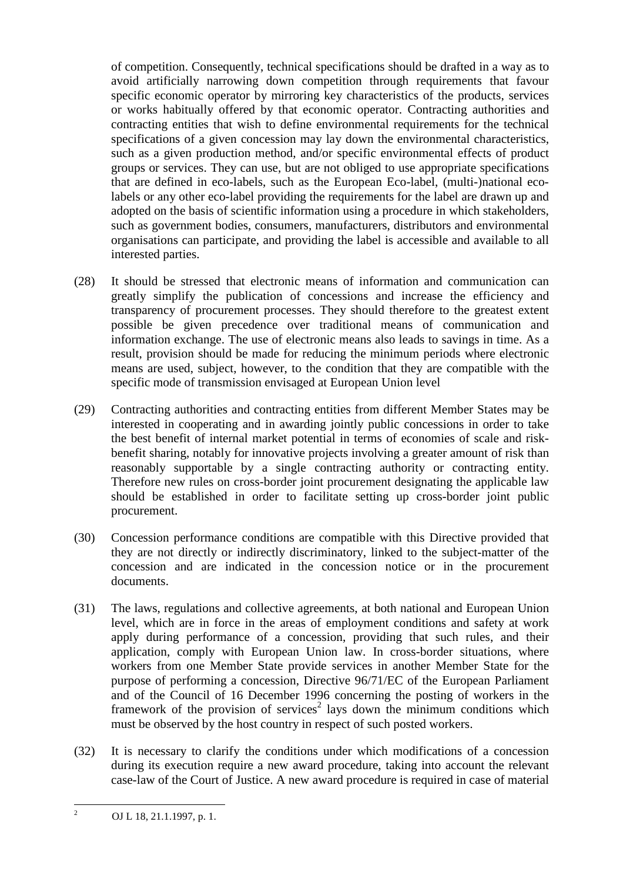of competition. Consequently, technical specifications should be drafted in a way as to avoid artificially narrowing down competition through requirements that favour specific economic operator by mirroring key characteristics of the products, services or works habitually offered by that economic operator. Contracting authorities and contracting entities that wish to define environmental requirements for the technical specifications of a given concession may lay down the environmental characteristics, such as a given production method, and/or specific environmental effects of product groups or services. They can use, but are not obliged to use appropriate specifications that are defined in eco-labels, such as the European Eco-label, (multi-)national eco-labels or any other eco-label providing the requirements for the label are drawn up and adopted on the basis of scientific information using a procedure in which stakeholders, such as government bodies, consumers, manufacturers, distributors and environmental organisations can participate, and providing the label is accessible and available to all interested parties.

(28) It should be stressed that electronic means of information and communication can greatly simplify the publication of concessions and increase the efficiency and transparency of procurement processes. They should therefore to the greatest extent possible be given precedence over traditional means of communication and information exchange. The use of electronic means also leads to savings in time. As a result, provision should be made for reducing the minimum periods where electronic means are used, subject, however, to the condition that they are compatible with the specific mode of transmission envisaged at European Union level

(29) Contracting authorities and contracting entities from different Member States may be interested in cooperating and in awarding jointly public concessions in order to take the best benefit of internal market potential in terms of economies of scale and risk-benefit sharing, notably for innovative projects involving a greater amount of risk than reasonably supportable by a single contracting authority or contracting entity. Therefore new rules on cross-border joint procurement designating the applicable law should be established in order to facilitate setting up cross-border joint public procurement.

(30) Concession performance conditions are compatible with this Directive provided that they are not directly or indirectly discriminatory, linked to the subject-matter of the concession and are indicated in the concession notice or in the procurement documents.

(31) The laws, regulations and collective agreements, at both national and European Union level, which are in force in the areas of employment conditions and safety at work apply during performance of a concession, providing that such rules, and their application, comply with European Union law. In cross-border situations, where workers from one Member State provide services in another Member State for the purpose of performing a concession, Directive 96/71/EC of the European Parliament and of the Council of 16 December 1996 concerning the posting of workers in the framework of the provision of services[2] lays down the minimum conditions which must be observed by the host country in respect of such posted workers.

(32) It is necessary to clarify the conditions under which modifications of a concession during its execution require a new award procedure, taking into account the relevant case-law of the Court of Justice. A new award procedure is required in case of material

[2] OJ L 18, 21.1.1997, p. 1.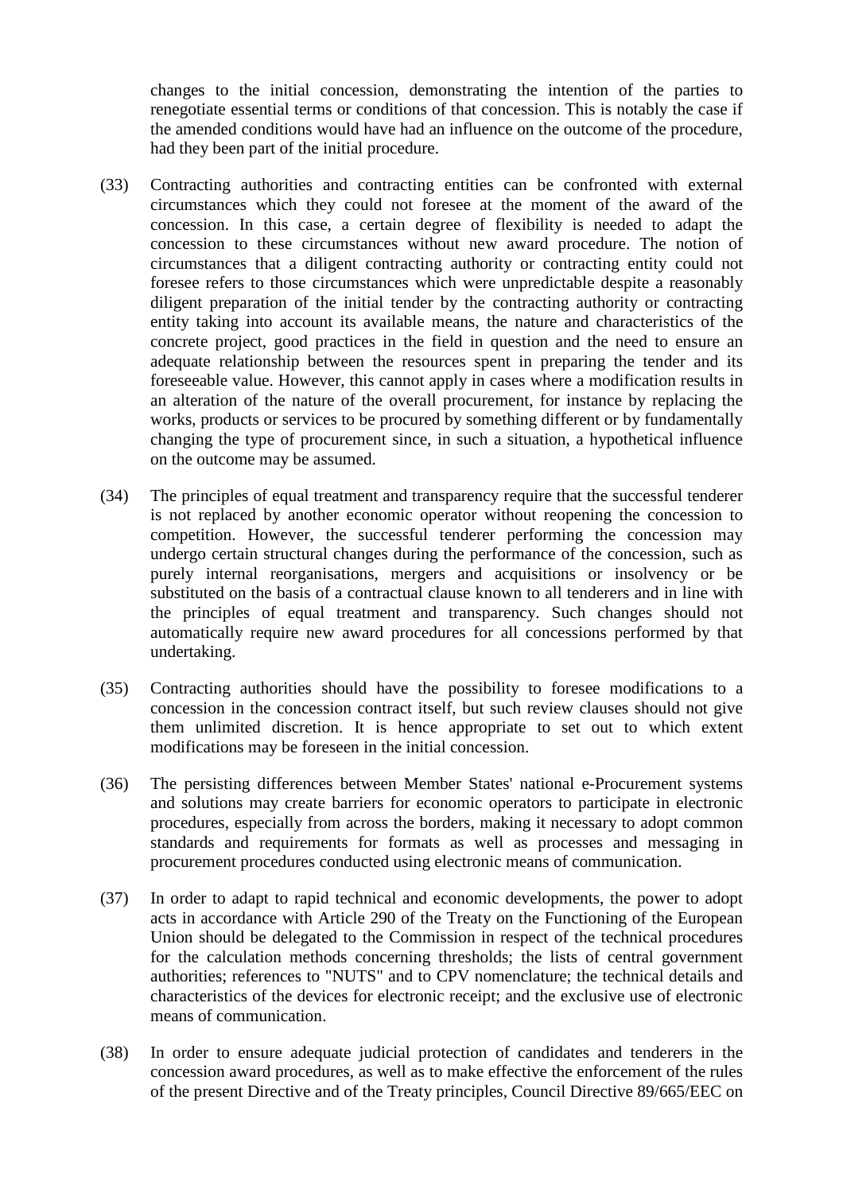changes to the initial concession, demonstrating the intention of the parties to renegotiate essential terms or conditions of that concession. This is notably the case if the amended conditions would have had an influence on the outcome of the procedure, had they been part of the initial procedure.

(33) Contracting authorities and contracting entities can be confronted with external circumstances which they could not foresee at the moment of the award of the concession. In this case, a certain degree of flexibility is needed to adapt the concession to these circumstances without new award procedure. The notion of circumstances that a diligent contracting authority or contracting entity could not foresee refers to those circumstances which were unpredictable despite a reasonably diligent preparation of the initial tender by the contracting authority or contracting entity taking into account its available means, the nature and characteristics of the concrete project, good practices in the field in question and the need to ensure an adequate relationship between the resources spent in preparing the tender and its foreseeable value. However, this cannot apply in cases where a modification results in an alteration of the nature of the overall procurement, for instance by replacing the works, products or services to be procured by something different or by fundamentally changing the type of procurement since, in such a situation, a hypothetical influence on the outcome may be assumed.

(34) The principles of equal treatment and transparency require that the successful tenderer is not replaced by another economic operator without reopening the concession to competition. However, the successful tenderer performing the concession may undergo certain structural changes during the performance of the concession, such as purely internal reorganisations, mergers and acquisitions or insolvency or be substituted on the basis of a contractual clause known to all tenderers and in line with the principles of equal treatment and transparency. Such changes should not automatically require new award procedures for all concessions performed by that undertaking.

(35) Contracting authorities should have the possibility to foresee modifications to a concession in the concession contract itself, but such review clauses should not give them unlimited discretion. It is hence appropriate to set out to which extent modifications may be foreseen in the initial concession.

(36) The persisting differences between Member States' national e-Procurement systems and solutions may create barriers for economic operators to participate in electronic procedures, especially from across the borders, making it necessary to adopt common standards and requirements for formats as well as processes and messaging in procurement procedures conducted using electronic means of communication.

(37) In order to adapt to rapid technical and economic developments, the power to adopt acts in accordance with Article 290 of the Treaty on the Functioning of the European Union should be delegated to the Commission in respect of the technical procedures for the calculation methods concerning thresholds; the lists of central government authorities; references to "NUTS" and to CPV nomenclature; the technical details and characteristics of the devices for electronic receipt; and the exclusive use of electronic means of communication.

(38) In order to ensure adequate judicial protection of candidates and tenderers in the concession award procedures, as well as to make effective the enforcement of the rules of the present Directive and of the Treaty principles, Council Directive 89/665/EEC on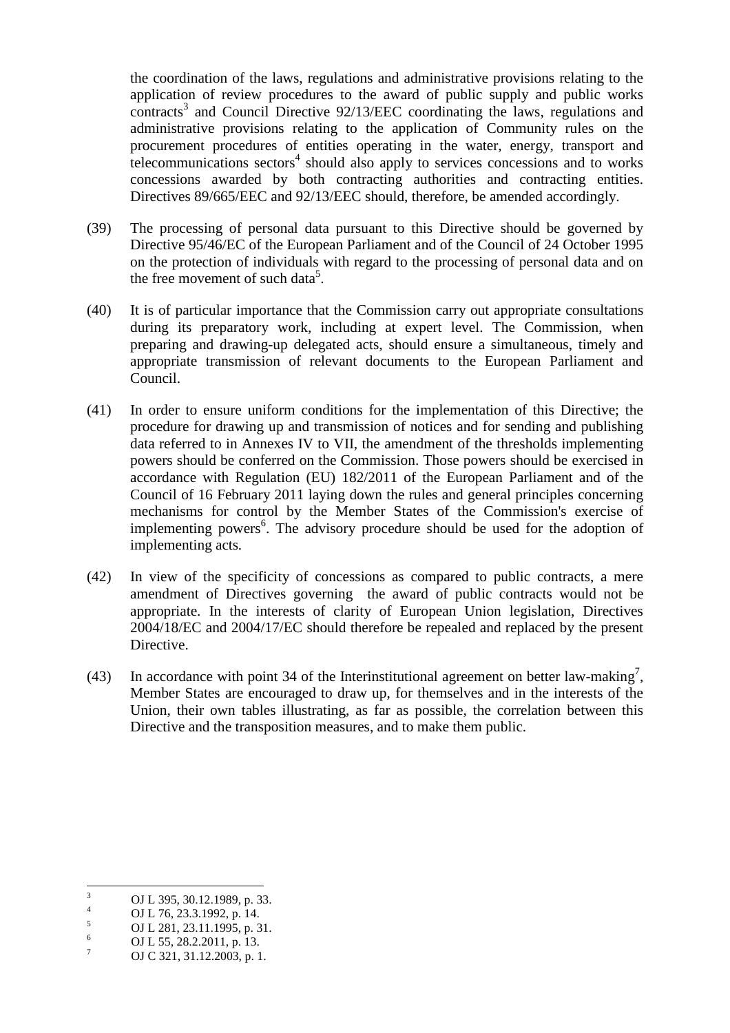the coordination of the laws, regulations and administrative provisions relating to the application of review procedures to the award of public supply and public works contracts[3] and Council Directive 92/13/EEC coordinating the laws, regulations and administrative provisions relating to the application of Community rules on the procurement procedures of entities operating in the water, energy, transport and telecommunications sectors[4] should also apply to services concessions and to works concessions awarded by both contracting authorities and contracting entities. Directives 89/665/EEC and 92/13/EEC should, therefore, be amended accordingly.

(39) The processing of personal data pursuant to this Directive should be governed by Directive 95/46/EC of the European Parliament and of the Council of 24 October 1995 on the protection of individuals with regard to the processing of personal data and on the free movement of such data[5].

(40) It is of particular importance that the Commission carry out appropriate consultations during its preparatory work, including at expert level. The Commission, when preparing and drawing-up delegated acts, should ensure a simultaneous, timely and appropriate transmission of relevant documents to the European Parliament and Council.

(41) In order to ensure uniform conditions for the implementation of this Directive; the procedure for drawing up and transmission of notices and for sending and publishing data referred to in Annexes IV to VII, the amendment of the thresholds implementing powers should be conferred on the Commission. Those powers should be exercised in accordance with Regulation (EU) 182/2011 of the European Parliament and of the Council of 16 February 2011 laying down the rules and general principles concerning mechanisms for control by the Member States of the Commission's exercise of implementing powers[6]. The advisory procedure should be used for the adoption of implementing acts.

(42) In view of the specificity of concessions as compared to public contracts, a mere amendment of Directives governing the award of public contracts would not be appropriate. In the interests of clarity of European Union legislation, Directives 2004/18/EC and 2004/17/EC should therefore be repealed and replaced by the present Directive.

(43) In accordance with point 34 of the Interinstitutional agreement on better law-making[7], Member States are encouraged to draw up, for themselves and in the interests of the Union, their own tables illustrating, as far as possible, the correlation between this Directive and the transposition measures, and to make them public.

---

[3] OJ L 395, 30.12.1989, p. 33.

[4] OJ L 76, 23.3.1992, p. 14.

[5] OJ L 281, 23.11.1995, p. 31.

[6] OJ L 55, 28.2.2011, p. 13.

[7] OJ C 321, 31.12.2003, p. 1.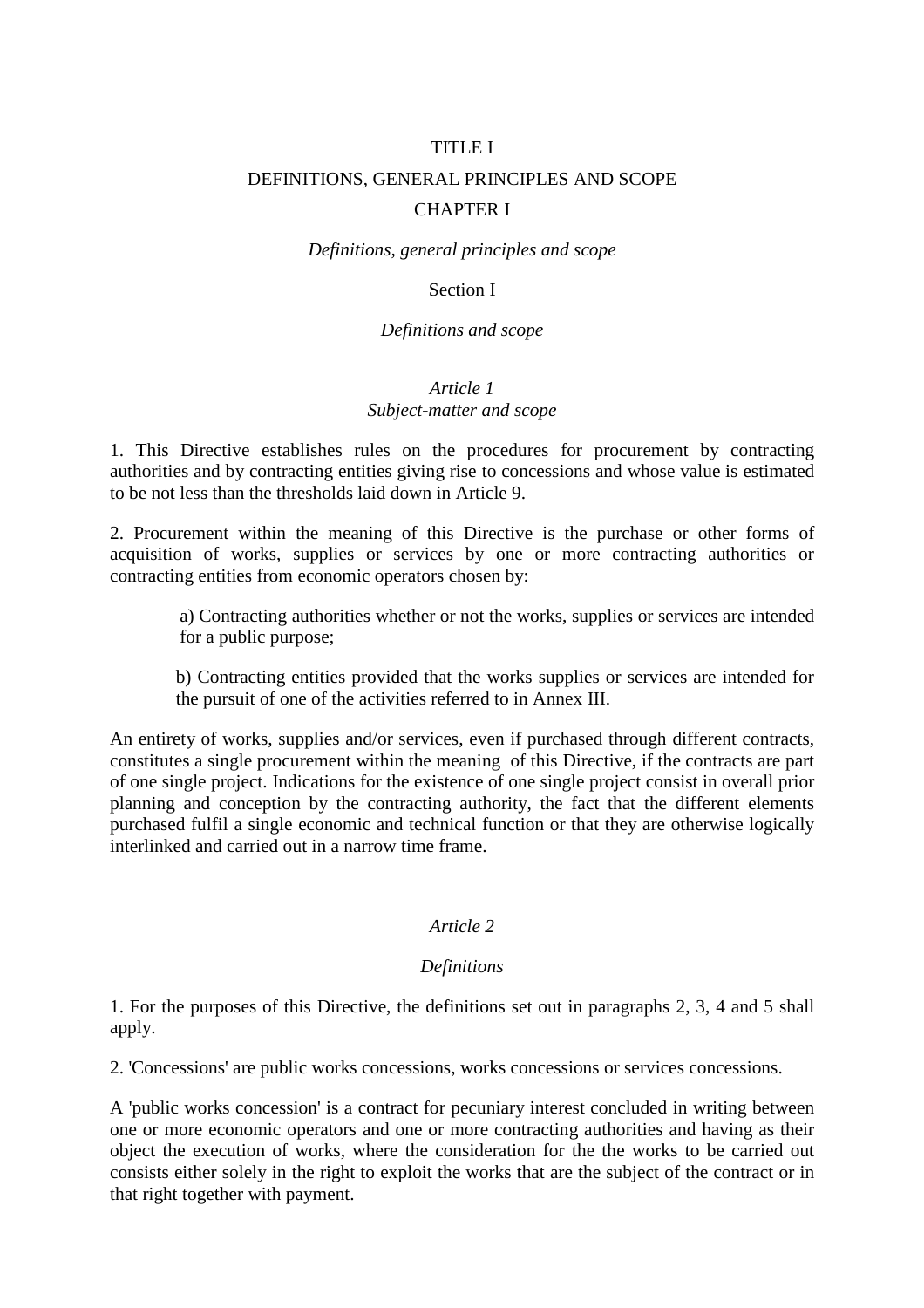# TITLE I

# DEFINITIONS, GENERAL PRINCIPLES AND SCOPE

## CHAPTER I

*Definitions, general principles and scope*

### Section I

*Definitions and scope*

#### *Article 1*
#### *Subject-matter and scope*

1. This Directive establishes rules on the procedures for procurement by contracting authorities and by contracting entities giving rise to concessions and whose value is estimated to be not less than the thresholds laid down in Article 9.

2. Procurement within the meaning of this Directive is the purchase or other forms of acquisition of works, supplies or services by one or more contracting authorities or contracting entities from economic operators chosen by:

> a) Contracting authorities whether or not the works, supplies or services are intended for a public purpose;
>
> b) Contracting entities provided that the works supplies or services are intended for the pursuit of one of the activities referred to in Annex III.

An entirety of works, supplies and/or services, even if purchased through different contracts, constitutes a single procurement within the meaning of this Directive, if the contracts are part of one single project. Indications for the existence of one single project consist in overall prior planning and conception by the contracting authority, the fact that the different elements purchased fulfil a single economic and technical function or that they are otherwise logically interlinked and carried out in a narrow time frame.

#### *Article 2*

#### *Definitions*

1. For the purposes of this Directive, the definitions set out in paragraphs 2, 3, 4 and 5 shall apply.

2. 'Concessions' are public works concessions, works concessions or services concessions.

A 'public works concession' is a contract for pecuniary interest concluded in writing between one or more economic operators and one or more contracting authorities and having as their object the execution of works, where the consideration for the the works to be carried out consists either solely in the right to exploit the works that are the subject of the contract or in that right together with payment.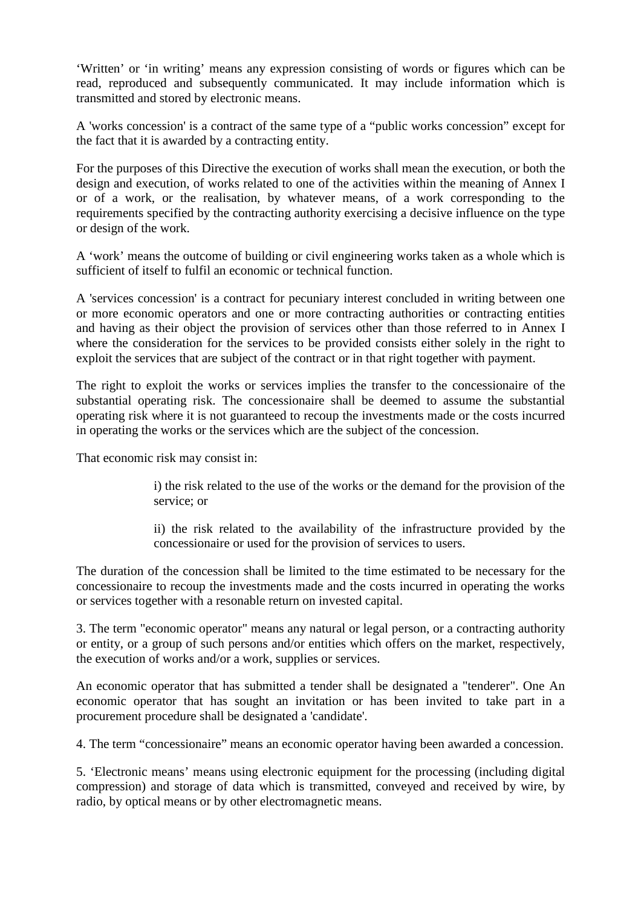'Written' or 'in writing' means any expression consisting of words or figures which can be read, reproduced and subsequently communicated. It may include information which is transmitted and stored by electronic means.

A 'works concession' is a contract of the same type of a "public works concession" except for the fact that it is awarded by a contracting entity.

For the purposes of this Directive the execution of works shall mean the execution, or both the design and execution, of works related to one of the activities within the meaning of Annex I or of a work, or the realisation, by whatever means, of a work corresponding to the requirements specified by the contracting authority exercising a decisive influence on the type or design of the work.

A 'work' means the outcome of building or civil engineering works taken as a whole which is sufficient of itself to fulfil an economic or technical function.

A 'services concession' is a contract for pecuniary interest concluded in writing between one or more economic operators and one or more contracting authorities or contracting entities and having as their object the provision of services other than those referred to in Annex I where the consideration for the services to be provided consists either solely in the right to exploit the services that are subject of the contract or in that right together with payment.

The right to exploit the works or services implies the transfer to the concessionaire of the substantial operating risk. The concessionaire shall be deemed to assume the substantial operating risk where it is not guaranteed to recoup the investments made or the costs incurred in operating the works or the services which are the subject of the concession.

That economic risk may consist in:

> i) the risk related to the use of the works or the demand for the provision of the service; or
>
> ii) the risk related to the availability of the infrastructure provided by the concessionaire or used for the provision of services to users.

The duration of the concession shall be limited to the time estimated to be necessary for the concessionaire to recoup the investments made and the costs incurred in operating the works or services together with a resonable return on invested capital.

3. The term "economic operator" means any natural or legal person, or a contracting authority or entity, or a group of such persons and/or entities which offers on the market, respectively, the execution of works and/or a work, supplies or services.

An economic operator that has submitted a tender shall be designated a "tenderer". One An economic operator that has sought an invitation or has been invited to take part in a procurement procedure shall be designated a 'candidate'.

4. The term "concessionaire" means an economic operator having been awarded a concession.

5. 'Electronic means' means using electronic equipment for the processing (including digital compression) and storage of data which is transmitted, conveyed and received by wire, by radio, by optical means or by other electromagnetic means.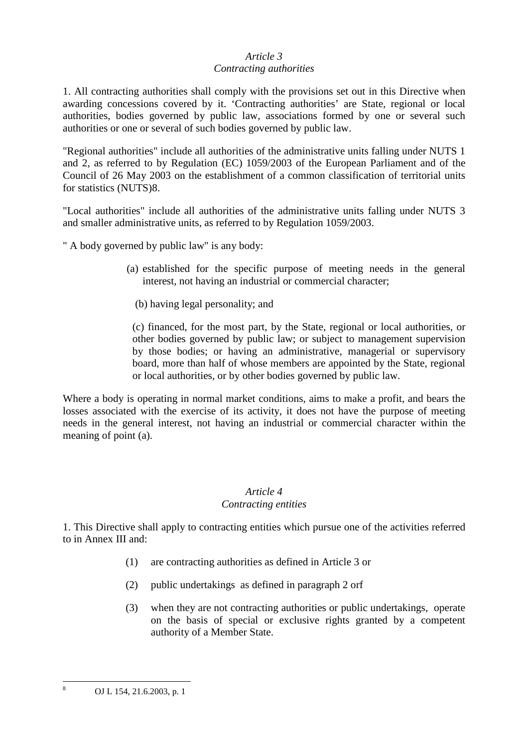*Article 3*
*Contracting authorities*

1. All contracting authorities shall comply with the provisions set out in this Directive when awarding concessions covered by it. 'Contracting authorities' are State, regional or local authorities, bodies governed by public law, associations formed by one or several such authorities or one or several of such bodies governed by public law.

"Regional authorities" include all authorities of the administrative units falling under NUTS 1 and 2, as referred to by Regulation (EC) 1059/2003 of the European Parliament and of the Council of 26 May 2003 on the establishment of a common classification of territorial units for statistics (NUTS)[8].

"Local authorities" include all authorities of the administrative units falling under NUTS 3 and smaller administrative units, as referred to by Regulation 1059/2003.

" A body governed by public law" is any body:

(a) established for the specific purpose of meeting needs in the general interest, not having an industrial or commercial character;

(b) having legal personality; and

(c) financed, for the most part, by the State, regional or local authorities, or other bodies governed by public law; or subject to management supervision by those bodies; or having an administrative, managerial or supervisory board, more than half of whose members are appointed by the State, regional or local authorities, or by other bodies governed by public law.

Where a body is operating in normal market conditions, aims to make a profit, and bears the losses associated with the exercise of its activity, it does not have the purpose of meeting needs in the general interest, not having an industrial or commercial character within the meaning of point (a).

*Article 4*
*Contracting entities*

1. This Directive shall apply to contracting entities which pursue one of the activities referred to in Annex III and:

(1) are contracting authorities as defined in Article 3 or

(2) public undertakings as defined in paragraph 2 orf

(3) when they are not contracting authorities or public undertakings, operate on the basis of special or exclusive rights granted by a competent authority of a Member State.

[8] OJ L 154, 21.6.2003, p. 1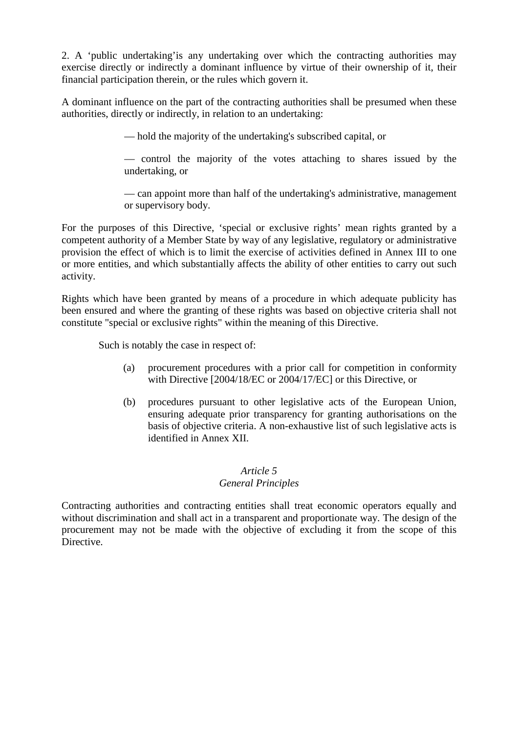2. A ‘public undertaking’is any undertaking over which the contracting authorities may exercise directly or indirectly a dominant influence by virtue of their ownership of it, their financial participation therein, or the rules which govern it.

A dominant influence on the part of the contracting authorities shall be presumed when these authorities, directly or indirectly, in relation to an undertaking:

— hold the majority of the undertaking's subscribed capital, or

— control the majority of the votes attaching to shares issued by the undertaking, or

— can appoint more than half of the undertaking's administrative, management or supervisory body.

For the purposes of this Directive, ‘special or exclusive rights’ mean rights granted by a competent authority of a Member State by way of any legislative, regulatory or administrative provision the effect of which is to limit the exercise of activities defined in Annex III to one or more entities, and which substantially affects the ability of other entities to carry out such activity.

Rights which have been granted by means of a procedure in which adequate publicity has been ensured and where the granting of these rights was based on objective criteria shall not constitute "special or exclusive rights" within the meaning of this Directive.

Such is notably the case in respect of:

(a) procurement procedures with a prior call for competition in conformity with Directive [2004/18/EC or 2004/17/EC] or this Directive, or

(b) procedures pursuant to other legislative acts of the European Union, ensuring adequate prior transparency for granting authorisations on the basis of objective criteria. A non-exhaustive list of such legislative acts is identified in Annex XII.

### *Article 5*
### *General Principles*

Contracting authorities and contracting entities shall treat economic operators equally and without discrimination and shall act in a transparent and proportionate way. The design of the procurement may not be made with the objective of excluding it from the scope of this Directive.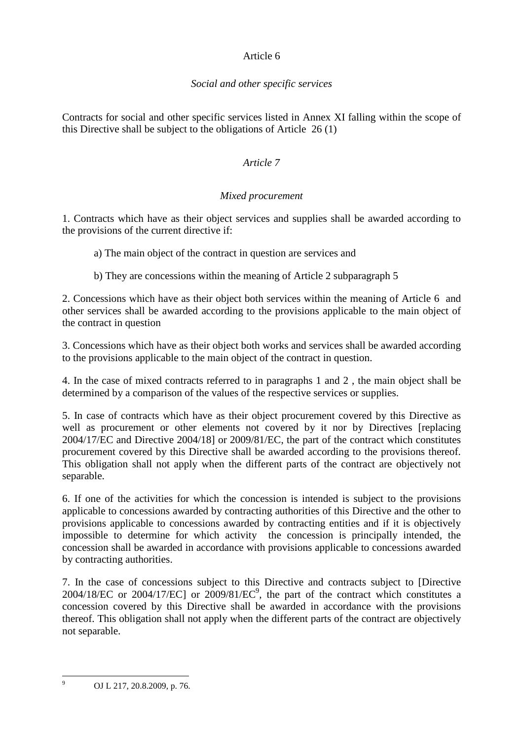## Article 6

*Social and other specific services*

Contracts for social and other specific services listed in Annex XI falling within the scope of this Directive shall be subject to the obligations of Article 26 (1)

## *Article 7*

*Mixed procurement*

1. Contracts which have as their object services and supplies shall be awarded according to the provisions of the current directive if:

   a) The main object of the contract in question are services and

   b) They are concessions within the meaning of Article 2 subparagraph 5

2. Concessions which have as their object both services within the meaning of Article 6 and other services shall be awarded according to the provisions applicable to the main object of the contract in question

3. Concessions which have as their object both works and services shall be awarded according to the provisions applicable to the main object of the contract in question.

4. In the case of mixed contracts referred to in paragraphs 1 and 2 , the main object shall be determined by a comparison of the values of the respective services or supplies.

5. In case of contracts which have as their object procurement covered by this Directive as well as procurement or other elements not covered by it nor by Directives [replacing 2004/17/EC and Directive 2004/18] or 2009/81/EC, the part of the contract which constitutes procurement covered by this Directive shall be awarded according to the provisions thereof. This obligation shall not apply when the different parts of the contract are objectively not separable.

6. If one of the activities for which the concession is intended is subject to the provisions applicable to concessions awarded by contracting authorities of this Directive and the other to provisions applicable to concessions awarded by contracting entities and if it is objectively impossible to determine for which activity the concession is principally intended, the concession shall be awarded in accordance with provisions applicable to concessions awarded by contracting authorities.

7. In the case of concessions subject to this Directive and contracts subject to [Directive 2004/18/EC or 2004/17/EC] or 2009/81/EC[9], the part of the contract which constitutes a concession covered by this Directive shall be awarded in accordance with the provisions thereof. This obligation shall not apply when the different parts of the contract are objectively not separable.

---

[9] OJ L 217, 20.8.2009, p. 76.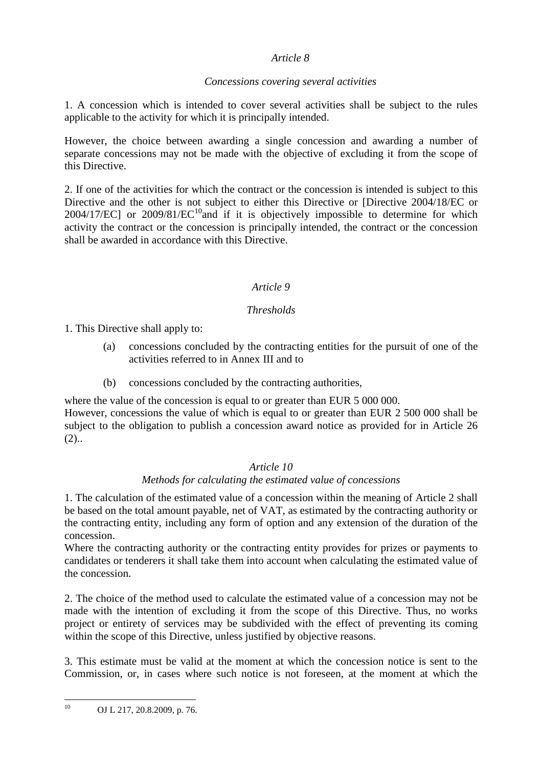*Article 8*

*Concessions covering several activities*

1. A concession which is intended to cover several activities shall be subject to the rules applicable to the activity for which it is principally intended.

However, the choice between awarding a single concession and awarding a number of separate concessions may not be made with the objective of excluding it from the scope of this Directive.

2. If one of the activities for which the contract or the concession is intended is subject to this Directive and the other is not subject to either this Directive or [Directive 2004/18/EC or 2004/17/EC] or 2009/81/EC[10] and if it is objectively impossible to determine for which activity the contract or the concession is principally intended, the contract or the concession shall be awarded in accordance with this Directive.

*Article 9*

*Thresholds*

1. This Directive shall apply to:

(a) concessions concluded by the contracting entities for the pursuit of one of the activities referred to in Annex III and to

(b) concessions concluded by the contracting authorities,

where the value of the concession is equal to or greater than EUR 5 000 000.
However, concessions the value of which is equal to or greater than EUR 2 500 000 shall be subject to the obligation to publish a concession award notice as provided for in Article 26 (2)..

*Article 10*
*Methods for calculating the estimated value of concessions*

1. The calculation of the estimated value of a concession within the meaning of Article 2 shall be based on the total amount payable, net of VAT, as estimated by the contracting authority or the contracting entity, including any form of option and any extension of the duration of the concession.
Where the contracting authority or the contracting entity provides for prizes or payments to candidates or tenderers it shall take them into account when calculating the estimated value of the concession.

2. The choice of the method used to calculate the estimated value of a concession may not be made with the intention of excluding it from the scope of this Directive. Thus, no works project or entirety of services may be subdivided with the effect of preventing its coming within the scope of this Directive, unless justified by objective reasons.

3. This estimate must be valid at the moment at which the concession notice is sent to the Commission, or, in cases where such notice is not foreseen, at the moment at which the

[10] OJ L 217, 20.8.2009, p. 76.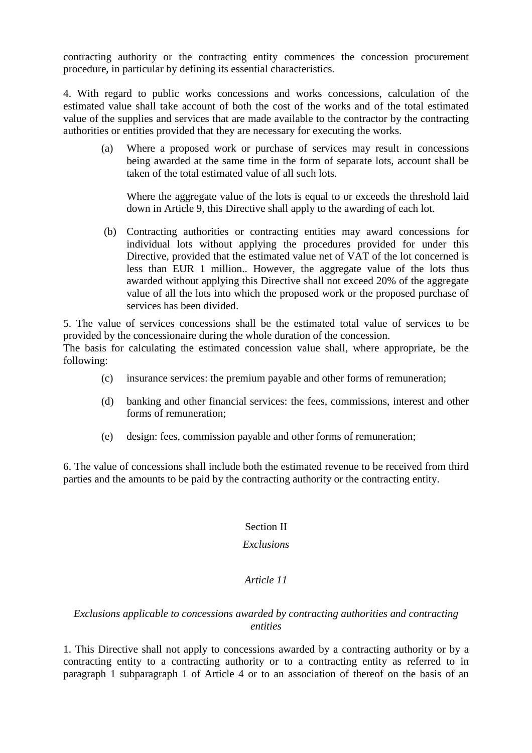contracting authority or the contracting entity commences the concession procurement procedure, in particular by defining its essential characteristics.

4. With regard to public works concessions and works concessions, calculation of the estimated value shall take account of both the cost of the works and of the total estimated value of the supplies and services that are made available to the contractor by the contracting authorities or entities provided that they are necessary for executing the works.

(a) Where a proposed work or purchase of services may result in concessions being awarded at the same time in the form of separate lots, account shall be taken of the total estimated value of all such lots.

Where the aggregate value of the lots is equal to or exceeds the threshold laid down in Article 9, this Directive shall apply to the awarding of each lot.

(b) Contracting authorities or contracting entities may award concessions for individual lots without applying the procedures provided for under this Directive, provided that the estimated value net of VAT of the lot concerned is less than EUR 1 million.. However, the aggregate value of the lots thus awarded without applying this Directive shall not exceed 20% of the aggregate value of all the lots into which the proposed work or the proposed purchase of services has been divided.

5. The value of services concessions shall be the estimated total value of services to be provided by the concessionaire during the whole duration of the concession.
The basis for calculating the estimated concession value shall, where appropriate, be the following:

(c) insurance services: the premium payable and other forms of remuneration;

(d) banking and other financial services: the fees, commissions, interest and other forms of remuneration;

(e) design: fees, commission payable and other forms of remuneration;

6. The value of concessions shall include both the estimated revenue to be received from third parties and the amounts to be paid by the contracting authority or the contracting entity.

## Section II

## *Exclusions*

### *Article 11*

### *Exclusions applicable to concessions awarded by contracting authorities and contracting entities*

1. This Directive shall not apply to concessions awarded by a contracting authority or by a contracting entity to a contracting authority or to a contracting entity as referred to in paragraph 1 subparagraph 1 of Article 4 or to an association of thereof on the basis of an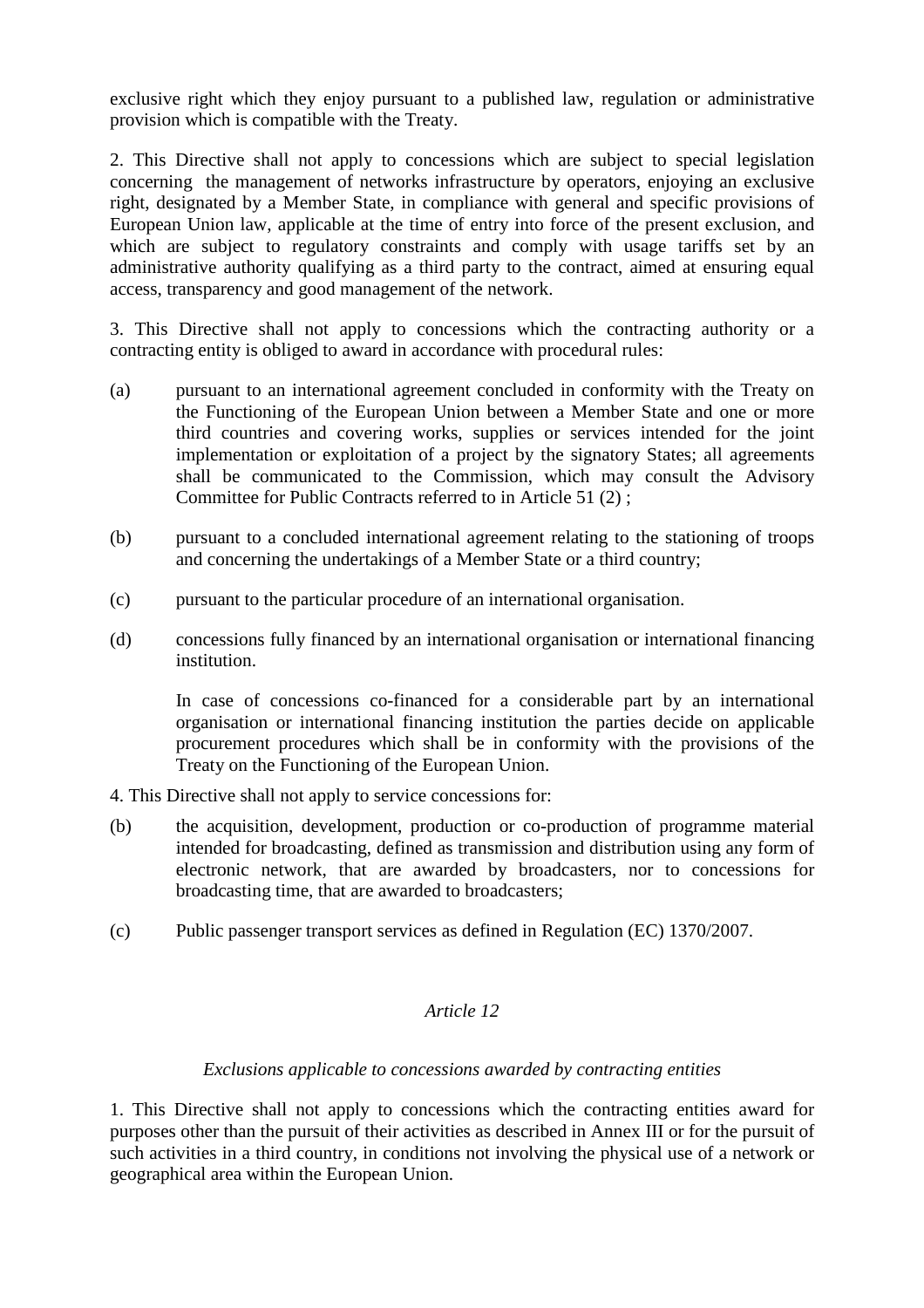exclusive right which they enjoy pursuant to a published law, regulation or administrative provision which is compatible with the Treaty.

2. This Directive shall not apply to concessions which are subject to special legislation concerning the management of networks infrastructure by operators, enjoying an exclusive right, designated by a Member State, in compliance with general and specific provisions of European Union law, applicable at the time of entry into force of the present exclusion, and which are subject to regulatory constraints and comply with usage tariffs set by an administrative authority qualifying as a third party to the contract, aimed at ensuring equal access, transparency and good management of the network.

3. This Directive shall not apply to concessions which the contracting authority or a contracting entity is obliged to award in accordance with procedural rules:

(a) pursuant to an international agreement concluded in conformity with the Treaty on the Functioning of the European Union between a Member State and one or more third countries and covering works, supplies or services intended for the joint implementation or exploitation of a project by the signatory States; all agreements shall be communicated to the Commission, which may consult the Advisory Committee for Public Contracts referred to in Article 51 (2) ;

(b) pursuant to a concluded international agreement relating to the stationing of troops and concerning the undertakings of a Member State or a third country;

(c) pursuant to the particular procedure of an international organisation.

(d) concessions fully financed by an international organisation or international financing institution.

In case of concessions co-financed for a considerable part by an international organisation or international financing institution the parties decide on applicable procurement procedures which shall be in conformity with the provisions of the Treaty on the Functioning of the European Union.

4. This Directive shall not apply to service concessions for:

(b) the acquisition, development, production or co-production of programme material intended for broadcasting, defined as transmission and distribution using any form of electronic network, that are awarded by broadcasters, nor to concessions for broadcasting time, that are awarded to broadcasters;

(c) Public passenger transport services as defined in Regulation (EC) 1370/2007.

*Article 12*

*Exclusions applicable to concessions awarded by contracting entities*

1. This Directive shall not apply to concessions which the contracting entities award for purposes other than the pursuit of their activities as described in Annex III or for the pursuit of such activities in a third country, in conditions not involving the physical use of a network or geographical area within the European Union.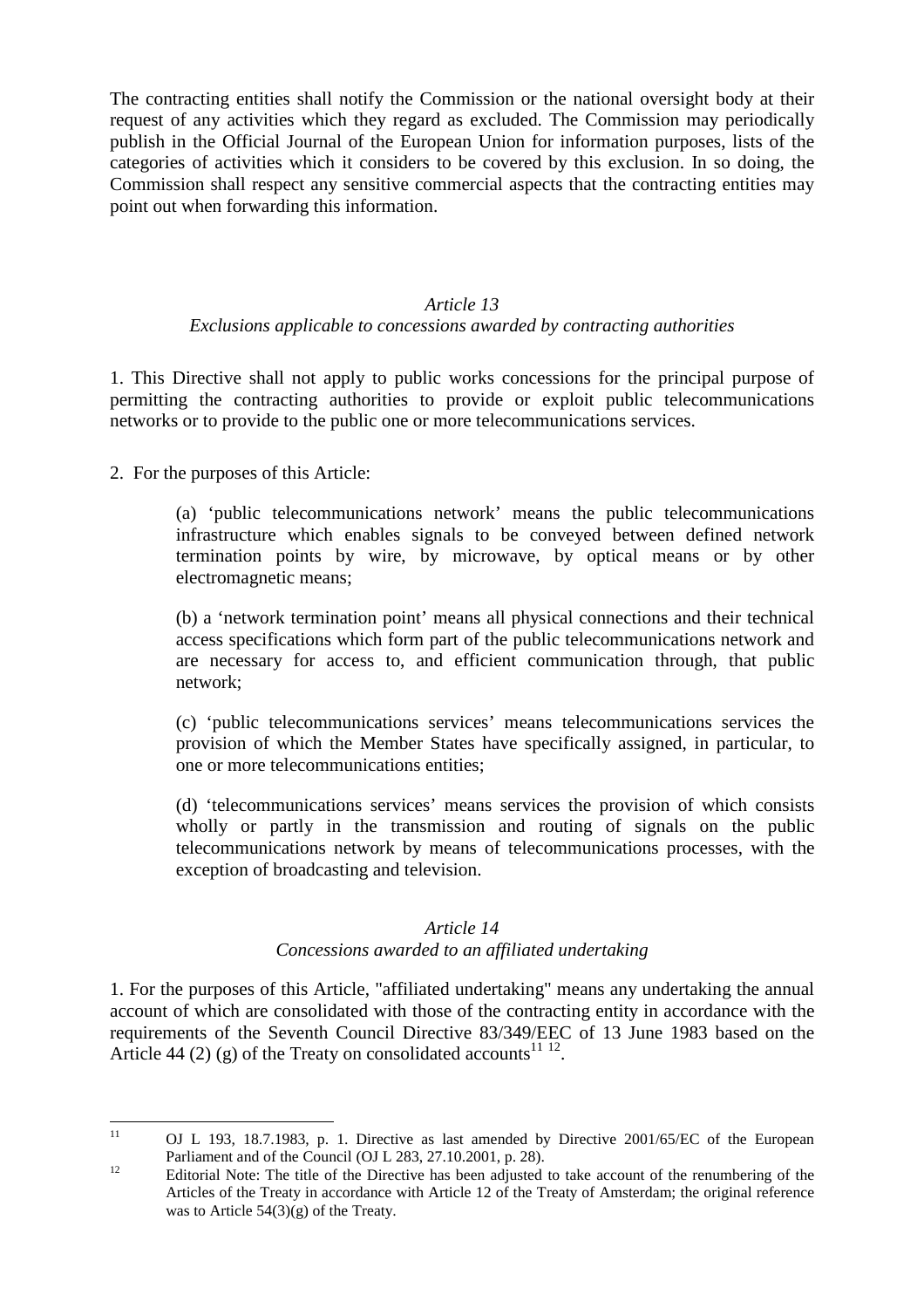The contracting entities shall notify the Commission or the national oversight body at their request of any activities which they regard as excluded. The Commission may periodically publish in the Official Journal of the European Union for information purposes, lists of the categories of activities which it considers to be covered by this exclusion. In so doing, the Commission shall respect any sensitive commercial aspects that the contracting entities may point out when forwarding this information.

### *Article 13*
### *Exclusions applicable to concessions awarded by contracting authorities*

1. This Directive shall not apply to public works concessions for the principal purpose of permitting the contracting authorities to provide or exploit public telecommunications networks or to provide to the public one or more telecommunications services.

2. For the purposes of this Article:

(a) 'public telecommunications network' means the public telecommunications infrastructure which enables signals to be conveyed between defined network termination points by wire, by microwave, by optical means or by other electromagnetic means;

(b) a 'network termination point' means all physical connections and their technical access specifications which form part of the public telecommunications network and are necessary for access to, and efficient communication through, that public network;

(c) 'public telecommunications services' means telecommunications services the provision of which the Member States have specifically assigned, in particular, to one or more telecommunications entities;

(d) 'telecommunications services' means services the provision of which consists wholly or partly in the transmission and routing of signals on the public telecommunications network by means of telecommunications processes, with the exception of broadcasting and television.

### *Article 14*
### *Concessions awarded to an affiliated undertaking*

1. For the purposes of this Article, "affiliated undertaking" means any undertaking the annual account of which are consolidated with those of the contracting entity in accordance with the requirements of the Seventh Council Directive 83/349/EEC of 13 June 1983 based on the Article 44 (2) (g) of the Treaty on consolidated accounts[11] [12].

---

[11] OJ L 193, 18.7.1983, p. 1. Directive as last amended by Directive 2001/65/EC of the European Parliament and of the Council (OJ L 283, 27.10.2001, p. 28).

[12] Editorial Note: The title of the Directive has been adjusted to take account of the renumbering of the Articles of the Treaty in accordance with Article 12 of the Treaty of Amsterdam; the original reference was to Article 54(3)(g) of the Treaty.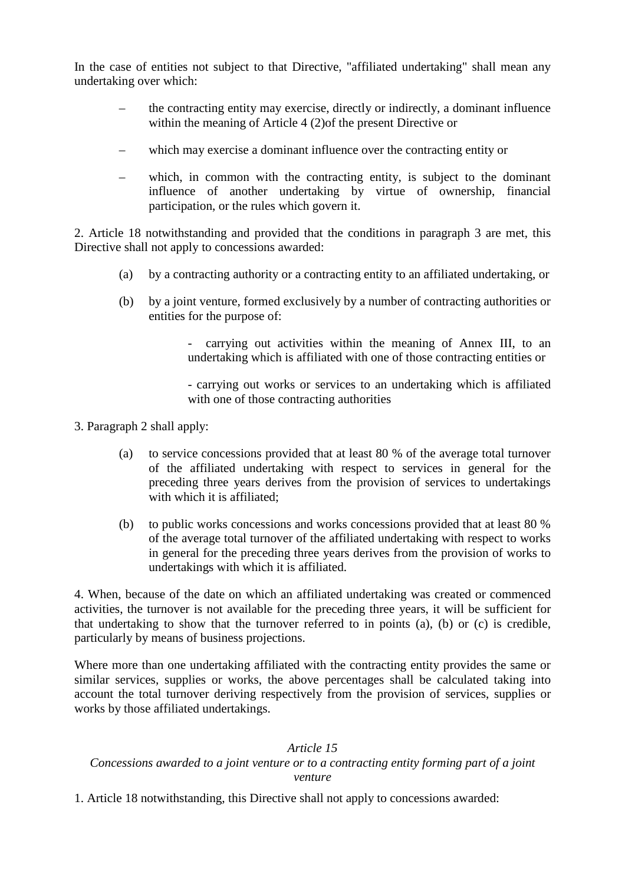In the case of entities not subject to that Directive, "affiliated undertaking" shall mean any undertaking over which:

– the contracting entity may exercise, directly or indirectly, a dominant influence within the meaning of Article 4 (2)of the present Directive or

– which may exercise a dominant influence over the contracting entity or

– which, in common with the contracting entity, is subject to the dominant influence of another undertaking by virtue of ownership, financial participation, or the rules which govern it.

2. Article 18 notwithstanding and provided that the conditions in paragraph 3 are met, this Directive shall not apply to concessions awarded:

(a) by a contracting authority or a contracting entity to an affiliated undertaking, or

(b) by a joint venture, formed exclusively by a number of contracting authorities or entities for the purpose of:

- carrying out activities within the meaning of Annex III, to an undertaking which is affiliated with one of those contracting entities or

- carrying out works or services to an undertaking which is affiliated with one of those contracting authorities

3. Paragraph 2 shall apply:

(a) to service concessions provided that at least 80 % of the average total turnover of the affiliated undertaking with respect to services in general for the preceding three years derives from the provision of services to undertakings with which it is affiliated;

(b) to public works concessions and works concessions provided that at least 80 % of the average total turnover of the affiliated undertaking with respect to works in general for the preceding three years derives from the provision of works to undertakings with which it is affiliated.

4. When, because of the date on which an affiliated undertaking was created or commenced activities, the turnover is not available for the preceding three years, it will be sufficient for that undertaking to show that the turnover referred to in points (a), (b) or (c) is credible, particularly by means of business projections.

Where more than one undertaking affiliated with the contracting entity provides the same or similar services, supplies or works, the above percentages shall be calculated taking into account the total turnover deriving respectively from the provision of services, supplies or works by those affiliated undertakings.

*Article 15*

*Concessions awarded to a joint venture or to a contracting entity forming part of a joint venture*

1. Article 18 notwithstanding, this Directive shall not apply to concessions awarded: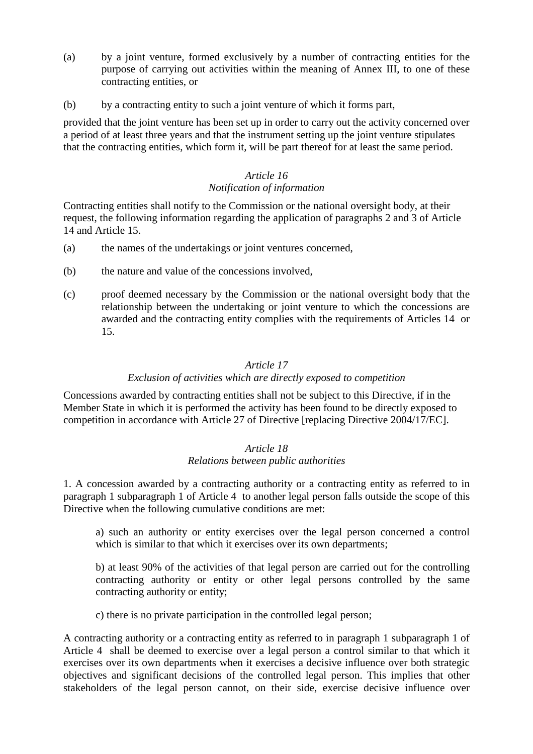(a) by a joint venture, formed exclusively by a number of contracting entities for the purpose of carrying out activities within the meaning of Annex III, to one of these contracting entities, or

(b) by a contracting entity to such a joint venture of which it forms part,

provided that the joint venture has been set up in order to carry out the activity concerned over a period of at least three years and that the instrument setting up the joint venture stipulates that the contracting entities, which form it, will be part thereof for at least the same period.

*Article 16*
*Notification of information*

Contracting entities shall notify to the Commission or the national oversight body, at their request, the following information regarding the application of paragraphs 2 and 3 of Article 14 and Article 15.

(a) the names of the undertakings or joint ventures concerned,

(b) the nature and value of the concessions involved,

(c) proof deemed necessary by the Commission or the national oversight body that the relationship between the undertaking or joint venture to which the concessions are awarded and the contracting entity complies with the requirements of Articles 14 or 15.

*Article 17*
*Exclusion of activities which are directly exposed to competition*

Concessions awarded by contracting entities shall not be subject to this Directive, if in the Member State in which it is performed the activity has been found to be directly exposed to competition in accordance with Article 27 of Directive [replacing Directive 2004/17/EC].

*Article 18*
*Relations between public authorities*

1. A concession awarded by a contracting authority or a contracting entity as referred to in paragraph 1 subparagraph 1 of Article 4 to another legal person falls outside the scope of this Directive when the following cumulative conditions are met:

a) such an authority or entity exercises over the legal person concerned a control which is similar to that which it exercises over its own departments;

b) at least 90% of the activities of that legal person are carried out for the controlling contracting authority or entity or other legal persons controlled by the same contracting authority or entity;

c) there is no private participation in the controlled legal person;

A contracting authority or a contracting entity as referred to in paragraph 1 subparagraph 1 of Article 4 shall be deemed to exercise over a legal person a control similar to that which it exercises over its own departments when it exercises a decisive influence over both strategic objectives and significant decisions of the controlled legal person. This implies that other stakeholders of the legal person cannot, on their side, exercise decisive influence over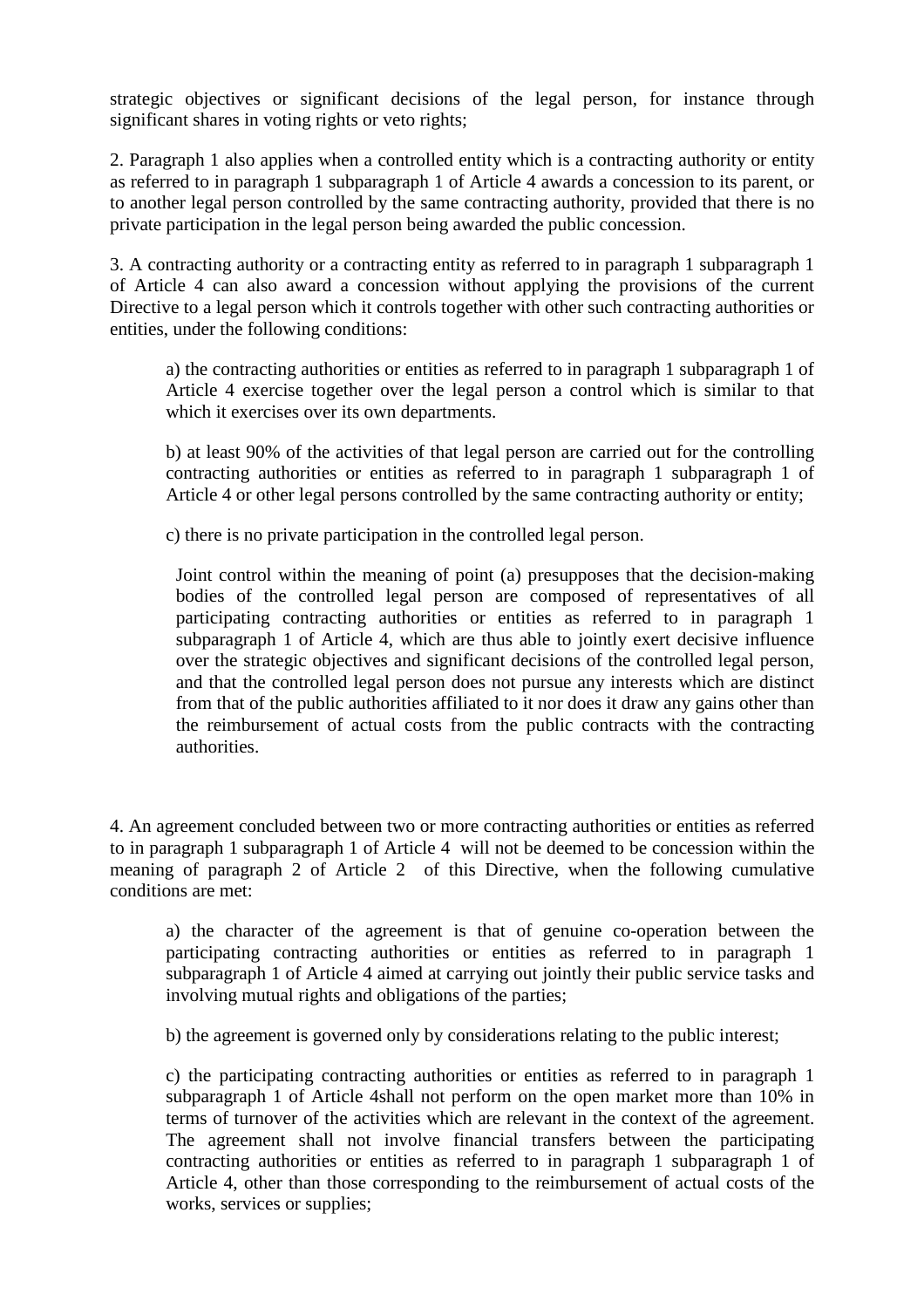strategic objectives or significant decisions of the legal person, for instance through significant shares in voting rights or veto rights;

2. Paragraph 1 also applies when a controlled entity which is a contracting authority or entity as referred to in paragraph 1 subparagraph 1 of Article 4 awards a concession to its parent, or to another legal person controlled by the same contracting authority, provided that there is no private participation in the legal person being awarded the public concession.

3. A contracting authority or a contracting entity as referred to in paragraph 1 subparagraph 1 of Article 4 can also award a concession without applying the provisions of the current Directive to a legal person which it controls together with other such contracting authorities or entities, under the following conditions:

> a) the contracting authorities or entities as referred to in paragraph 1 subparagraph 1 of Article 4 exercise together over the legal person a control which is similar to that which it exercises over its own departments.
>
> b) at least 90% of the activities of that legal person are carried out for the controlling contracting authorities or entities as referred to in paragraph 1 subparagraph 1 of Article 4 or other legal persons controlled by the same contracting authority or entity;
>
> c) there is no private participation in the controlled legal person.
>
> Joint control within the meaning of point (a) presupposes that the decision-making bodies of the controlled legal person are composed of representatives of all participating contracting authorities or entities as referred to in paragraph 1 subparagraph 1 of Article 4, which are thus able to jointly exert decisive influence over the strategic objectives and significant decisions of the controlled legal person, and that the controlled legal person does not pursue any interests which are distinct from that of the public authorities affiliated to it nor does it draw any gains other than the reimbursement of actual costs from the public contracts with the contracting authorities.

4. An agreement concluded between two or more contracting authorities or entities as referred to in paragraph 1 subparagraph 1 of Article 4 will not be deemed to be concession within the meaning of paragraph 2 of Article 2 of this Directive, when the following cumulative conditions are met:

> a) the character of the agreement is that of genuine co-operation between the participating contracting authorities or entities as referred to in paragraph 1 subparagraph 1 of Article 4 aimed at carrying out jointly their public service tasks and involving mutual rights and obligations of the parties;
>
> b) the agreement is governed only by considerations relating to the public interest;
>
> c) the participating contracting authorities or entities as referred to in paragraph 1 subparagraph 1 of Article 4shall not perform on the open market more than 10% in terms of turnover of the activities which are relevant in the context of the agreement. The agreement shall not involve financial transfers between the participating contracting authorities or entities as referred to in paragraph 1 subparagraph 1 of Article 4, other than those corresponding to the reimbursement of actual costs of the works, services or supplies;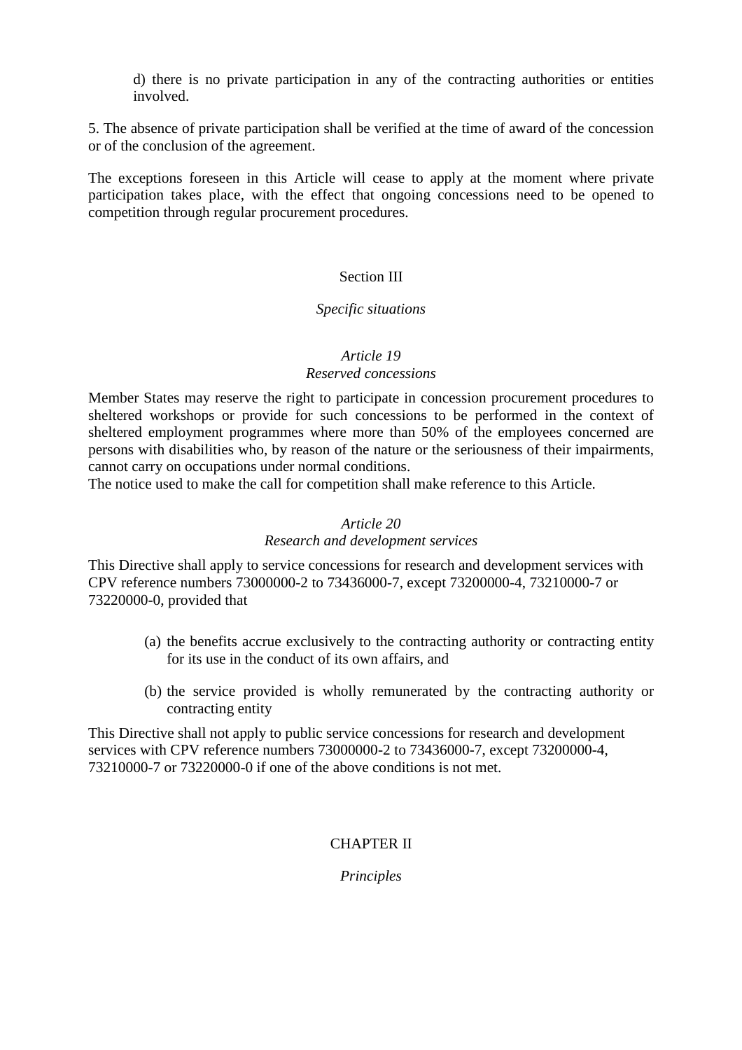d) there is no private participation in any of the contracting authorities or entities involved.

5. The absence of private participation shall be verified at the time of award of the concession or of the conclusion of the agreement.

The exceptions foreseen in this Article will cease to apply at the moment where private participation takes place, with the effect that ongoing concessions need to be opened to competition through regular procurement procedures.

## Section III

*Specific situations*

### *Article 19*
### *Reserved concessions*

Member States may reserve the right to participate in concession procurement procedures to sheltered workshops or provide for such concessions to be performed in the context of sheltered employment programmes where more than 50% of the employees concerned are persons with disabilities who, by reason of the nature or the seriousness of their impairments, cannot carry on occupations under normal conditions.
The notice used to make the call for competition shall make reference to this Article.

### *Article 20*
### *Research and development services*

This Directive shall apply to service concessions for research and development services with CPV reference numbers 73000000-2 to 73436000-7, except 73200000-4, 73210000-7 or 73220000-0, provided that

(a) the benefits accrue exclusively to the contracting authority or contracting entity for its use in the conduct of its own affairs, and

(b) the service provided is wholly remunerated by the contracting authority or contracting entity

This Directive shall not apply to public service concessions for research and development services with CPV reference numbers 73000000-2 to 73436000-7, except 73200000-4, 73210000-7 or 73220000-0 if one of the above conditions is not met.

## CHAPTER II

*Principles*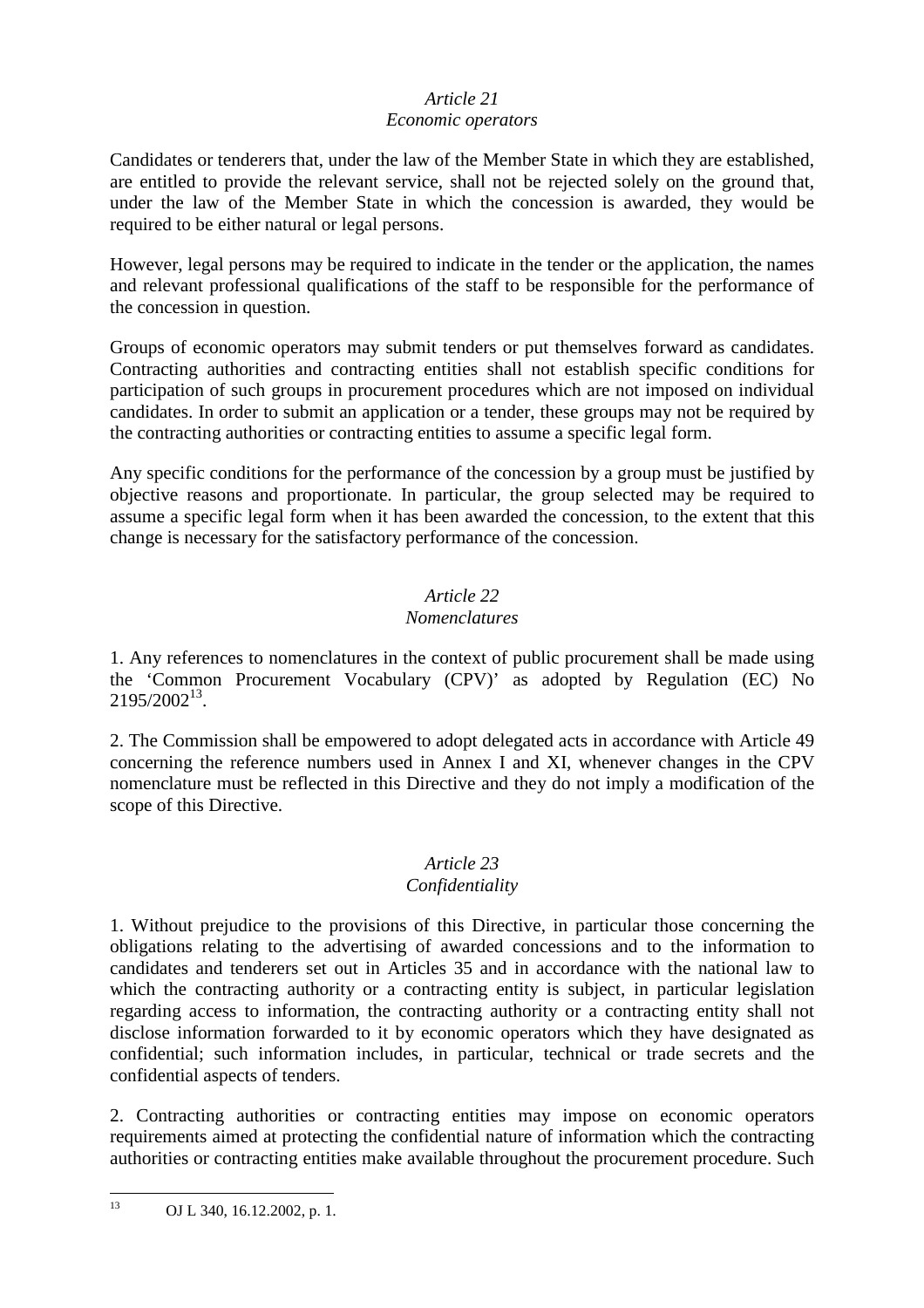*Article 21*
*Economic operators*

Candidates or tenderers that, under the law of the Member State in which they are established, are entitled to provide the relevant service, shall not be rejected solely on the ground that, under the law of the Member State in which the concession is awarded, they would be required to be either natural or legal persons.

However, legal persons may be required to indicate in the tender or the application, the names and relevant professional qualifications of the staff to be responsible for the performance of the concession in question.

Groups of economic operators may submit tenders or put themselves forward as candidates. Contracting authorities and contracting entities shall not establish specific conditions for participation of such groups in procurement procedures which are not imposed on individual candidates. In order to submit an application or a tender, these groups may not be required by the contracting authorities or contracting entities to assume a specific legal form.

Any specific conditions for the performance of the concession by a group must be justified by objective reasons and proportionate. In particular, the group selected may be required to assume a specific legal form when it has been awarded the concession, to the extent that this change is necessary for the satisfactory performance of the concession.

*Article 22*
*Nomenclatures*

1. Any references to nomenclatures in the context of public procurement shall be made using the 'Common Procurement Vocabulary (CPV)' as adopted by Regulation (EC) No 2195/2002[13].

2. The Commission shall be empowered to adopt delegated acts in accordance with Article 49 concerning the reference numbers used in Annex I and XI, whenever changes in the CPV nomenclature must be reflected in this Directive and they do not imply a modification of the scope of this Directive.

*Article 23*
*Confidentiality*

1. Without prejudice to the provisions of this Directive, in particular those concerning the obligations relating to the advertising of awarded concessions and to the information to candidates and tenderers set out in Articles 35 and in accordance with the national law to which the contracting authority or a contracting entity is subject, in particular legislation regarding access to information, the contracting authority or a contracting entity shall not disclose information forwarded to it by economic operators which they have designated as confidential; such information includes, in particular, technical or trade secrets and the confidential aspects of tenders.

2. Contracting authorities or contracting entities may impose on economic operators requirements aimed at protecting the confidential nature of information which the contracting authorities or contracting entities make available throughout the procurement procedure. Such

[13] OJ L 340, 16.12.2002, p. 1.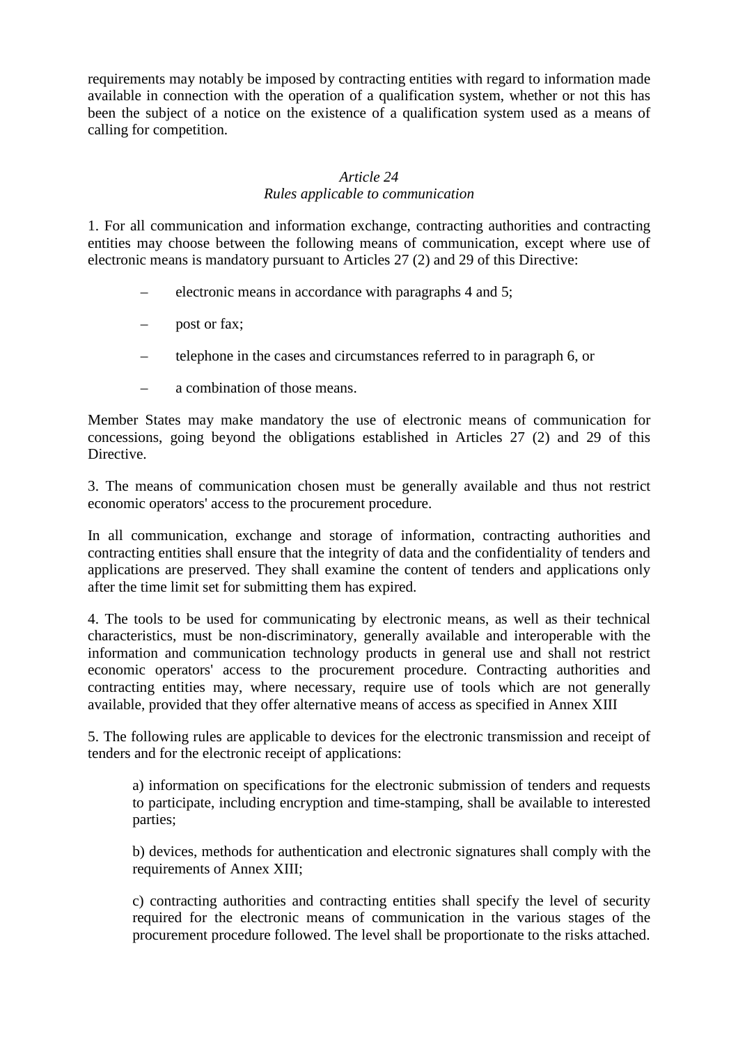requirements may notably be imposed by contracting entities with regard to information made available in connection with the operation of a qualification system, whether or not this has been the subject of a notice on the existence of a qualification system used as a means of calling for competition.

### *Article 24*
### *Rules applicable to communication*

1. For all communication and information exchange, contracting authorities and contracting entities may choose between the following means of communication, except where use of electronic means is mandatory pursuant to Articles 27 (2) and 29 of this Directive:

– electronic means in accordance with paragraphs 4 and 5;

– post or fax;

– telephone in the cases and circumstances referred to in paragraph 6, or

– a combination of those means.

Member States may make mandatory the use of electronic means of communication for concessions, going beyond the obligations established in Articles 27 (2) and 29 of this Directive.

3. The means of communication chosen must be generally available and thus not restrict economic operators' access to the procurement procedure.

In all communication, exchange and storage of information, contracting authorities and contracting entities shall ensure that the integrity of data and the confidentiality of tenders and applications are preserved. They shall examine the content of tenders and applications only after the time limit set for submitting them has expired.

4. The tools to be used for communicating by electronic means, as well as their technical characteristics, must be non-discriminatory, generally available and interoperable with the information and communication technology products in general use and shall not restrict economic operators' access to the procurement procedure. Contracting authorities and contracting entities may, where necessary, require use of tools which are not generally available, provided that they offer alternative means of access as specified in Annex XIII

5. The following rules are applicable to devices for the electronic transmission and receipt of tenders and for the electronic receipt of applications:

a) information on specifications for the electronic submission of tenders and requests to participate, including encryption and time-stamping, shall be available to interested parties;

b) devices, methods for authentication and electronic signatures shall comply with the requirements of Annex XIII;

c) contracting authorities and contracting entities shall specify the level of security required for the electronic means of communication in the various stages of the procurement procedure followed. The level shall be proportionate to the risks attached.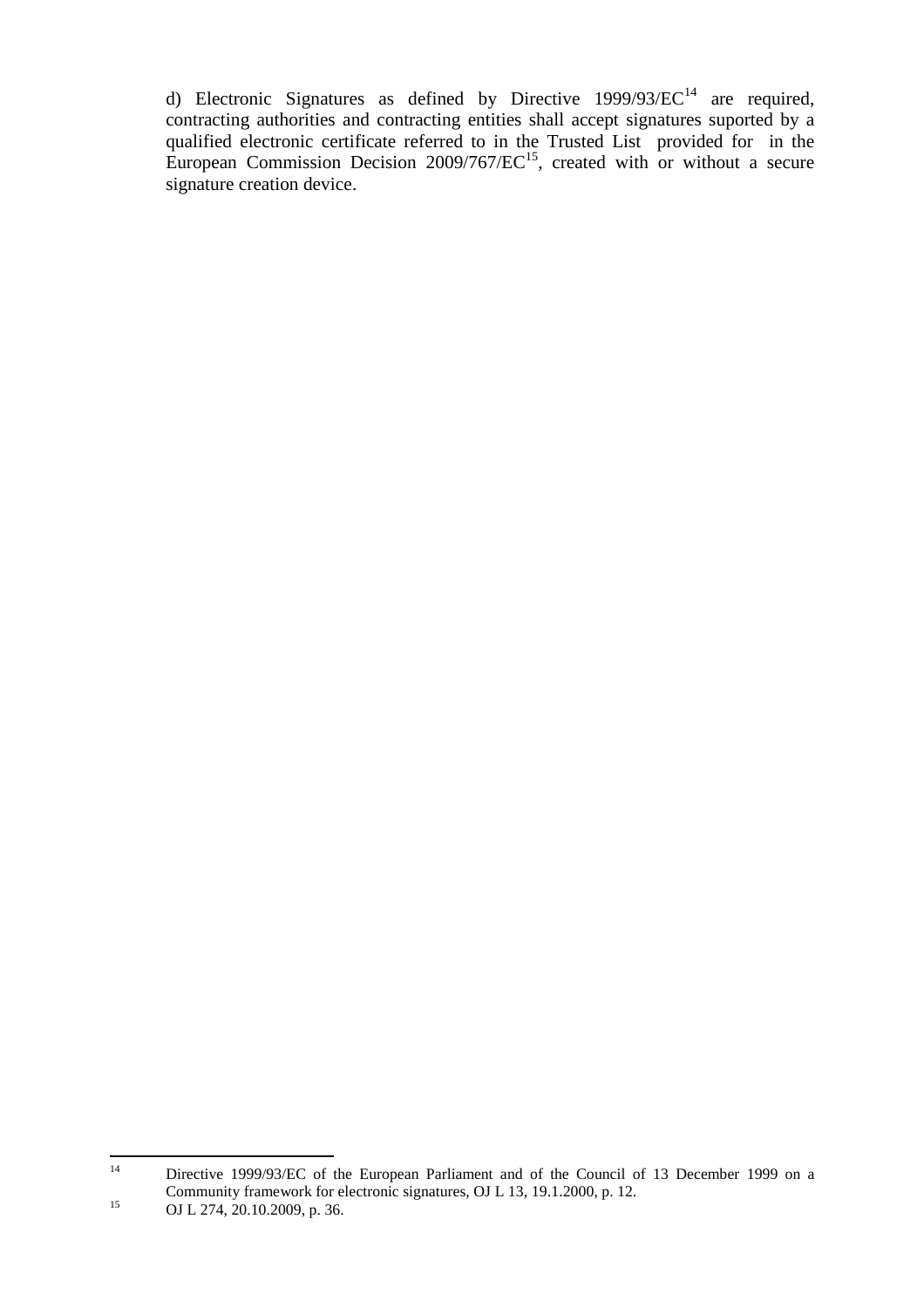d) Electronic Signatures as defined by Directive 1999/93/EC[14] are required, contracting authorities and contracting entities shall accept signatures suported by a qualified electronic certificate referred to in the Trusted List provided for in the European Commission Decision 2009/767/EC[15], created with or without a secure signature creation device.

---

[14] Directive 1999/93/EC of the European Parliament and of the Council of 13 December 1999 on a Community framework for electronic signatures, OJ L 13, 19.1.2000, p. 12.

[15] OJ L 274, 20.10.2009, p. 36.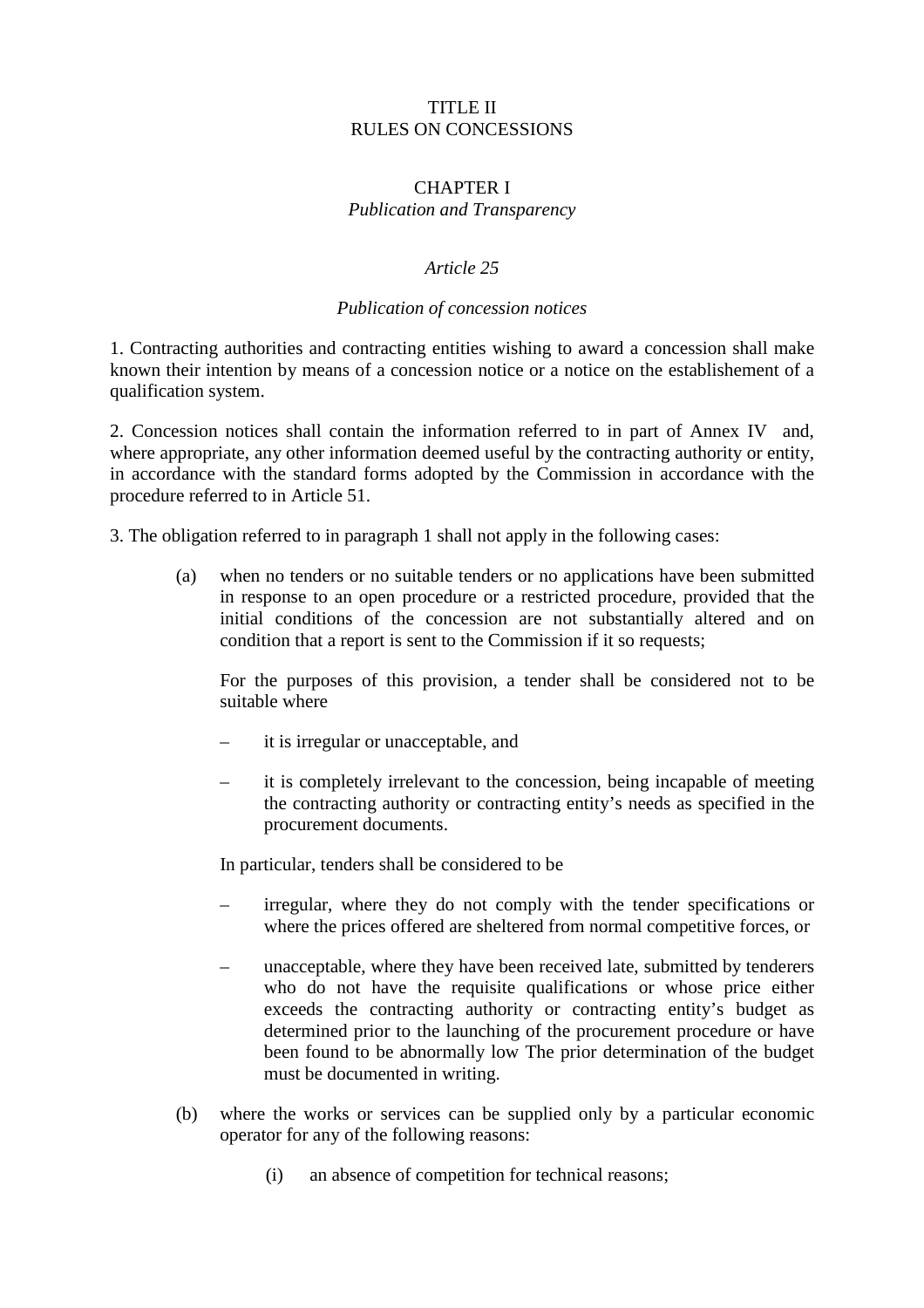# TITLE II
# RULES ON CONCESSIONS

## CHAPTER I
## *Publication and Transparency*

### *Article 25*

### *Publication of concession notices*

1. Contracting authorities and contracting entities wishing to award a concession shall make known their intention by means of a concession notice or a notice on the establishement of a qualification system.

2. Concession notices shall contain the information referred to in part of Annex IV and, where appropriate, any other information deemed useful by the contracting authority or entity, in accordance with the standard forms adopted by the Commission in accordance with the procedure referred to in Article 51.

3. The obligation referred to in paragraph 1 shall not apply in the following cases:

(a) when no tenders or no suitable tenders or no applications have been submitted in response to an open procedure or a restricted procedure, provided that the initial conditions of the concession are not substantially altered and on condition that a report is sent to the Commission if it so requests;

For the purposes of this provision, a tender shall be considered not to be suitable where

– it is irregular or unacceptable, and

– it is completely irrelevant to the concession, being incapable of meeting the contracting authority or contracting entity's needs as specified in the procurement documents.

In particular, tenders shall be considered to be

– irregular, where they do not comply with the tender specifications or where the prices offered are sheltered from normal competitive forces, or

– unacceptable, where they have been received late, submitted by tenderers who do not have the requisite qualifications or whose price either exceeds the contracting authority or contracting entity's budget as determined prior to the launching of the procurement procedure or have been found to be abnormally low The prior determination of the budget must be documented in writing.

(b) where the works or services can be supplied only by a particular economic operator for any of the following reasons:

(i) an absence of competition for technical reasons;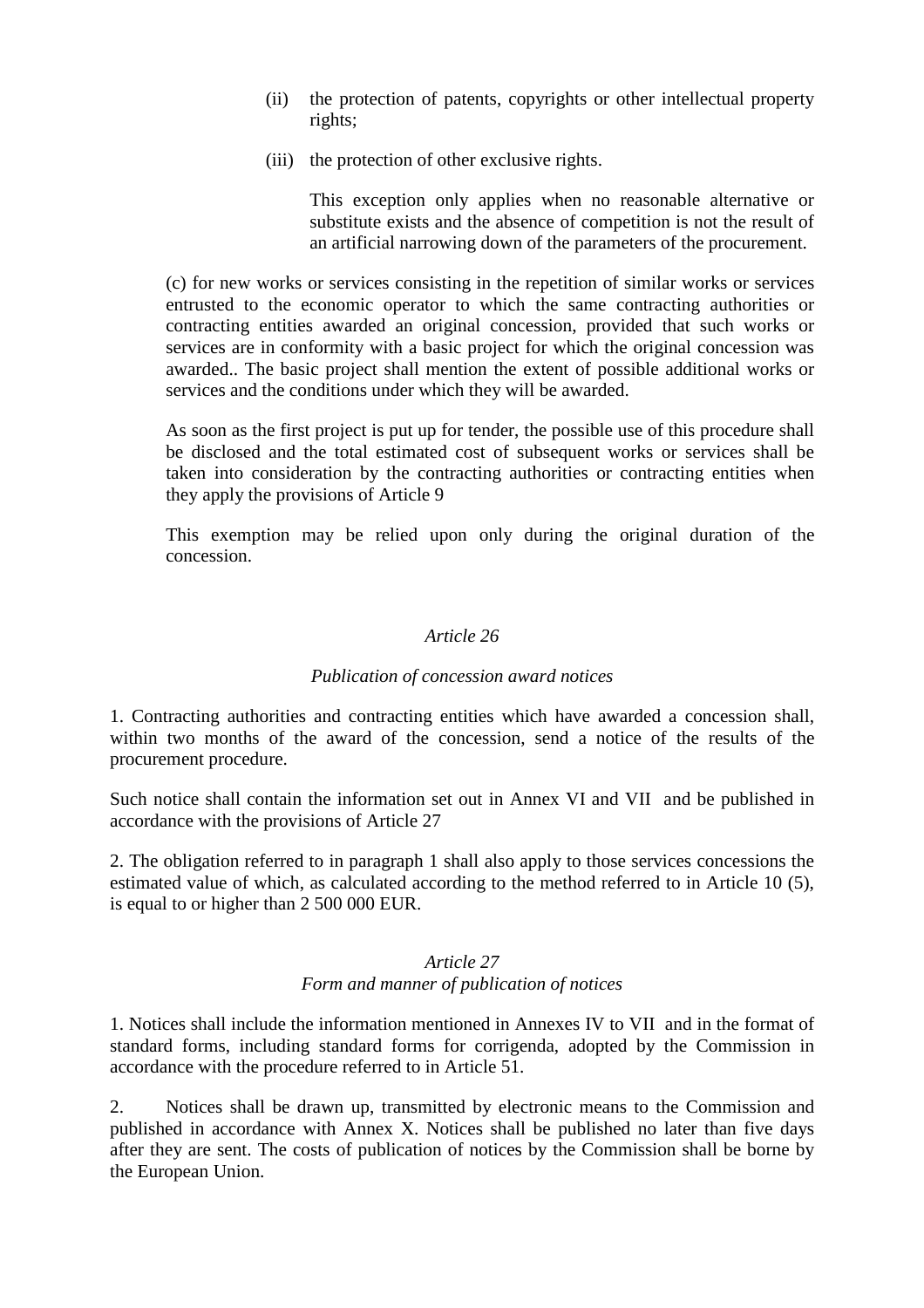(ii) the protection of patents, copyrights or other intellectual property rights;

(iii) the protection of other exclusive rights.

This exception only applies when no reasonable alternative or substitute exists and the absence of competition is not the result of an artificial narrowing down of the parameters of the procurement.

(c) for new works or services consisting in the repetition of similar works or services entrusted to the economic operator to which the same contracting authorities or contracting entities awarded an original concession, provided that such works or services are in conformity with a basic project for which the original concession was awarded.. The basic project shall mention the extent of possible additional works or services and the conditions under which they will be awarded.

As soon as the first project is put up for tender, the possible use of this procedure shall be disclosed and the total estimated cost of subsequent works or services shall be taken into consideration by the contracting authorities or contracting entities when they apply the provisions of Article 9

This exemption may be relied upon only during the original duration of the concession.

### *Article 26*

### *Publication of concession award notices*

1. Contracting authorities and contracting entities which have awarded a concession shall, within two months of the award of the concession, send a notice of the results of the procurement procedure.

Such notice shall contain the information set out in Annex VI and VII and be published in accordance with the provisions of Article 27

2. The obligation referred to in paragraph 1 shall also apply to those services concessions the estimated value of which, as calculated according to the method referred to in Article 10 (5), is equal to or higher than 2 500 000 EUR.

### *Article 27*
### *Form and manner of publication of notices*

1. Notices shall include the information mentioned in Annexes IV to VII and in the format of standard forms, including standard forms for corrigenda, adopted by the Commission in accordance with the procedure referred to in Article 51.

2. Notices shall be drawn up, transmitted by electronic means to the Commission and published in accordance with Annex X. Notices shall be published no later than five days after they are sent. The costs of publication of notices by the Commission shall be borne by the European Union.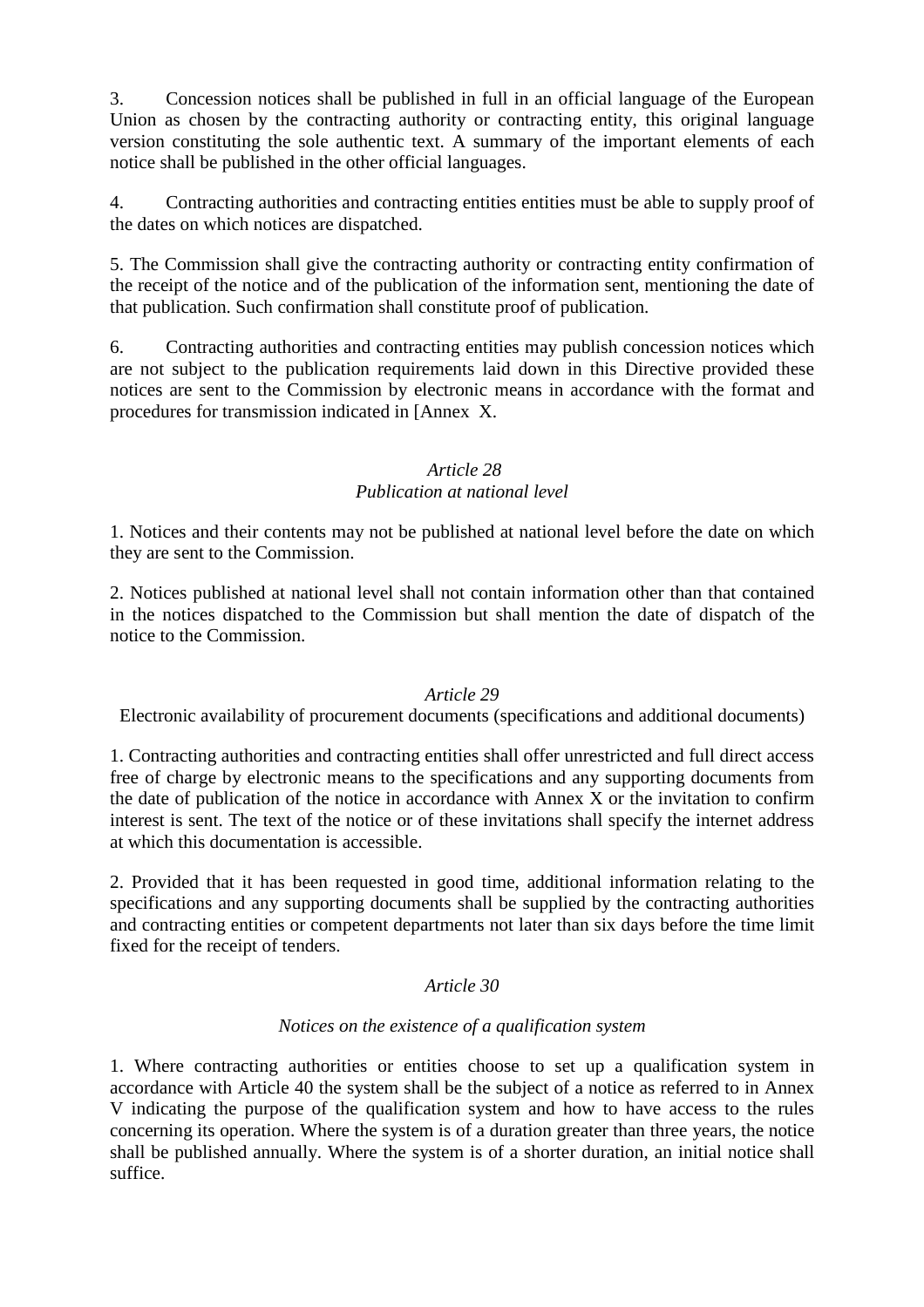3. Concession notices shall be published in full in an official language of the European Union as chosen by the contracting authority or contracting entity, this original language version constituting the sole authentic text. A summary of the important elements of each notice shall be published in the other official languages.

4. Contracting authorities and contracting entities entities must be able to supply proof of the dates on which notices are dispatched.

5. The Commission shall give the contracting authority or contracting entity confirmation of the receipt of the notice and of the publication of the information sent, mentioning the date of that publication. Such confirmation shall constitute proof of publication.

6. Contracting authorities and contracting entities may publish concession notices which are not subject to the publication requirements laid down in this Directive provided these notices are sent to the Commission by electronic means in accordance with the format and procedures for transmission indicated in [Annex X.

*Article 28*

*Publication at national level*

1. Notices and their contents may not be published at national level before the date on which they are sent to the Commission.

2. Notices published at national level shall not contain information other than that contained in the notices dispatched to the Commission but shall mention the date of dispatch of the notice to the Commission.

*Article 29*

Electronic availability of procurement documents (specifications and additional documents)

1. Contracting authorities and contracting entities shall offer unrestricted and full direct access free of charge by electronic means to the specifications and any supporting documents from the date of publication of the notice in accordance with Annex X or the invitation to confirm interest is sent. The text of the notice or of these invitations shall specify the internet address at which this documentation is accessible.

2. Provided that it has been requested in good time, additional information relating to the specifications and any supporting documents shall be supplied by the contracting authorities and contracting entities or competent departments not later than six days before the time limit fixed for the receipt of tenders.

*Article 30*

*Notices on the existence of a qualification system*

1. Where contracting authorities or entities choose to set up a qualification system in accordance with Article 40 the system shall be the subject of a notice as referred to in Annex V indicating the purpose of the qualification system and how to have access to the rules concerning its operation. Where the system is of a duration greater than three years, the notice shall be published annually. Where the system is of a shorter duration, an initial notice shall suffice.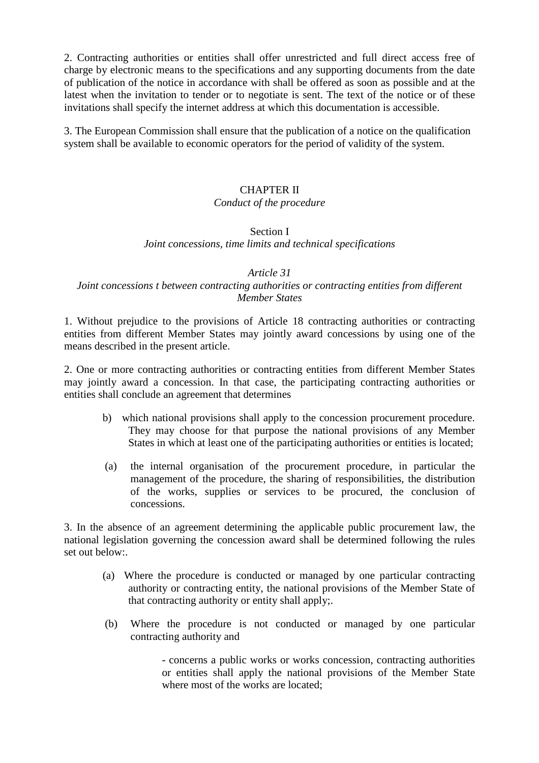2. Contracting authorities or entities shall offer unrestricted and full direct access free of charge by electronic means to the specifications and any supporting documents from the date of publication of the notice in accordance with shall be offered as soon as possible and at the latest when the invitation to tender or to negotiate is sent. The text of the notice or of these invitations shall specify the internet address at which this documentation is accessible.

3. The European Commission shall ensure that the publication of a notice on the qualification system shall be available to economic operators for the period of validity of the system.

## CHAPTER II
*Conduct of the procedure*

### Section I
*Joint concessions, time limits and technical specifications*

#### *Article 31*
*Joint concessions t between contracting authorities or contracting entities from different Member States*

1. Without prejudice to the provisions of Article 18 contracting authorities or contracting entities from different Member States may jointly award concessions by using one of the means described in the present article.

2. One or more contracting authorities or contracting entities from different Member States may jointly award a concession. In that case, the participating contracting authorities or entities shall conclude an agreement that determines

b) which national provisions shall apply to the concession procurement procedure. They may choose for that purpose the national provisions of any Member States in which at least one of the participating authorities or entities is located;

(a) the internal organisation of the procurement procedure, in particular the management of the procedure, the sharing of responsibilities, the distribution of the works, supplies or services to be procured, the conclusion of concessions.

3. In the absence of an agreement determining the applicable public procurement law, the national legislation governing the concession award shall be determined following the rules set out below:.

(a) Where the procedure is conducted or managed by one particular contracting authority or contracting entity, the national provisions of the Member State of that contracting authority or entity shall apply;.

(b) Where the procedure is not conducted or managed by one particular contracting authority and

- concerns a public works or works concession, contracting authorities or entities shall apply the national provisions of the Member State where most of the works are located;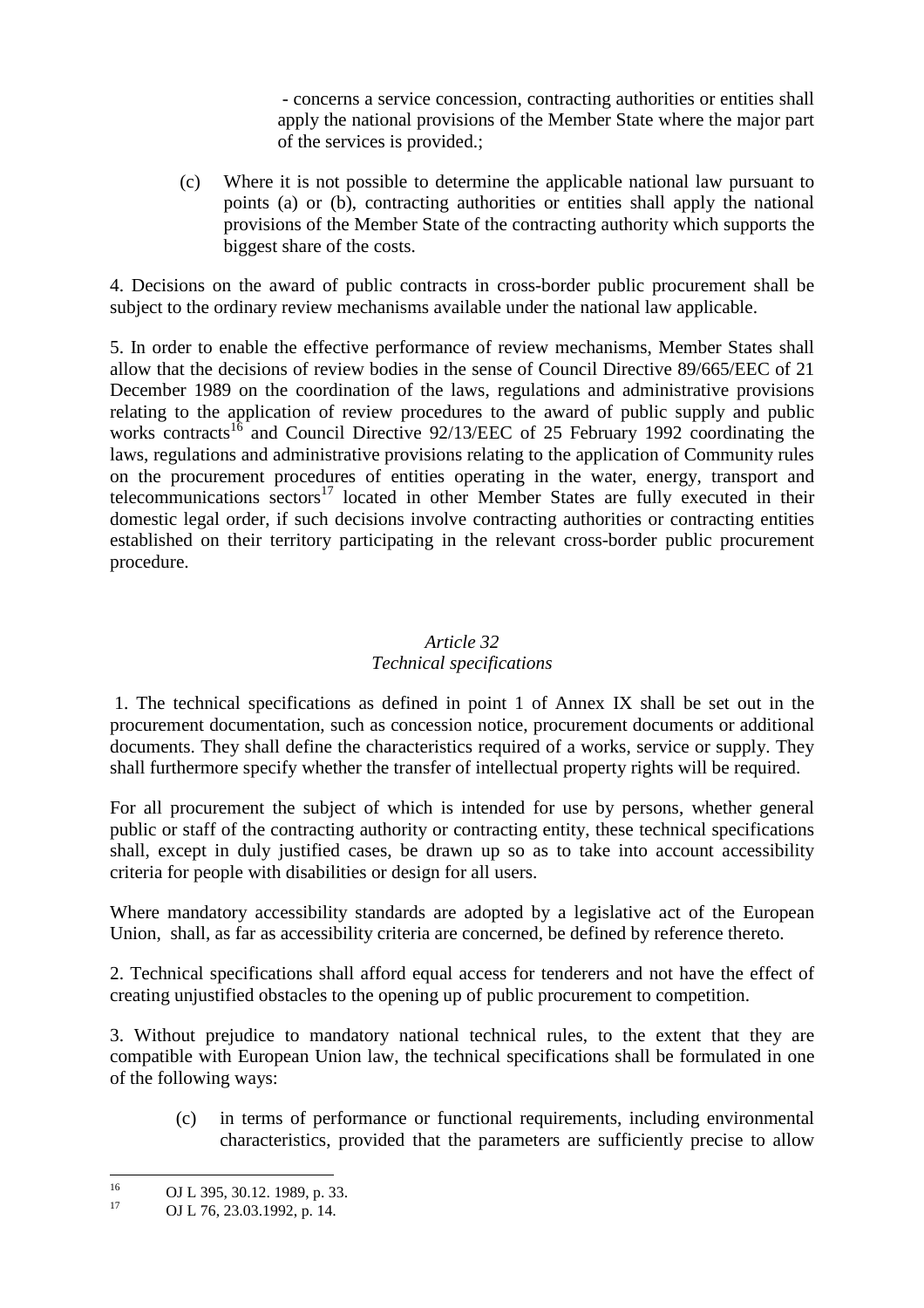- concerns a service concession, contracting authorities or entities shall apply the national provisions of the Member State where the major part of the services is provided.;

(c) Where it is not possible to determine the applicable national law pursuant to points (a) or (b), contracting authorities or entities shall apply the national provisions of the Member State of the contracting authority which supports the biggest share of the costs.

4. Decisions on the award of public contracts in cross-border public procurement shall be subject to the ordinary review mechanisms available under the national law applicable.

5. In order to enable the effective performance of review mechanisms, Member States shall allow that the decisions of review bodies in the sense of Council Directive 89/665/EEC of 21 December 1989 on the coordination of the laws, regulations and administrative provisions relating to the application of review procedures to the award of public supply and public works contracts[16] and Council Directive 92/13/EEC of 25 February 1992 coordinating the laws, regulations and administrative provisions relating to the application of Community rules on the procurement procedures of entities operating in the water, energy, transport and telecommunications sectors[17] located in other Member States are fully executed in their domestic legal order, if such decisions involve contracting authorities or contracting entities established on their territory participating in the relevant cross-border public procurement procedure.

*Article 32*
*Technical specifications*

1. The technical specifications as defined in point 1 of Annex IX shall be set out in the procurement documentation, such as concession notice, procurement documents or additional documents. They shall define the characteristics required of a works, service or supply. They shall furthermore specify whether the transfer of intellectual property rights will be required.

For all procurement the subject of which is intended for use by persons, whether general public or staff of the contracting authority or contracting entity, these technical specifications shall, except in duly justified cases, be drawn up so as to take into account accessibility criteria for people with disabilities or design for all users.

Where mandatory accessibility standards are adopted by a legislative act of the European Union, shall, as far as accessibility criteria are concerned, be defined by reference thereto.

2. Technical specifications shall afford equal access for tenderers and not have the effect of creating unjustified obstacles to the opening up of public procurement to competition.

3. Without prejudice to mandatory national technical rules, to the extent that they are compatible with European Union law, the technical specifications shall be formulated in one of the following ways:

(c) in terms of performance or functional requirements, including environmental characteristics, provided that the parameters are sufficiently precise to allow

---

[16] OJ L 395, 30.12. 1989, p. 33.

[17] OJ L 76, 23.03.1992, p. 14.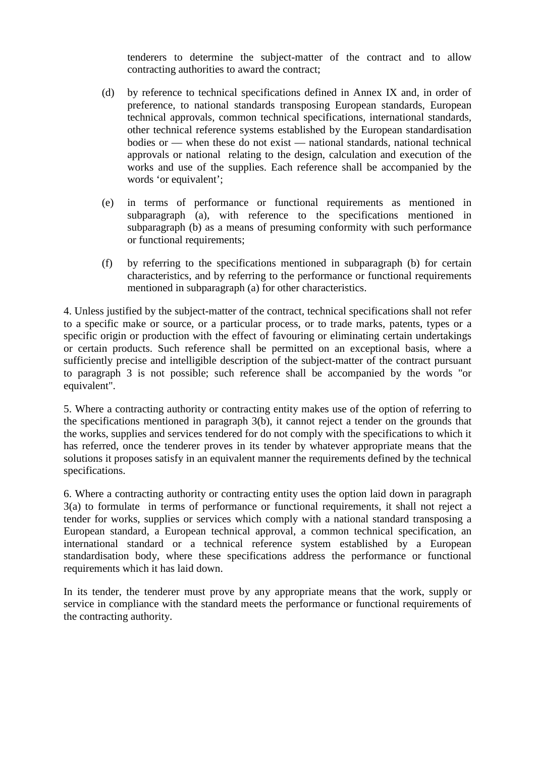tenderers to determine the subject-matter of the contract and to allow contracting authorities to award the contract;

(d) by reference to technical specifications defined in Annex IX and, in order of preference, to national standards transposing European standards, European technical approvals, common technical specifications, international standards, other technical reference systems established by the European standardisation bodies or — when these do not exist — national standards, national technical approvals or national  relating to the design, calculation and execution of the works and use of the supplies. Each reference shall be accompanied by the words 'or equivalent';

(e) in terms of performance or functional requirements as mentioned in subparagraph (a), with reference to the specifications mentioned in subparagraph (b) as a means of presuming conformity with such performance or functional requirements;

(f) by referring to the specifications mentioned in subparagraph (b) for certain characteristics, and by referring to the performance or functional requirements mentioned in subparagraph (a) for other characteristics.

4. Unless justified by the subject-matter of the contract, technical specifications shall not refer to a specific make or source, or a particular process, or to trade marks, patents, types or a specific origin or production with the effect of favouring or eliminating certain undertakings or certain products. Such reference shall be permitted on an exceptional basis, where a sufficiently precise and intelligible description of the subject-matter of the contract pursuant to paragraph 3 is not possible; such reference shall be accompanied by the words "or equivalent".

5. Where a contracting authority or contracting entity makes use of the option of referring to the specifications mentioned in paragraph 3(b), it cannot reject a tender on the grounds that the works, supplies and services tendered for do not comply with the specifications to which it has referred, once the tenderer proves in its tender by whatever appropriate means that the solutions it proposes satisfy in an equivalent manner the requirements defined by the technical specifications.

6. Where a contracting authority or contracting entity uses the option laid down in paragraph 3(a) to formulate  in terms of performance or functional requirements, it shall not reject a tender for works, supplies or services which comply with a national standard transposing a European standard, a European technical approval, a common technical specification, an international standard or a technical reference system established by a European standardisation body, where these specifications address the performance or functional requirements which it has laid down.

In its tender, the tenderer must prove by any appropriate means that the work, supply or service in compliance with the standard meets the performance or functional requirements of the contracting authority.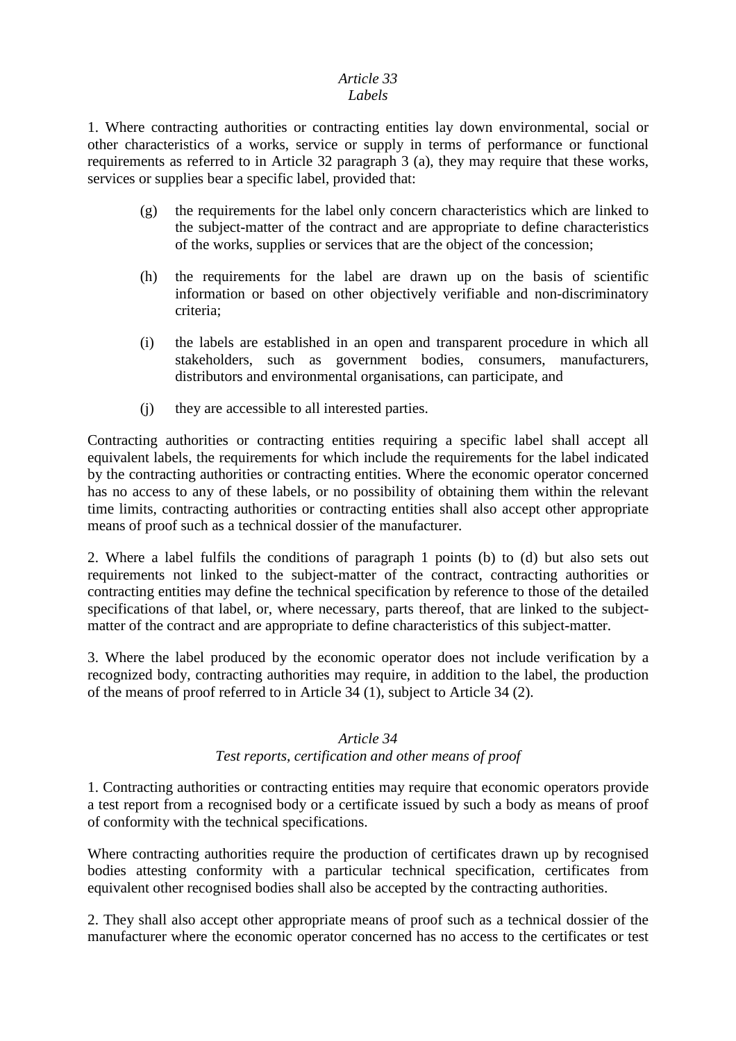*Article 33*
*Labels*

1. Where contracting authorities or contracting entities lay down environmental, social or other characteristics of a works, service or supply in terms of performance or functional requirements as referred to in Article 32 paragraph 3 (a), they may require that these works, services or supplies bear a specific label, provided that:

(g) the requirements for the label only concern characteristics which are linked to the subject-matter of the contract and are appropriate to define characteristics of the works, supplies or services that are the object of the concession;

(h) the requirements for the label are drawn up on the basis of scientific information or based on other objectively verifiable and non-discriminatory criteria;

(i) the labels are established in an open and transparent procedure in which all stakeholders, such as government bodies, consumers, manufacturers, distributors and environmental organisations, can participate, and

(j) they are accessible to all interested parties.

Contracting authorities or contracting entities requiring a specific label shall accept all equivalent labels, the requirements for which include the requirements for the label indicated by the contracting authorities or contracting entities. Where the economic operator concerned has no access to any of these labels, or no possibility of obtaining them within the relevant time limits, contracting authorities or contracting entities shall also accept other appropriate means of proof such as a technical dossier of the manufacturer.

2. Where a label fulfils the conditions of paragraph 1 points (b) to (d) but also sets out requirements not linked to the subject-matter of the contract, contracting authorities or contracting entities may define the technical specification by reference to those of the detailed specifications of that label, or, where necessary, parts thereof, that are linked to the subject-matter of the contract and are appropriate to define characteristics of this subject-matter.

3. Where the label produced by the economic operator does not include verification by a recognized body, contracting authorities may require, in addition to the label, the production of the means of proof referred to in Article 34 (1), subject to Article 34 (2).

*Article 34*
*Test reports, certification and other means of proof*

1. Contracting authorities or contracting entities may require that economic operators provide a test report from a recognised body or a certificate issued by such a body as means of proof of conformity with the technical specifications.

Where contracting authorities require the production of certificates drawn up by recognised bodies attesting conformity with a particular technical specification, certificates from equivalent other recognised bodies shall also be accepted by the contracting authorities.

2. They shall also accept other appropriate means of proof such as a technical dossier of the manufacturer where the economic operator concerned has no access to the certificates or test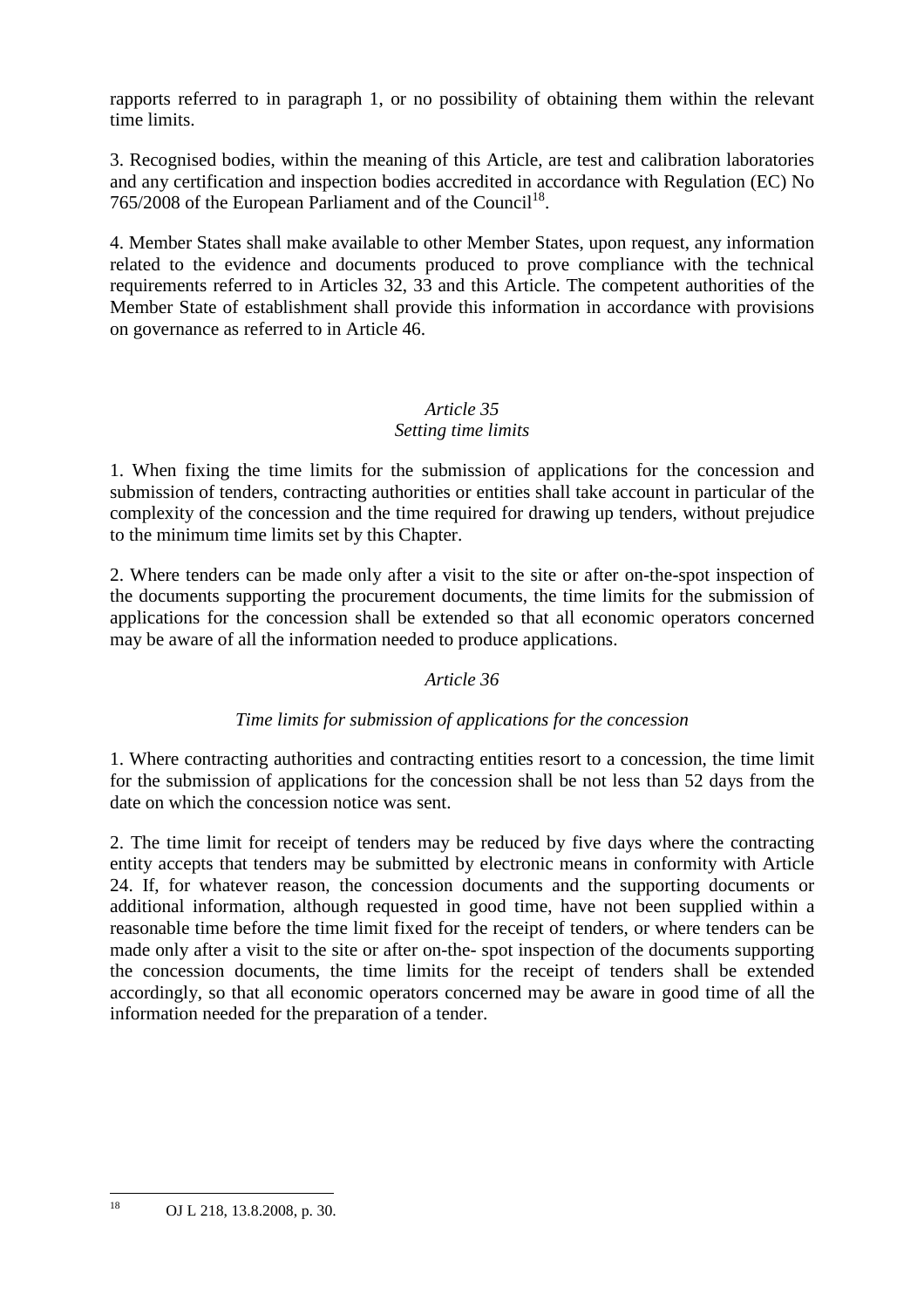rapports referred to in paragraph 1, or no possibility of obtaining them within the relevant time limits.

3. Recognised bodies, within the meaning of this Article, are test and calibration laboratories and any certification and inspection bodies accredited in accordance with Regulation (EC) No 765/2008 of the European Parliament and of the Council[18].

4. Member States shall make available to other Member States, upon request, any information related to the evidence and documents produced to prove compliance with the technical requirements referred to in Articles 32, 33 and this Article. The competent authorities of the Member State of establishment shall provide this information in accordance with provisions on governance as referred to in Article 46.

*Article 35*

*Setting time limits*

1. When fixing the time limits for the submission of applications for the concession and submission of tenders, contracting authorities or entities shall take account in particular of the complexity of the concession and the time required for drawing up tenders, without prejudice to the minimum time limits set by this Chapter.

2. Where tenders can be made only after a visit to the site or after on-the-spot inspection of the documents supporting the procurement documents, the time limits for the submission of applications for the concession shall be extended so that all economic operators concerned may be aware of all the information needed to produce applications.

*Article 36*

*Time limits for submission of applications for the concession*

1. Where contracting authorities and contracting entities resort to a concession, the time limit for the submission of applications for the concession shall be not less than 52 days from the date on which the concession notice was sent.

2. The time limit for receipt of tenders may be reduced by five days where the contracting entity accepts that tenders may be submitted by electronic means in conformity with Article 24. If, for whatever reason, the concession documents and the supporting documents or additional information, although requested in good time, have not been supplied within a reasonable time before the time limit fixed for the receipt of tenders, or where tenders can be made only after a visit to the site or after on-the- spot inspection of the documents supporting the concession documents, the time limits for the receipt of tenders shall be extended accordingly, so that all economic operators concerned may be aware in good time of all the information needed for the preparation of a tender.

---

[18] OJ L 218, 13.8.2008, p. 30.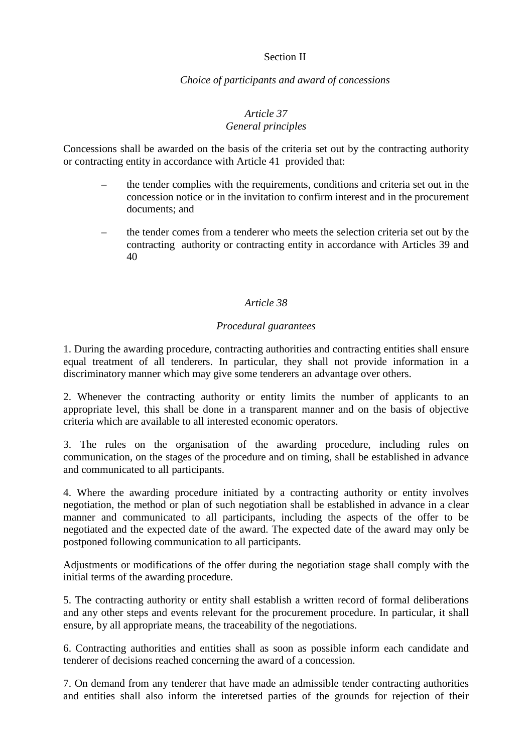## Section II

### *Choice of participants and award of concessions*

### *Article 37*
### *General principles*

Concessions shall be awarded on the basis of the criteria set out by the contracting authority or contracting entity in accordance with Article 41 provided that:

– the tender complies with the requirements, conditions and criteria set out in the concession notice or in the invitation to confirm interest and in the procurement documents; and

– the tender comes from a tenderer who meets the selection criteria set out by the contracting authority or contracting entity in accordance with Articles 39 and 40

### *Article 38*

### *Procedural guarantees*

1. During the awarding procedure, contracting authorities and contracting entities shall ensure equal treatment of all tenderers. In particular, they shall not provide information in a discriminatory manner which may give some tenderers an advantage over others.

2. Whenever the contracting authority or entity limits the number of applicants to an appropriate level, this shall be done in a transparent manner and on the basis of objective criteria which are available to all interested economic operators.

3. The rules on the organisation of the awarding procedure, including rules on communication, on the stages of the procedure and on timing, shall be established in advance and communicated to all participants.

4. Where the awarding procedure initiated by a contracting authority or entity involves negotiation, the method or plan of such negotiation shall be established in advance in a clear manner and communicated to all participants, including the aspects of the offer to be negotiated and the expected date of the award. The expected date of the award may only be postponed following communication to all participants.

Adjustments or modifications of the offer during the negotiation stage shall comply with the initial terms of the awarding procedure.

5. The contracting authority or entity shall establish a written record of formal deliberations and any other steps and events relevant for the procurement procedure. In particular, it shall ensure, by all appropriate means, the traceability of the negotiations.

6. Contracting authorities and entities shall as soon as possible inform each candidate and tenderer of decisions reached concerning the award of a concession.

7. On demand from any tenderer that have made an admissible tender contracting authorities and entities shall also inform the interetsed parties of the grounds for rejection of their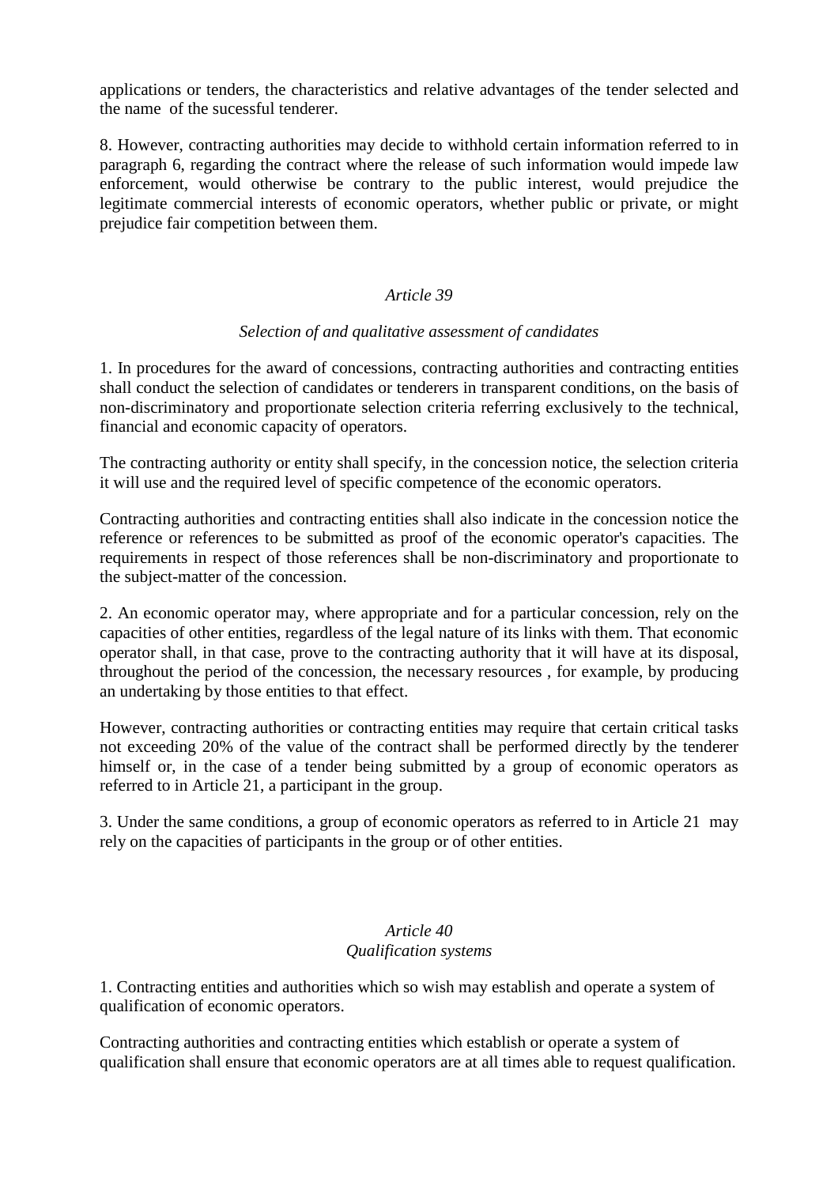applications or tenders, the characteristics and relative advantages of the tender selected and the name of the sucessful tenderer.

8. However, contracting authorities may decide to withhold certain information referred to in paragraph 6, regarding the contract where the release of such information would impede law enforcement, would otherwise be contrary to the public interest, would prejudice the legitimate commercial interests of economic operators, whether public or private, or might prejudice fair competition between them.

*Article 39*

*Selection of and qualitative assessment of candidates*

1. In procedures for the award of concessions, contracting authorities and contracting entities shall conduct the selection of candidates or tenderers in transparent conditions, on the basis of non-discriminatory and proportionate selection criteria referring exclusively to the technical, financial and economic capacity of operators.

The contracting authority or entity shall specify, in the concession notice, the selection criteria it will use and the required level of specific competence of the economic operators.

Contracting authorities and contracting entities shall also indicate in the concession notice the reference or references to be submitted as proof of the economic operator's capacities. The requirements in respect of those references shall be non-discriminatory and proportionate to the subject-matter of the concession.

2. An economic operator may, where appropriate and for a particular concession, rely on the capacities of other entities, regardless of the legal nature of its links with them. That economic operator shall, in that case, prove to the contracting authority that it will have at its disposal, throughout the period of the concession, the necessary resources , for example, by producing an undertaking by those entities to that effect.

However, contracting authorities or contracting entities may require that certain critical tasks not exceeding 20% of the value of the contract shall be performed directly by the tenderer himself or, in the case of a tender being submitted by a group of economic operators as referred to in Article 21, a participant in the group.

3. Under the same conditions, a group of economic operators as referred to in Article 21 may rely on the capacities of participants in the group or of other entities.

*Article 40*
*Qualification systems*

1. Contracting entities and authorities which so wish may establish and operate a system of qualification of economic operators.

Contracting authorities and contracting entities which establish or operate a system of qualification shall ensure that economic operators are at all times able to request qualification.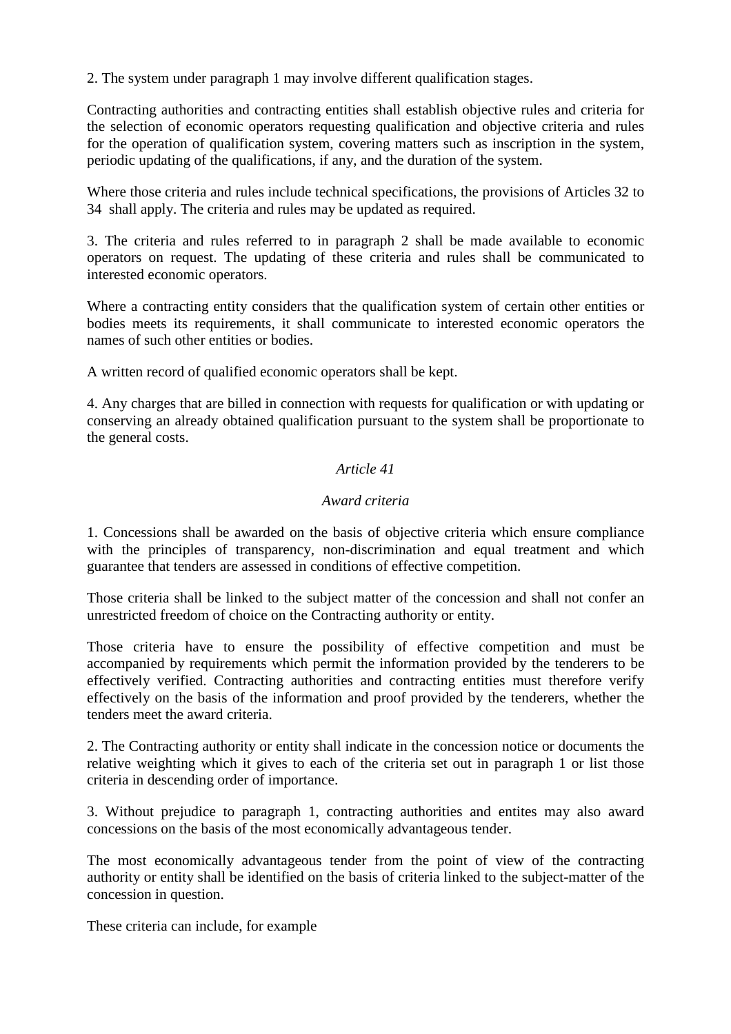2. The system under paragraph 1 may involve different qualification stages.

Contracting authorities and contracting entities shall establish objective rules and criteria for the selection of economic operators requesting qualification and objective criteria and rules for the operation of qualification system, covering matters such as inscription in the system, periodic updating of the qualifications, if any, and the duration of the system.

Where those criteria and rules include technical specifications, the provisions of Articles 32 to 34 shall apply. The criteria and rules may be updated as required.

3. The criteria and rules referred to in paragraph 2 shall be made available to economic operators on request. The updating of these criteria and rules shall be communicated to interested economic operators.

Where a contracting entity considers that the qualification system of certain other entities or bodies meets its requirements, it shall communicate to interested economic operators the names of such other entities or bodies.

A written record of qualified economic operators shall be kept.

4. Any charges that are billed in connection with requests for qualification or with updating or conserving an already obtained qualification pursuant to the system shall be proportionate to the general costs.

*Article 41*

*Award criteria*

1. Concessions shall be awarded on the basis of objective criteria which ensure compliance with the principles of transparency, non-discrimination and equal treatment and which guarantee that tenders are assessed in conditions of effective competition.

Those criteria shall be linked to the subject matter of the concession and shall not confer an unrestricted freedom of choice on the Contracting authority or entity.

Those criteria have to ensure the possibility of effective competition and must be accompanied by requirements which permit the information provided by the tenderers to be effectively verified. Contracting authorities and contracting entities must therefore verify effectively on the basis of the information and proof provided by the tenderers, whether the tenders meet the award criteria.

2. The Contracting authority or entity shall indicate in the concession notice or documents the relative weighting which it gives to each of the criteria set out in paragraph 1 or list those criteria in descending order of importance.

3. Without prejudice to paragraph 1, contracting authorities and entites may also award concessions on the basis of the most economically advantageous tender.

The most economically advantageous tender from the point of view of the contracting authority or entity shall be identified on the basis of criteria linked to the subject-matter of the concession in question.

These criteria can include, for example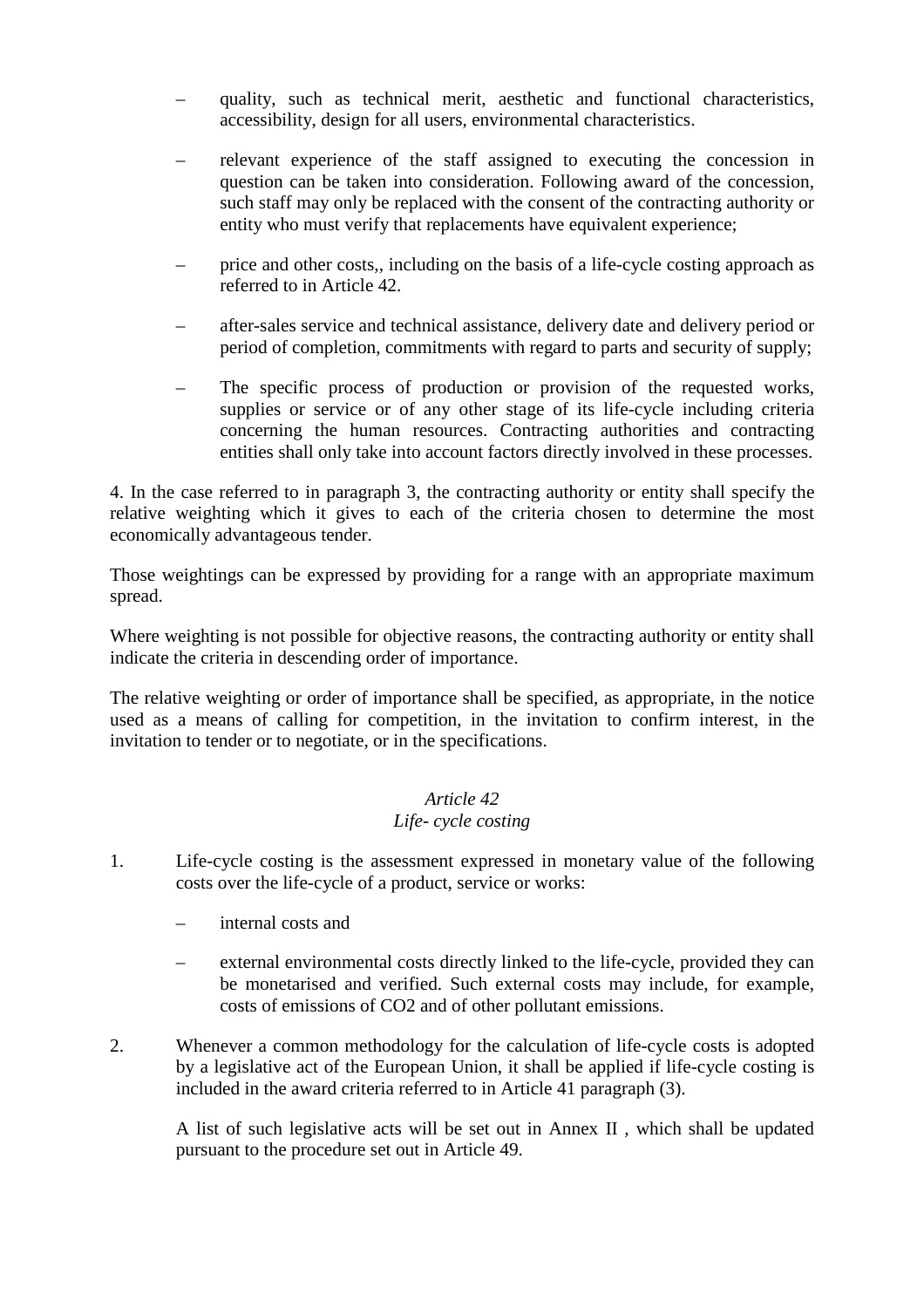- quality, such as technical merit, aesthetic and functional characteristics, accessibility, design for all users, environmental characteristics.
- relevant experience of the staff assigned to executing the concession in question can be taken into consideration. Following award of the concession, such staff may only be replaced with the consent of the contracting authority or entity who must verify that replacements have equivalent experience;
- price and other costs,, including on the basis of a life-cycle costing approach as referred to in Article 42.
- after-sales service and technical assistance, delivery date and delivery period or period of completion, commitments with regard to parts and security of supply;
- The specific process of production or provision of the requested works, supplies or service or of any other stage of its life-cycle including criteria concerning the human resources. Contracting authorities and contracting entities shall only take into account factors directly involved in these processes.

4. In the case referred to in paragraph 3, the contracting authority or entity shall specify the relative weighting which it gives to each of the criteria chosen to determine the most economically advantageous tender.

Those weightings can be expressed by providing for a range with an appropriate maximum spread.

Where weighting is not possible for objective reasons, the contracting authority or entity shall indicate the criteria in descending order of importance.

The relative weighting or order of importance shall be specified, as appropriate, in the notice used as a means of calling for competition, in the invitation to confirm interest, in the invitation to tender or to negotiate, or in the specifications.

### *Article 42*
### *Life- cycle costing*

1. Life-cycle costing is the assessment expressed in monetary value of the following costs over the life-cycle of a product, service or works:
   - internal costs and
   - external environmental costs directly linked to the life-cycle, provided they can be monetarised and verified. Such external costs may include, for example, costs of emissions of $CO_2$ and of other pollutant emissions.

2. Whenever a common methodology for the calculation of life-cycle costs is adopted by a legislative act of the European Union, it shall be applied if life-cycle costing is included in the award criteria referred to in Article 41 paragraph (3).

   A list of such legislative acts will be set out in Annex II , which shall be updated pursuant to the procedure set out in Article 49.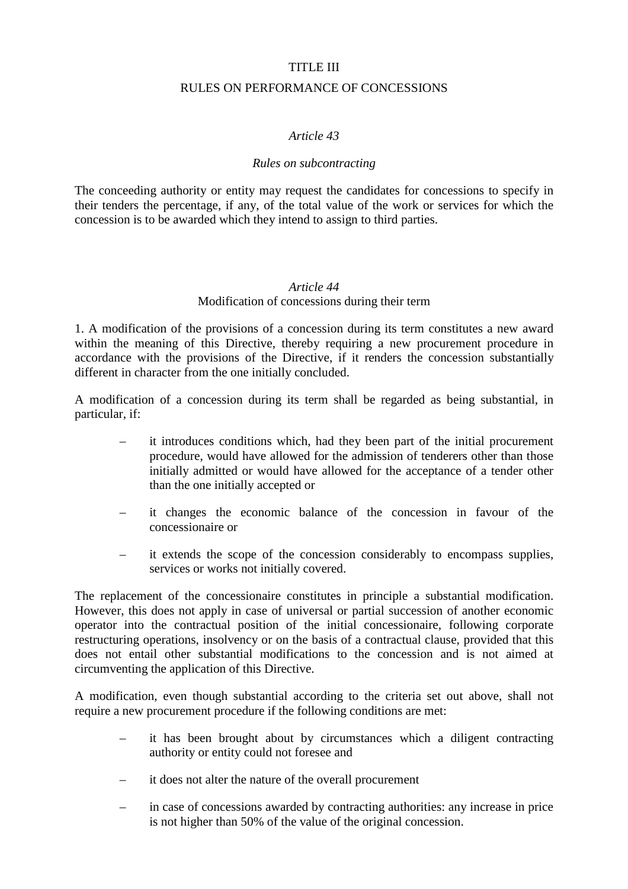# TITLE III

# RULES ON PERFORMANCE OF CONCESSIONS

## *Article 43*

### *Rules on subcontracting*

The conceeding authority or entity may request the candidates for concessions to specify in their tenders the percentage, if any, of the total value of the work or services for which the concession is to be awarded which they intend to assign to third parties.

## *Article 44*

### Modification of concessions during their term

1. A modification of the provisions of a concession during its term constitutes a new award within the meaning of this Directive, thereby requiring a new procurement procedure in accordance with the provisions of the Directive, if it renders the concession substantially different in character from the one initially concluded.

A modification of a concession during its term shall be regarded as being substantial, in particular, if:

- it introduces conditions which, had they been part of the initial procurement procedure, would have allowed for the admission of tenderers other than those initially admitted or would have allowed for the acceptance of a tender other than the one initially accepted or
- it changes the economic balance of the concession in favour of the concessionaire or
- it extends the scope of the concession considerably to encompass supplies, services or works not initially covered.

The replacement of the concessionaire constitutes in principle a substantial modification. However, this does not apply in case of universal or partial succession of another economic operator into the contractual position of the initial concessionaire, following corporate restructuring operations, insolvency or on the basis of a contractual clause, provided that this does not entail other substantial modifications to the concession and is not aimed at circumventing the application of this Directive.

A modification, even though substantial according to the criteria set out above, shall not require a new procurement procedure if the following conditions are met:

- it has been brought about by circumstances which a diligent contracting authority or entity could not foresee and
- it does not alter the nature of the overall procurement
- in case of concessions awarded by contracting authorities: any increase in price is not higher than 50% of the value of the original concession.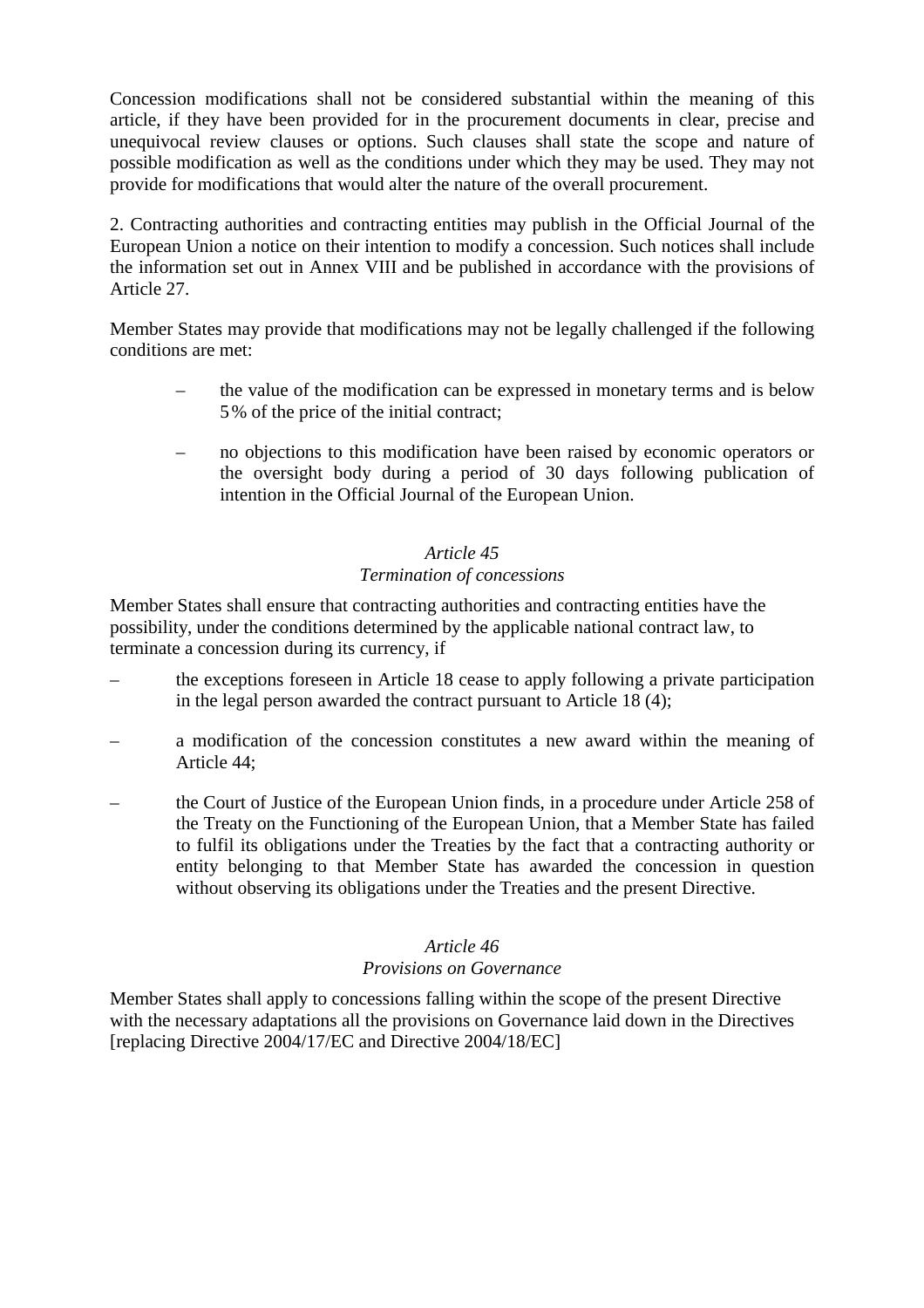Concession modifications shall not be considered substantial within the meaning of this article, if they have been provided for in the procurement documents in clear, precise and unequivocal review clauses or options. Such clauses shall state the scope and nature of possible modification as well as the conditions under which they may be used. They may not provide for modifications that would alter the nature of the overall procurement.

2. Contracting authorities and contracting entities may publish in the Official Journal of the European Union a notice on their intention to modify a concession. Such notices shall include the information set out in Annex VIII and be published in accordance with the provisions of Article 27.

Member States may provide that modifications may not be legally challenged if the following conditions are met:

- the value of the modification can be expressed in monetary terms and is below 5% of the price of the initial contract;
- no objections to this modification have been raised by economic operators or the oversight body during a period of 30 days following publication of intention in the Official Journal of the European Union.

*Article 45*
*Termination of concessions*

Member States shall ensure that contracting authorities and contracting entities have the possibility, under the conditions determined by the applicable national contract law, to terminate a concession during its currency, if

- the exceptions foreseen in Article 18 cease to apply following a private participation in the legal person awarded the contract pursuant to Article 18 (4);
- a modification of the concession constitutes a new award within the meaning of Article 44;
- the Court of Justice of the European Union finds, in a procedure under Article 258 of the Treaty on the Functioning of the European Union, that a Member State has failed to fulfil its obligations under the Treaties by the fact that a contracting authority or entity belonging to that Member State has awarded the concession in question without observing its obligations under the Treaties and the present Directive.

*Article 46*
*Provisions on Governance*

Member States shall apply to concessions falling within the scope of the present Directive with the necessary adaptations all the provisions on Governance laid down in the Directives [replacing Directive 2004/17/EC and Directive 2004/18/EC]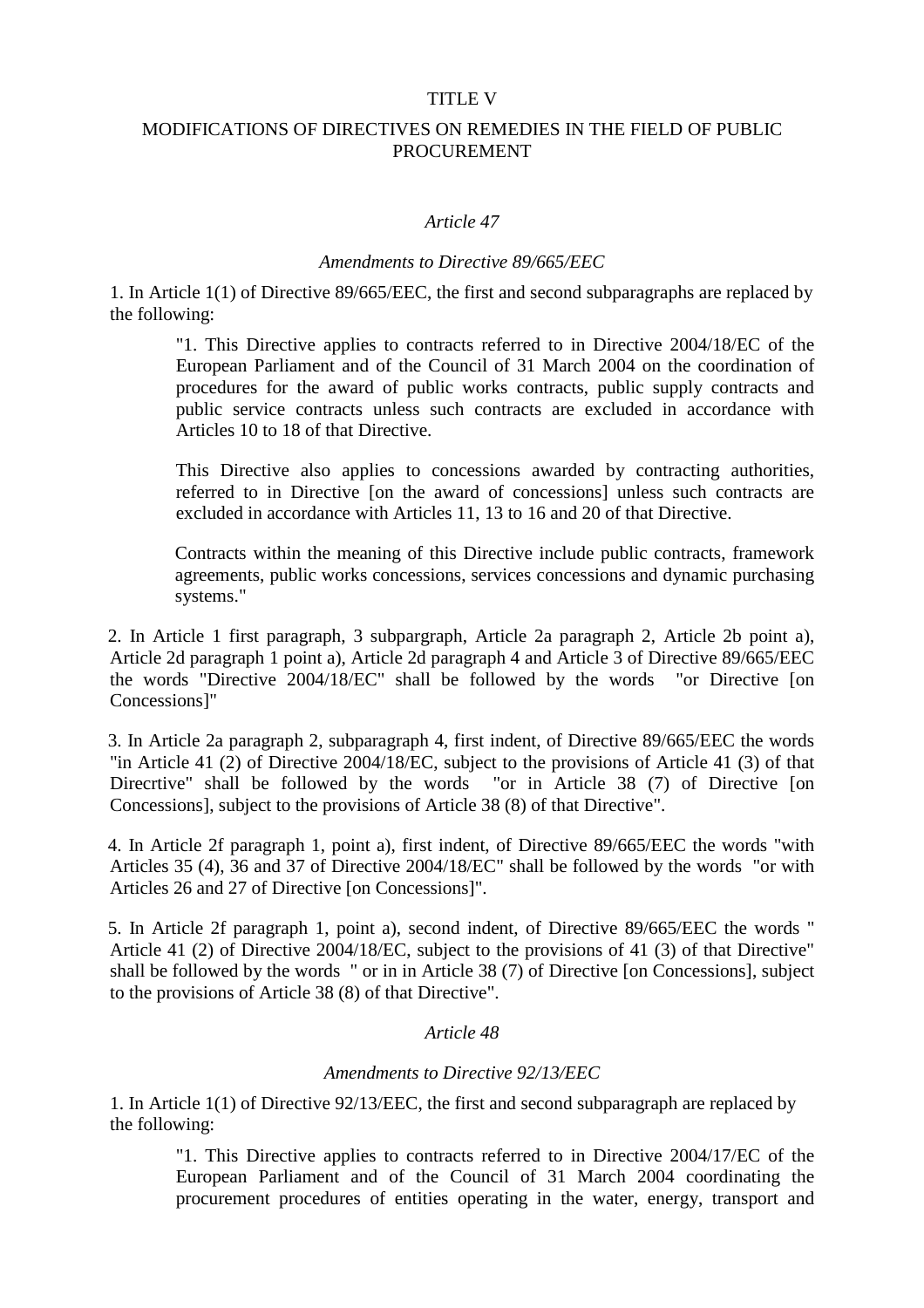TITLE V

MODIFICATIONS OF DIRECTIVES ON REMEDIES IN THE FIELD OF PUBLIC PROCUREMENT

*Article 47*

*Amendments to Directive 89/665/EEC*

1. In Article 1(1) of Directive 89/665/EEC, the first and second subparagraphs are replaced by the following:

> "1. This Directive applies to contracts referred to in Directive 2004/18/EC of the European Parliament and of the Council of 31 March 2004 on the coordination of procedures for the award of public works contracts, public supply contracts and public service contracts unless such contracts are excluded in accordance with Articles 10 to 18 of that Directive.
>
> This Directive also applies to concessions awarded by contracting authorities, referred to in Directive [on the award of concessions] unless such contracts are excluded in accordance with Articles 11, 13 to 16 and 20 of that Directive.
>
> Contracts within the meaning of this Directive include public contracts, framework agreements, public works concessions, services concessions and dynamic purchasing systems."

2. In Article 1 first paragraph, 3 subpargraph, Article 2a paragraph 2, Article 2b point a), Article 2d paragraph 1 point a), Article 2d paragraph 4 and Article 3 of Directive 89/665/EEC the words "Directive 2004/18/EC" shall be followed by the words "or Directive [on Concessions]"

3. In Article 2a paragraph 2, subparagraph 4, first indent, of Directive 89/665/EEC the words "in Article 41 (2) of Directive 2004/18/EC, subject to the provisions of Article 41 (3) of that Direcrtive" shall be followed by the words "or in Article 38 (7) of Directive [on Concessions], subject to the provisions of Article 38 (8) of that Directive".

4. In Article 2f paragraph 1, point a), first indent, of Directive 89/665/EEC the words "with Articles 35 (4), 36 and 37 of Directive 2004/18/EC" shall be followed by the words "or with Articles 26 and 27 of Directive [on Concessions]".

5. In Article 2f paragraph 1, point a), second indent, of Directive 89/665/EEC the words " Article 41 (2) of Directive 2004/18/EC, subject to the provisions of 41 (3) of that Directive" shall be followed by the words " or in in Article 38 (7) of Directive [on Concessions], subject to the provisions of Article 38 (8) of that Directive".

*Article 48*

*Amendments to Directive 92/13/EEC*

1. In Article 1(1) of Directive 92/13/EEC, the first and second subparagraph are replaced by the following:

> "1. This Directive applies to contracts referred to in Directive 2004/17/EC of the European Parliament and of the Council of 31 March 2004 coordinating the procurement procedures of entities operating in the water, energy, transport and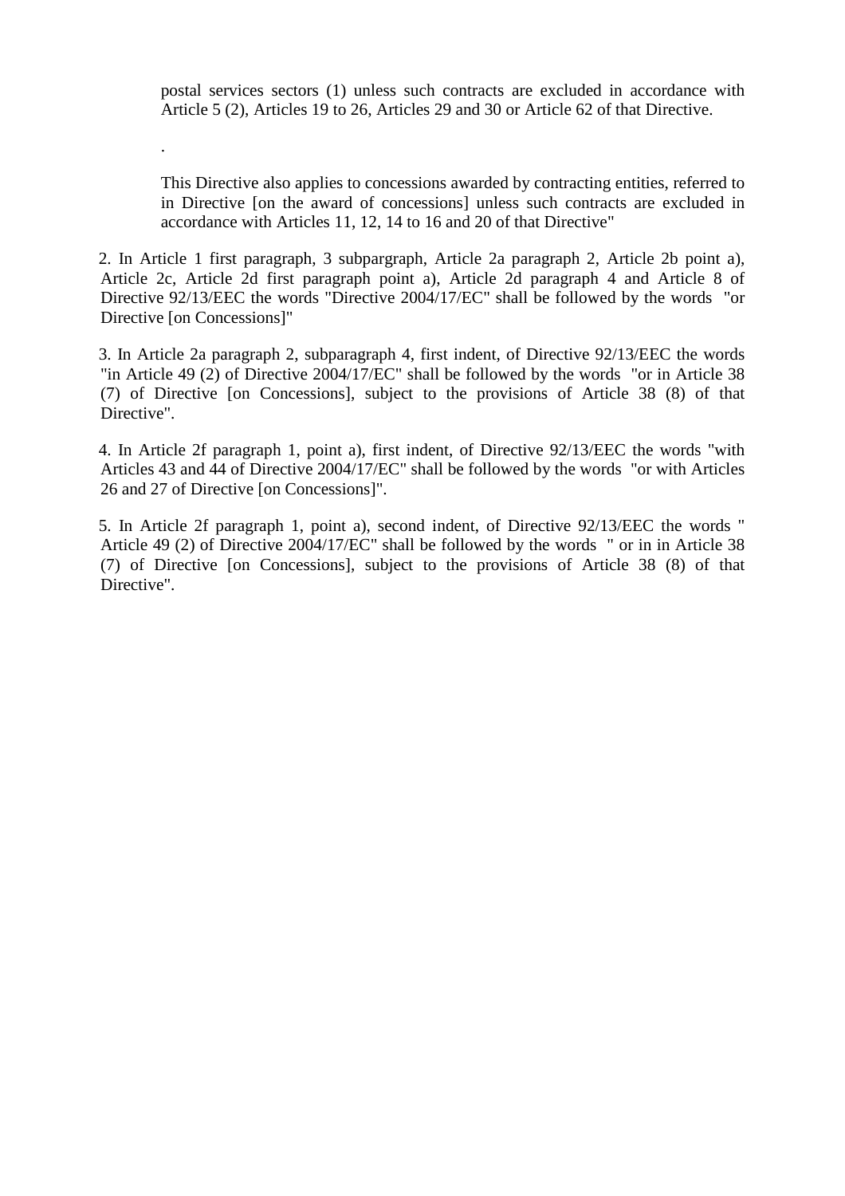postal services sectors (1) unless such contracts are excluded in accordance with Article 5 (2), Articles 19 to 26, Articles 29 and 30 or Article 62 of that Directive.

.

This Directive also applies to concessions awarded by contracting entities, referred to in Directive [on the award of concessions] unless such contracts are excluded in accordance with Articles 11, 12, 14 to 16 and 20 of that Directive"

2. In Article 1 first paragraph, 3 subpargraph, Article 2a paragraph 2, Article 2b point a), Article 2c, Article 2d first paragraph point a), Article 2d paragraph 4 and Article 8 of Directive 92/13/EEC the words "Directive 2004/17/EC" shall be followed by the words "or Directive [on Concessions]"

3. In Article 2a paragraph 2, subparagraph 4, first indent, of Directive 92/13/EEC the words "in Article 49 (2) of Directive 2004/17/EC" shall be followed by the words "or in Article 38 (7) of Directive [on Concessions], subject to the provisions of Article 38 (8) of that Directive".

4. In Article 2f paragraph 1, point a), first indent, of Directive 92/13/EEC the words "with Articles 43 and 44 of Directive 2004/17/EC" shall be followed by the words "or with Articles 26 and 27 of Directive [on Concessions]".

5. In Article 2f paragraph 1, point a), second indent, of Directive 92/13/EEC the words " Article 49 (2) of Directive 2004/17/EC" shall be followed by the words " or in in Article 38 (7) of Directive [on Concessions], subject to the provisions of Article 38 (8) of that Directive".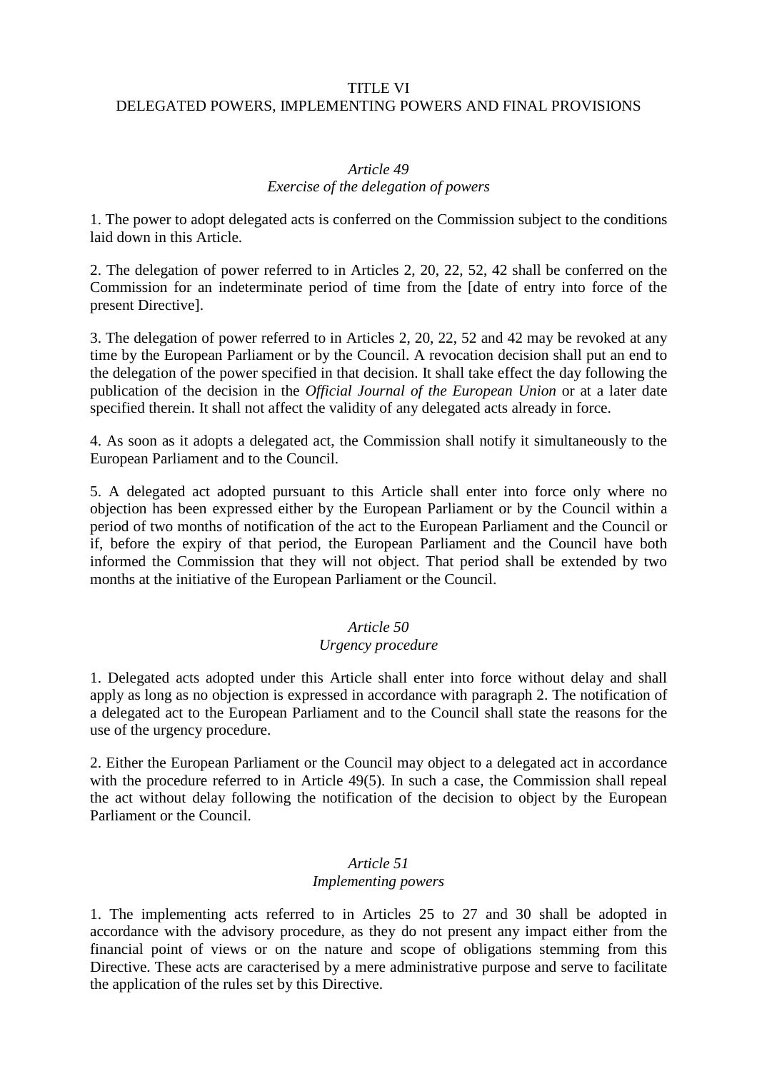# TITLE VI
# DELEGATED POWERS, IMPLEMENTING POWERS AND FINAL PROVISIONS

### *Article 49*
### *Exercise of the delegation of powers*

1. The power to adopt delegated acts is conferred on the Commission subject to the conditions laid down in this Article.

2. The delegation of power referred to in Articles 2, 20, 22, 52, 42 shall be conferred on the Commission for an indeterminate period of time from the [date of entry into force of the present Directive].

3. The delegation of power referred to in Articles 2, 20, 22, 52 and 42 may be revoked at any time by the European Parliament or by the Council. A revocation decision shall put an end to the delegation of the power specified in that decision. It shall take effect the day following the publication of the decision in the *Official Journal of the European Union* or at a later date specified therein. It shall not affect the validity of any delegated acts already in force.

4. As soon as it adopts a delegated act, the Commission shall notify it simultaneously to the European Parliament and to the Council.

5. A delegated act adopted pursuant to this Article shall enter into force only where no objection has been expressed either by the European Parliament or by the Council within a period of two months of notification of the act to the European Parliament and the Council or if, before the expiry of that period, the European Parliament and the Council have both informed the Commission that they will not object. That period shall be extended by two months at the initiative of the European Parliament or the Council.

### *Article 50*
### *Urgency procedure*

1. Delegated acts adopted under this Article shall enter into force without delay and shall apply as long as no objection is expressed in accordance with paragraph 2. The notification of a delegated act to the European Parliament and to the Council shall state the reasons for the use of the urgency procedure.

2. Either the European Parliament or the Council may object to a delegated act in accordance with the procedure referred to in Article 49(5). In such a case, the Commission shall repeal the act without delay following the notification of the decision to object by the European Parliament or the Council.

### *Article 51*
### *Implementing powers*

1. The implementing acts referred to in Articles 25 to 27 and 30 shall be adopted in accordance with the advisory procedure, as they do not present any impact either from the financial point of views or on the nature and scope of obligations stemming from this Directive. These acts are caracterised by a mere administrative purpose and serve to facilitate the application of the rules set by this Directive.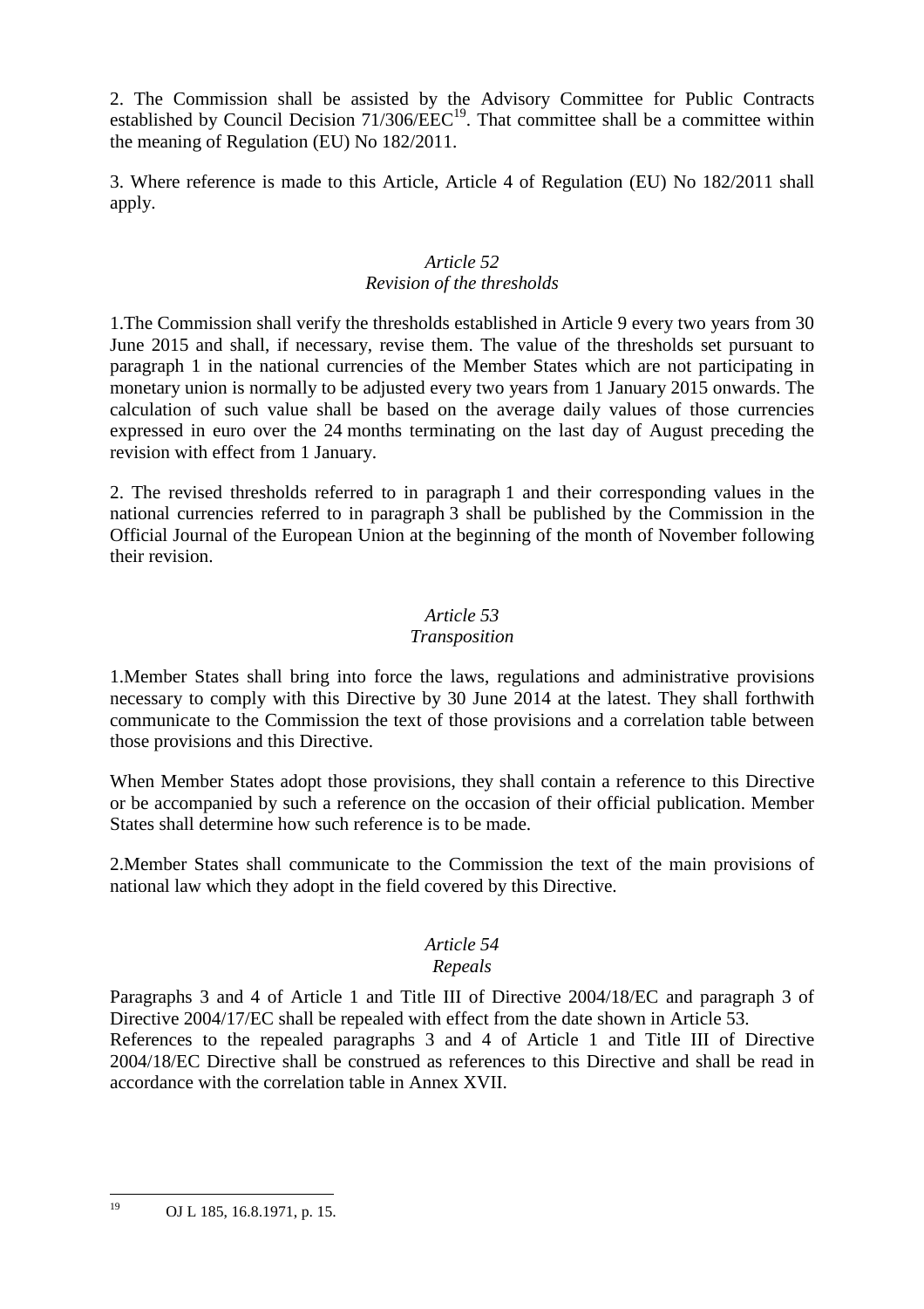2. The Commission shall be assisted by the Advisory Committee for Public Contracts established by Council Decision 71/306/EEC[19]. That committee shall be a committee within the meaning of Regulation (EU) No 182/2011.

3. Where reference is made to this Article, Article 4 of Regulation (EU) No 182/2011 shall apply.

*Article 52*
*Revision of the thresholds*

1.The Commission shall verify the thresholds established in Article 9 every two years from 30 June 2015 and shall, if necessary, revise them. The value of the thresholds set pursuant to paragraph 1 in the national currencies of the Member States which are not participating in monetary union is normally to be adjusted every two years from 1 January 2015 onwards. The calculation of such value shall be based on the average daily values of those currencies expressed in euro over the 24 months terminating on the last day of August preceding the revision with effect from 1 January.

2. The revised thresholds referred to in paragraph 1 and their corresponding values in the national currencies referred to in paragraph 3 shall be published by the Commission in the Official Journal of the European Union at the beginning of the month of November following their revision.

*Article 53*
*Transposition*

1.Member States shall bring into force the laws, regulations and administrative provisions necessary to comply with this Directive by 30 June 2014 at the latest. They shall forthwith communicate to the Commission the text of those provisions and a correlation table between those provisions and this Directive.

When Member States adopt those provisions, they shall contain a reference to this Directive or be accompanied by such a reference on the occasion of their official publication. Member States shall determine how such reference is to be made.

2.Member States shall communicate to the Commission the text of the main provisions of national law which they adopt in the field covered by this Directive.

*Article 54*
*Repeals*

Paragraphs 3 and 4 of Article 1 and Title III of Directive 2004/18/EC and paragraph 3 of Directive 2004/17/EC shall be repealed with effect from the date shown in Article 53.
References to the repealed paragraphs 3 and 4 of Article 1 and Title III of Directive 2004/18/EC Directive shall be construed as references to this Directive and shall be read in accordance with the correlation table in Annex XVII.

---

[19] OJ L 185, 16.8.1971, p. 15.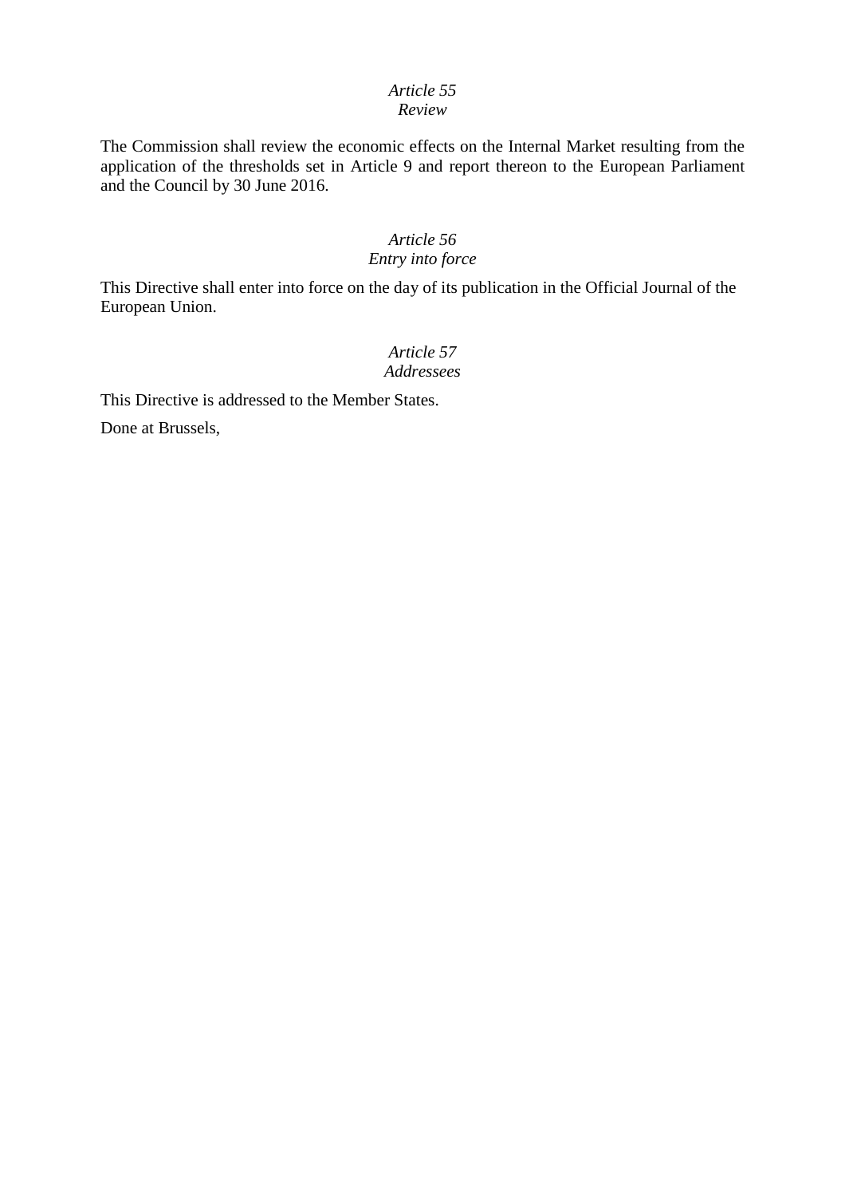*Article 55*
*Review*

The Commission shall review the economic effects on the Internal Market resulting from the application of the thresholds set in Article 9 and report thereon to the European Parliament and the Council by 30 June 2016.

*Article 56*
*Entry into force*

This Directive shall enter into force on the day of its publication in the Official Journal of the European Union.

*Article 57*
*Addressees*

This Directive is addressed to the Member States.

Done at Brussels,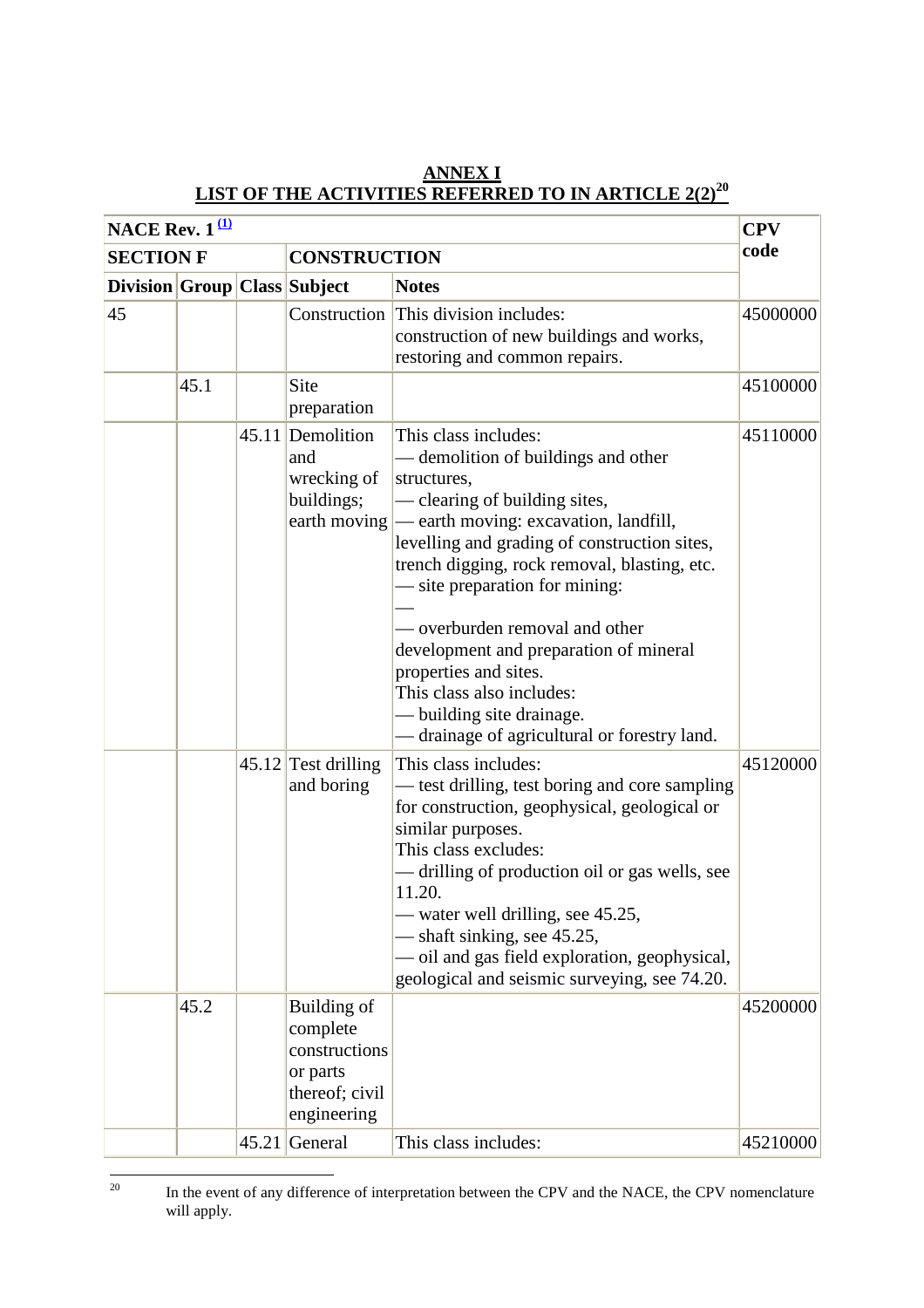**ANNEX I**
**LIST OF THE ACTIVITIES REFERRED TO IN ARTICLE 2(2)[20]**

| NACE Rev. 1 [(1)] | | | | | CPV code |
|---|---|---|---|---|---|
| SECTION F | | | CONSTRUCTION | | |
| Division | Group | Class | Subject | Notes | |
| 45 | | | Construction | This division includes:<br>construction of new buildings and works, restoring and common repairs. | 45000000 |
| | 45.1 | | Site preparation | | 45100000 |
| | | 45.11 | Demolition and wrecking of buildings; earth moving | This class includes:<br>— demolition of buildings and other structures,<br>— clearing of building sites,<br>— earth moving: excavation, landfill, levelling and grading of construction sites, trench digging, rock removal, blasting, etc.<br>— site preparation for mining:<br>—<br>— overburden removal and other development and preparation of mineral properties and sites.<br>This class also includes:<br>— building site drainage.<br>— drainage of agricultural or forestry land. | 45110000 |
| | | 45.12 | Test drilling and boring | This class includes:<br>— test drilling, test boring and core sampling for construction, geophysical, geological or similar purposes.<br>This class excludes:<br>— drilling of production oil or gas wells, see 11.20.<br>— water well drilling, see 45.25,<br>— shaft sinking, see 45.25,<br>— oil and gas field exploration, geophysical, geological and seismic surveying, see 74.20. | 45120000 |
| | 45.2 | | Building of complete constructions or parts thereof; civil engineering | | 45200000 |
| | | 45.21 | General | This class includes: | 45210000 |

[20] In the event of any difference of interpretation between the CPV and the NACE, the CPV nomenclature will apply.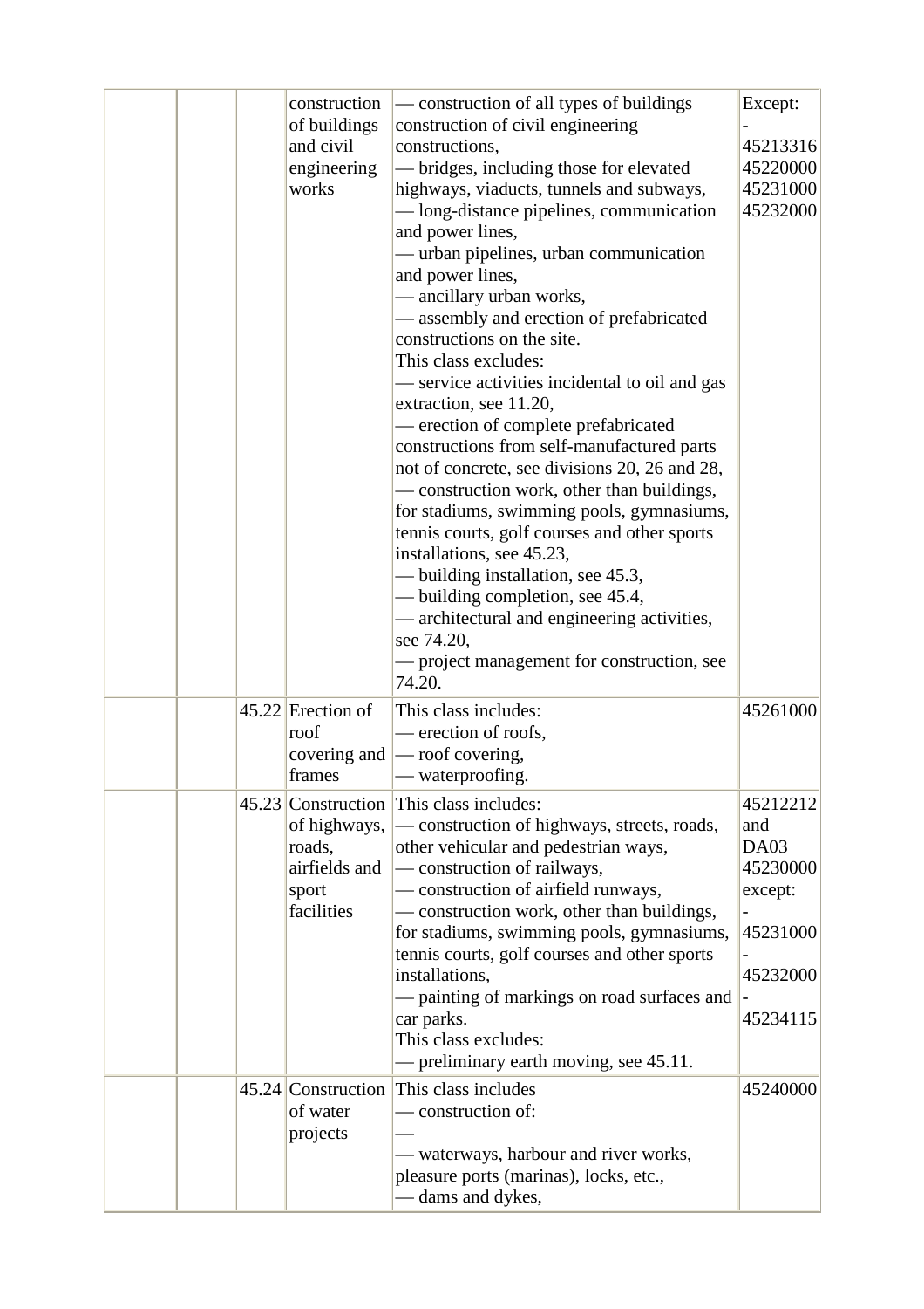| | | | | | |
|---|---|---|---|---|---|
| | | | construction of buildings and civil engineering works | — construction of all types of buildings construction of civil engineering constructions,<br>— bridges, including those for elevated highways, viaducts, tunnels and subways,<br>— long-distance pipelines, communication and power lines,<br>— urban pipelines, urban communication and power lines,<br>— ancillary urban works,<br>— assembly and erection of prefabricated constructions on the site.<br>This class excludes:<br>— service activities incidental to oil and gas extraction, see 11.20,<br>— erection of complete prefabricated constructions from self-manufactured parts not of concrete, see divisions 20, 26 and 28,<br>— construction work, other than buildings, for stadiums, swimming pools, gymnasiums, tennis courts, golf courses and other sports installations, see 45.23,<br>— building installation, see 45.3,<br>— building completion, see 45.4,<br>— architectural and engineering activities, see 74.20,<br>— project management for construction, see 74.20. | Except:<br>-<br>45213316<br>45220000<br>45231000<br>45232000 |
| | | 45.22 | Erection of roof covering and frames | This class includes:<br>— erection of roofs,<br>— roof covering,<br>— waterproofing. | 45261000 |
| | | 45.23 | Construction of highways, roads, airfields and sport facilities | This class includes:<br>— construction of highways, streets, roads, other vehicular and pedestrian ways,<br>— construction of railways,<br>— construction of airfield runways,<br>— construction work, other than buildings, for stadiums, swimming pools, gymnasiums, tennis courts, golf courses and other sports installations,<br>— painting of markings on road surfaces and car parks.<br>This class excludes:<br>— preliminary earth moving, see 45.11. | 45212212 and DA03<br>45230000<br>except:<br>-<br>45231000<br>-<br>45232000<br>-<br>45234115 |
| | | 45.24 | Construction of water projects | This class includes<br>— construction of:<br>—<br>— waterways, harbour and river works, pleasure ports (marinas), locks, etc.,<br>— dams and dykes, | 45240000 |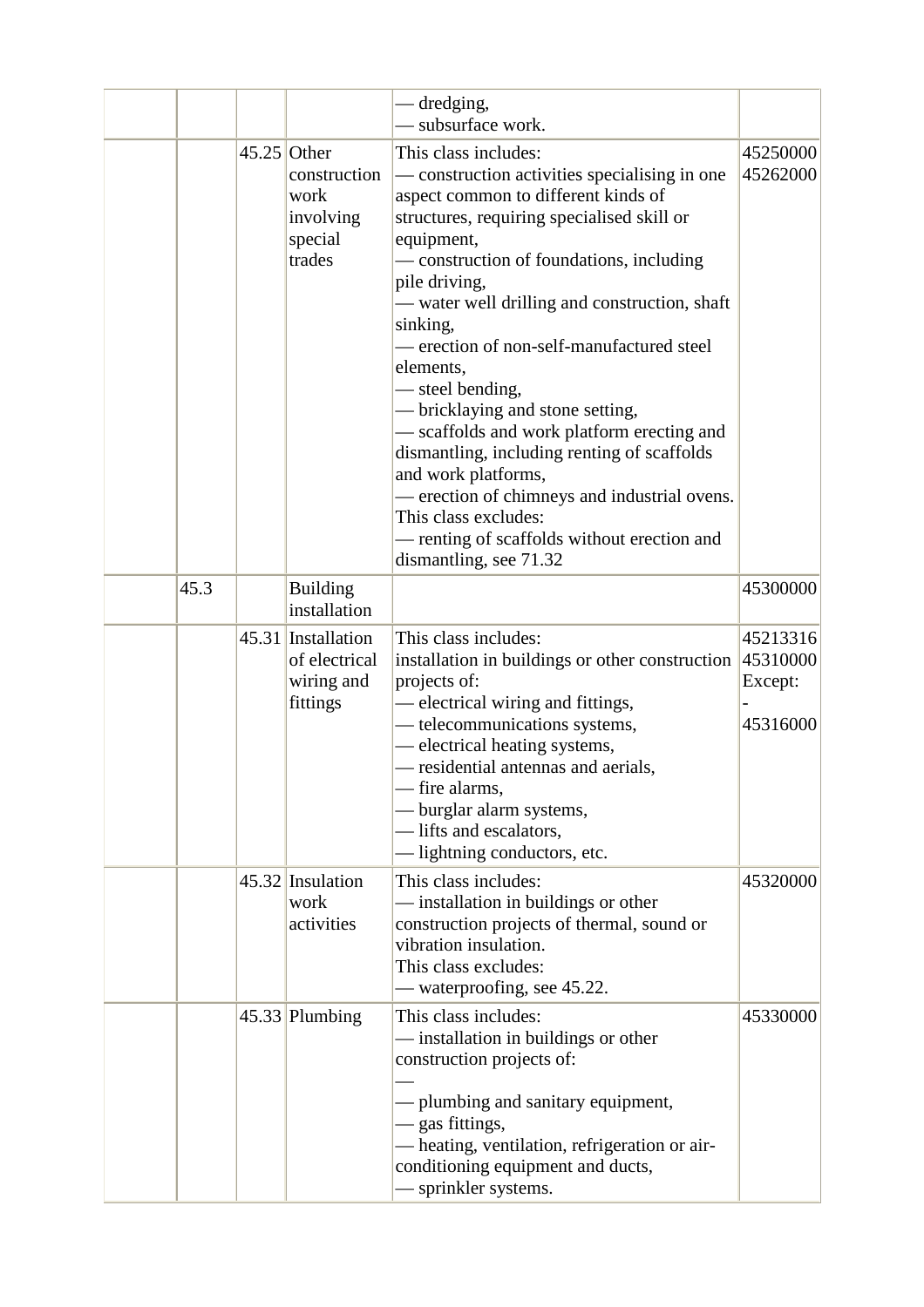| | | | | | |
|---|---|---|---|---|---|
| | | | | — dredging,<br>— subsurface work. | |
| | | 45.25 | Other construction work involving special trades | This class includes:<br>— construction activities specialising in one aspect common to different kinds of structures, requiring specialised skill or equipment,<br>— construction of foundations, including pile driving,<br>— water well drilling and construction, shaft sinking,<br>— erection of non-self-manufactured steel elements,<br>— steel bending,<br>— bricklaying and stone setting,<br>— scaffolds and work platform erecting and dismantling, including renting of scaffolds and work platforms,<br>— erection of chimneys and industrial ovens.<br>This class excludes:<br>— renting of scaffolds without erection and dismantling, see 71.32 | 45250000<br>45262000 |
| | 45.3 | | Building installation | | 45300000 |
| | | 45.31 | Installation of electrical wiring and fittings | This class includes:<br>installation in buildings or other construction projects of:<br>— electrical wiring and fittings,<br>— telecommunications systems,<br>— electrical heating systems,<br>— residential antennas and aerials,<br>— fire alarms,<br>— burglar alarm systems,<br>— lifts and escalators,<br>— lightning conductors, etc. | 45213316<br>45310000<br>Except:<br>-<br>45316000 |
| | | 45.32 | Insulation work activities | This class includes:<br>— installation in buildings or other construction projects of thermal, sound or vibration insulation.<br>This class excludes:<br>— waterproofing, see 45.22. | 45320000 |
| | | 45.33 | Plumbing | This class includes:<br>— installation in buildings or other construction projects of:<br>—<br>— plumbing and sanitary equipment,<br>— gas fittings,<br>— heating, ventilation, refrigeration or air-conditioning equipment and ducts,<br>— sprinkler systems. | 45330000 |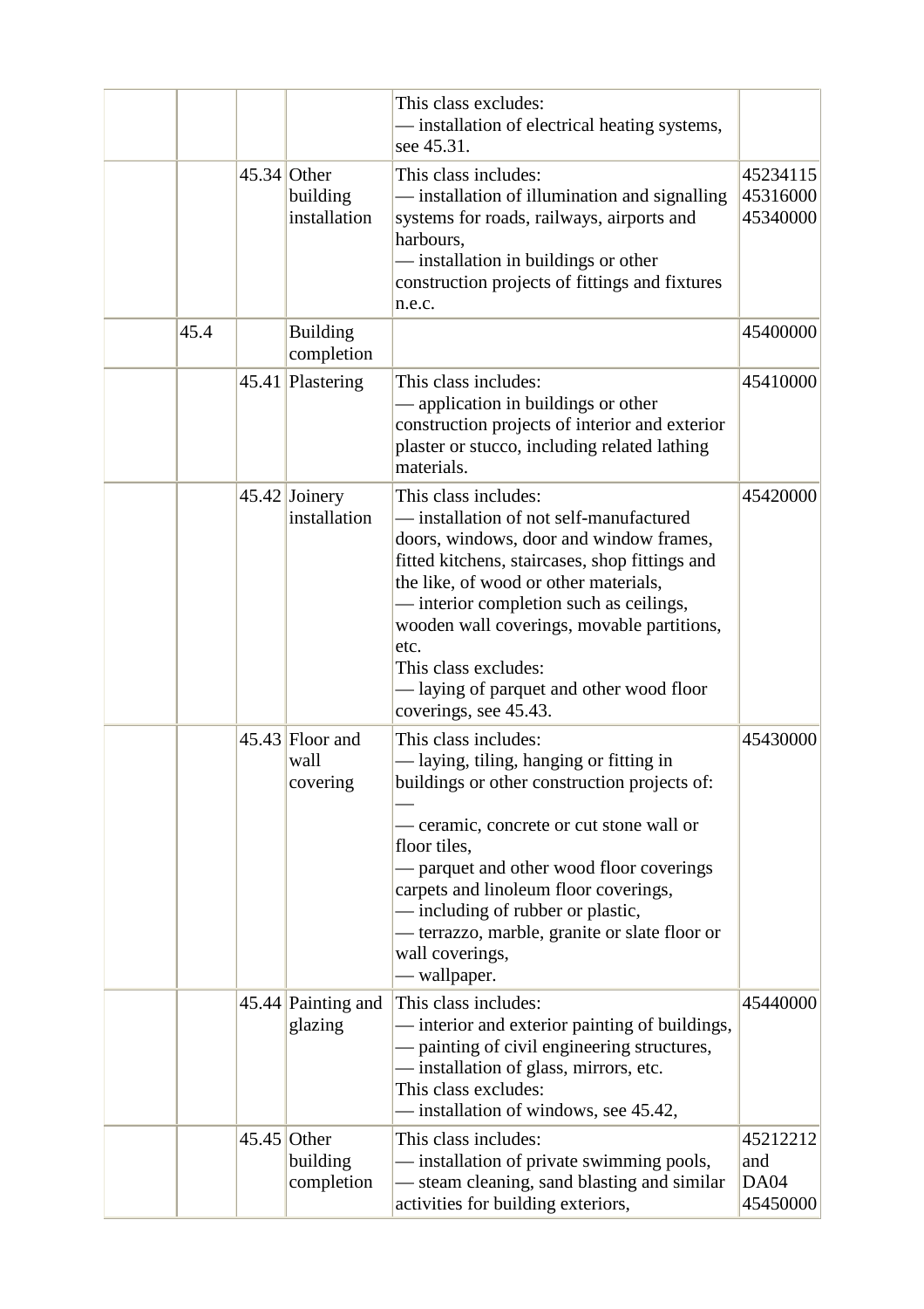| | | | | | |
|---|---|---|---|---|---|
| | | | | This class excludes:<br>— installation of electrical heating systems, see 45.31. | |
| | | 45.34 | Other building installation | This class includes:<br>— installation of illumination and signalling systems for roads, railways, airports and harbours,<br>— installation in buildings or other construction projects of fittings and fixtures n.e.c. | 45234115<br>45316000<br>45340000 |
| | 45.4 | | Building completion | | 45400000 |
| | | 45.41 | Plastering | This class includes:<br>— application in buildings or other construction projects of interior and exterior plaster or stucco, including related lathing materials. | 45410000 |
| | | 45.42 | Joinery installation | This class includes:<br>— installation of not self-manufactured doors, windows, door and window frames, fitted kitchens, staircases, shop fittings and the like, of wood or other materials,<br>— interior completion such as ceilings, wooden wall coverings, movable partitions, etc.<br>This class excludes:<br>— laying of parquet and other wood floor coverings, see 45.43. | 45420000 |
| | | 45.43 | Floor and wall covering | This class includes:<br>— laying, tiling, hanging or fitting in buildings or other construction projects of:<br>—<br>— ceramic, concrete or cut stone wall or floor tiles,<br>— parquet and other wood floor coverings carpets and linoleum floor coverings,<br>— including of rubber or plastic,<br>— terrazzo, marble, granite or slate floor or wall coverings,<br>— wallpaper. | 45430000 |
| | | 45.44 | Painting and glazing | This class includes:<br>— interior and exterior painting of buildings,<br>— painting of civil engineering structures,<br>— installation of glass, mirrors, etc.<br>This class excludes:<br>— installation of windows, see 45.42, | 45440000 |
| | | 45.45 | Other building completion | This class includes:<br>— installation of private swimming pools,<br>— steam cleaning, sand blasting and similar activities for building exteriors, | 45212212 and DA04<br>45450000 |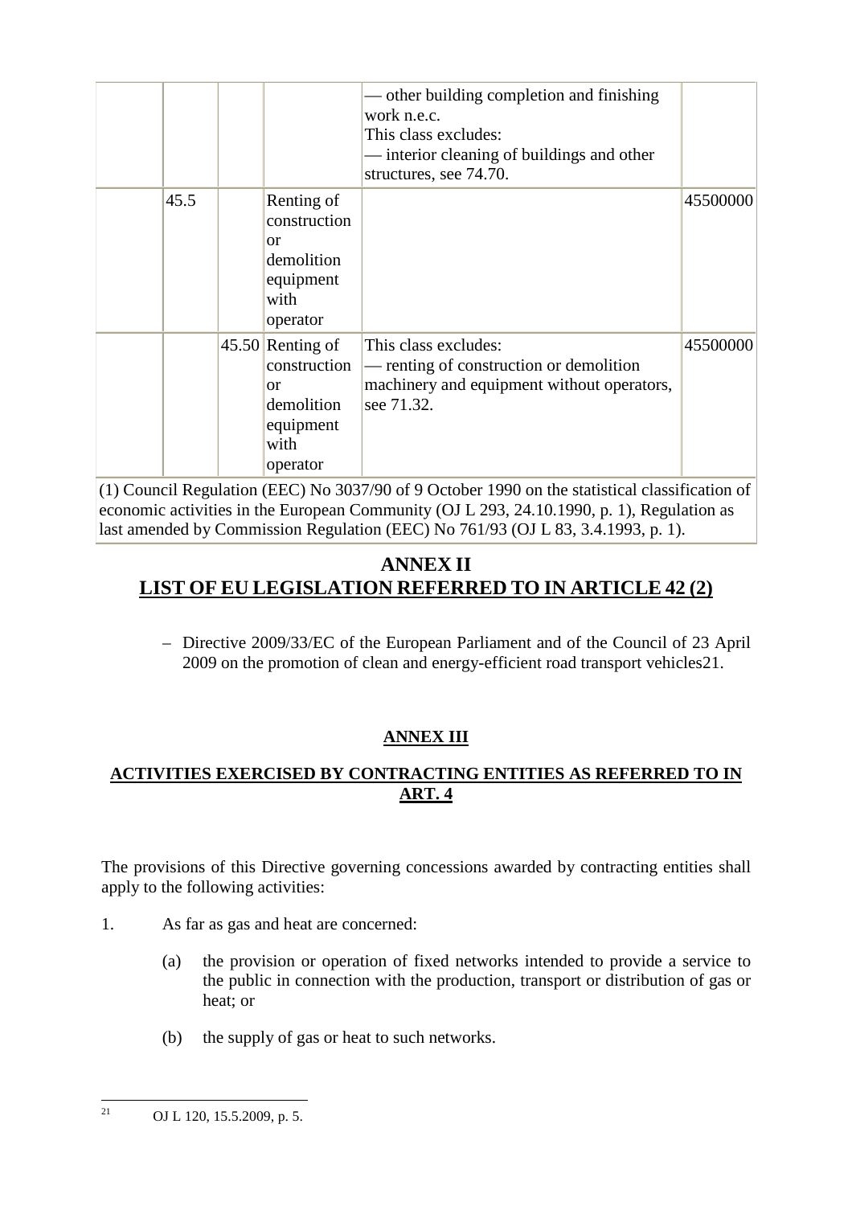| | | | | | |
|---|---|---|---|---|---|
| | | | | — other building completion and finishing work n.e.c.<br>This class excludes:<br>— interior cleaning of buildings and other structures, see 74.70. | |
| | 45.5 | | Renting of construction or demolition equipment with operator | | 45500000 |
| | | 45.50 | Renting of construction or demolition equipment with operator | This class excludes:<br>— renting of construction or demolition machinery and equipment without operators, see 71.32. | 45500000 |

(1) Council Regulation (EEC) No 3037/90 of 9 October 1990 on the statistical classification of economic activities in the European Community (OJ L 293, 24.10.1990, p. 1), Regulation as last amended by Commission Regulation (EEC) No 761/93 (OJ L 83, 3.4.1993, p. 1).

# ANNEX II
## LIST OF EU LEGISLATION REFERRED TO IN ARTICLE 42 (2)

– Directive 2009/33/EC of the European Parliament and of the Council of 23 April 2009 on the promotion of clean and energy-efficient road transport vehicles[21].

# ANNEX III

## ACTIVITIES EXERCISED BY CONTRACTING ENTITIES AS REFERRED TO IN ART. 4

The provisions of this Directive governing concessions awarded by contracting entities shall apply to the following activities:

1. As far as gas and heat are concerned:

   (a) the provision or operation of fixed networks intended to provide a service to the public in connection with the production, transport or distribution of gas or heat; or

   (b) the supply of gas or heat to such networks.

[21] OJ L 120, 15.5.2009, p. 5.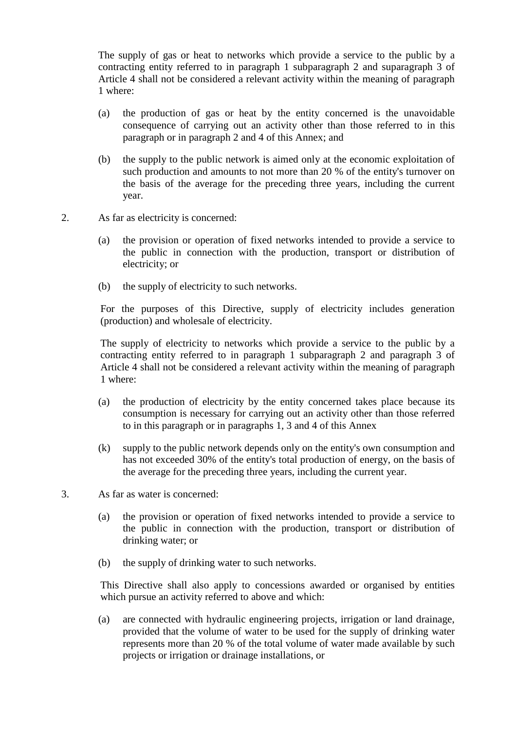The supply of gas or heat to networks which provide a service to the public by a contracting entity referred to in paragraph 1 subparagraph 2 and suparagraph 3 of Article 4 shall not be considered a relevant activity within the meaning of paragraph 1 where:

(a) the production of gas or heat by the entity concerned is the unavoidable consequence of carrying out an activity other than those referred to in this paragraph or in paragraph 2 and 4 of this Annex; and

(b) the supply to the public network is aimed only at the economic exploitation of such production and amounts to not more than 20 % of the entity's turnover on the basis of the average for the preceding three years, including the current year.

2. As far as electricity is concerned:

(a) the provision or operation of fixed networks intended to provide a service to the public in connection with the production, transport or distribution of electricity; or

(b) the supply of electricity to such networks.

For the purposes of this Directive, supply of electricity includes generation (production) and wholesale of electricity.

The supply of electricity to networks which provide a service to the public by a contracting entity referred to in paragraph 1 subparagraph 2 and paragraph 3 of Article 4 shall not be considered a relevant activity within the meaning of paragraph 1 where:

(a) the production of electricity by the entity concerned takes place because its consumption is necessary for carrying out an activity other than those referred to in this paragraph or in paragraphs 1, 3 and 4 of this Annex

(k) supply to the public network depends only on the entity's own consumption and has not exceeded 30% of the entity's total production of energy, on the basis of the average for the preceding three years, including the current year.

3. As far as water is concerned:

(a) the provision or operation of fixed networks intended to provide a service to the public in connection with the production, transport or distribution of drinking water; or

(b) the supply of drinking water to such networks.

This Directive shall also apply to concessions awarded or organised by entities which pursue an activity referred to above and which:

(a) are connected with hydraulic engineering projects, irrigation or land drainage, provided that the volume of water to be used for the supply of drinking water represents more than 20 % of the total volume of water made available by such projects or irrigation or drainage installations, or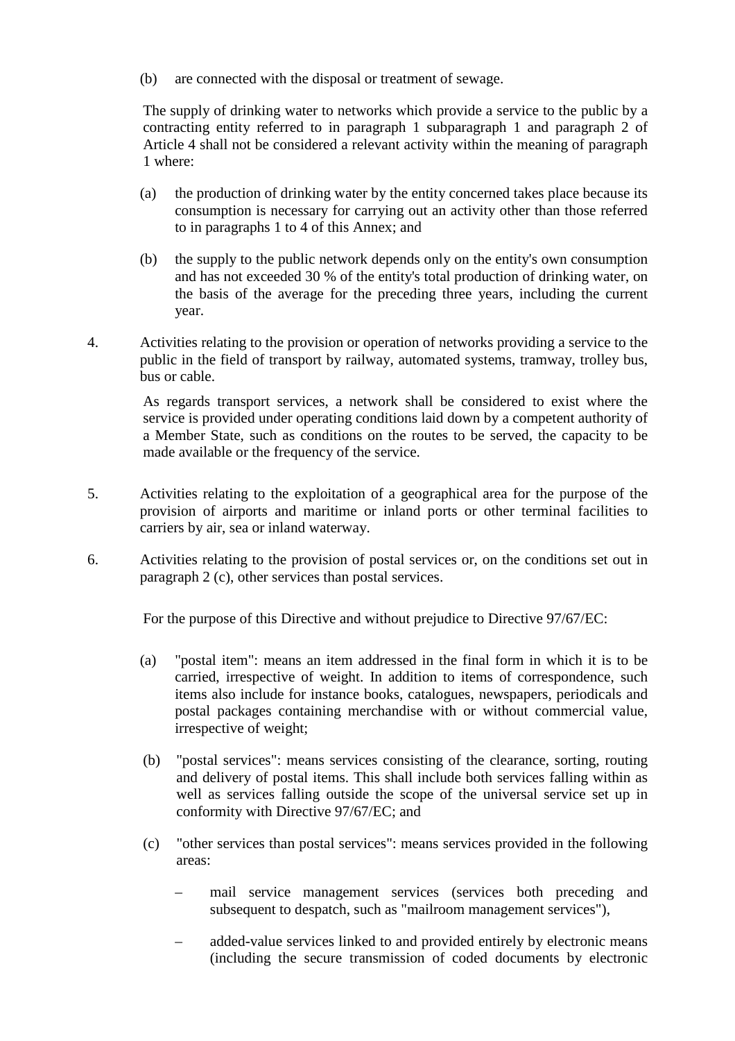(b) are connected with the disposal or treatment of sewage.

The supply of drinking water to networks which provide a service to the public by a contracting entity referred to in paragraph 1 subparagraph 1 and paragraph 2 of Article 4 shall not be considered a relevant activity within the meaning of paragraph 1 where:

(a) the production of drinking water by the entity concerned takes place because its consumption is necessary for carrying out an activity other than those referred to in paragraphs 1 to 4 of this Annex; and

(b) the supply to the public network depends only on the entity's own consumption and has not exceeded 30 % of the entity's total production of drinking water, on the basis of the average for the preceding three years, including the current year.

4. Activities relating to the provision or operation of networks providing a service to the public in the field of transport by railway, automated systems, tramway, trolley bus, bus or cable.

   As regards transport services, a network shall be considered to exist where the service is provided under operating conditions laid down by a competent authority of a Member State, such as conditions on the routes to be served, the capacity to be made available or the frequency of the service.

5. Activities relating to the exploitation of a geographical area for the purpose of the provision of airports and maritime or inland ports or other terminal facilities to carriers by air, sea or inland waterway.

6. Activities relating to the provision of postal services or, on the conditions set out in paragraph 2 (c), other services than postal services.

   For the purpose of this Directive and without prejudice to Directive 97/67/EC:

   (a) "postal item": means an item addressed in the final form in which it is to be carried, irrespective of weight. In addition to items of correspondence, such items also include for instance books, catalogues, newspapers, periodicals and postal packages containing merchandise with or without commercial value, irrespective of weight;

   (b) "postal services": means services consisting of the clearance, sorting, routing and delivery of postal items. This shall include both services falling within as well as services falling outside the scope of the universal service set up in conformity with Directive 97/67/EC; and

   (c) "other services than postal services": means services provided in the following areas:

   – mail service management services (services both preceding and subsequent to despatch, such as "mailroom management services"),

   – added-value services linked to and provided entirely by electronic means (including the secure transmission of coded documents by electronic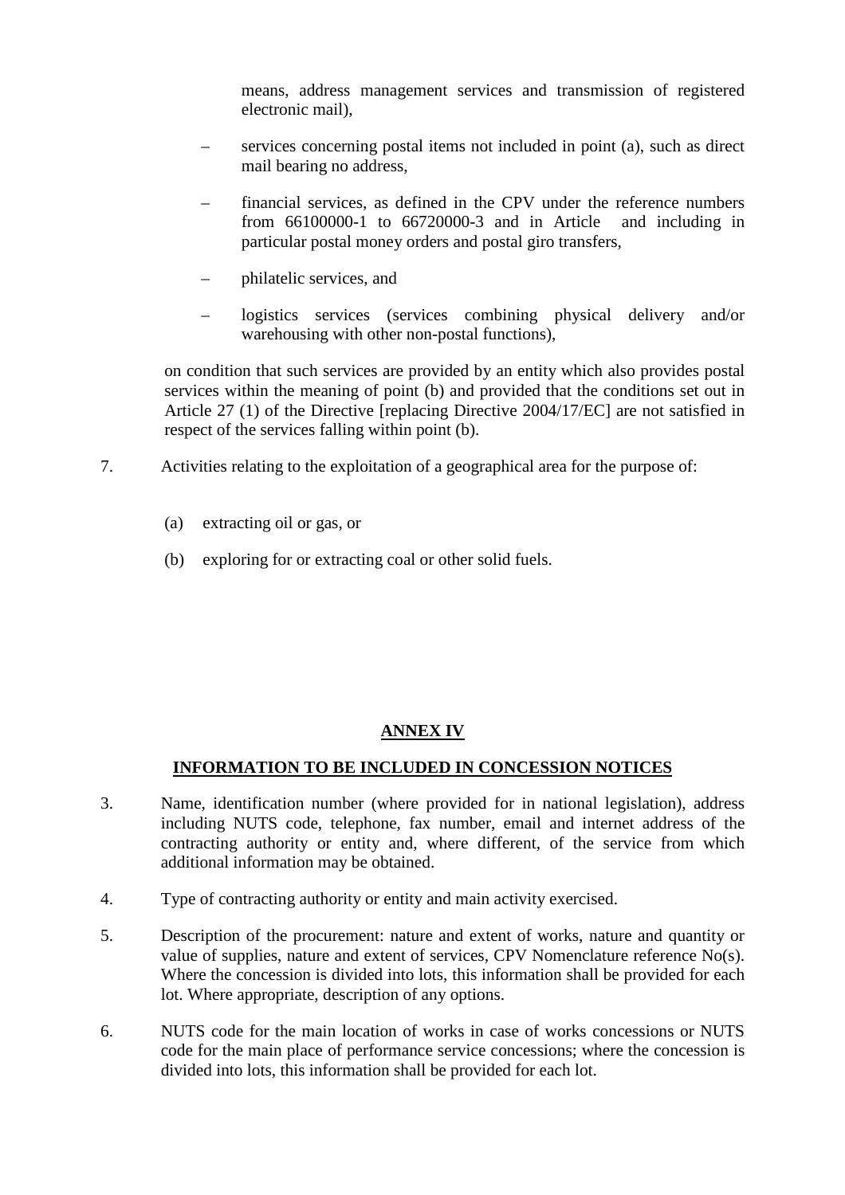means, address management services and transmission of registered electronic mail),

- services concerning postal items not included in point (a), such as direct mail bearing no address,
- financial services, as defined in the CPV under the reference numbers from 66100000-1 to 66720000-3 and in Article and including in particular postal money orders and postal giro transfers,
- philatelic services, and
- logistics services (services combining physical delivery and/or warehousing with other non-postal functions),

on condition that such services are provided by an entity which also provides postal services within the meaning of point (b) and provided that the conditions set out in Article 27 (1) of the Directive [replacing Directive 2004/17/EC] are not satisfied in respect of the services falling within point (b).

7. Activities relating to the exploitation of a geographical area for the purpose of:

   (a) extracting oil or gas, or

   (b) exploring for or extracting coal or other solid fuels.

## ANNEX IV

## INFORMATION TO BE INCLUDED IN CONCESSION NOTICES

3. Name, identification number (where provided for in national legislation), address including NUTS code, telephone, fax number, email and internet address of the contracting authority or entity and, where different, of the service from which additional information may be obtained.

4. Type of contracting authority or entity and main activity exercised.

5. Description of the procurement: nature and extent of works, nature and quantity or value of supplies, nature and extent of services, CPV Nomenclature reference No(s). Where the concession is divided into lots, this information shall be provided for each lot. Where appropriate, description of any options.

6. NUTS code for the main location of works in case of works concessions or NUTS code for the main place of performance service concessions; where the concession is divided into lots, this information shall be provided for each lot.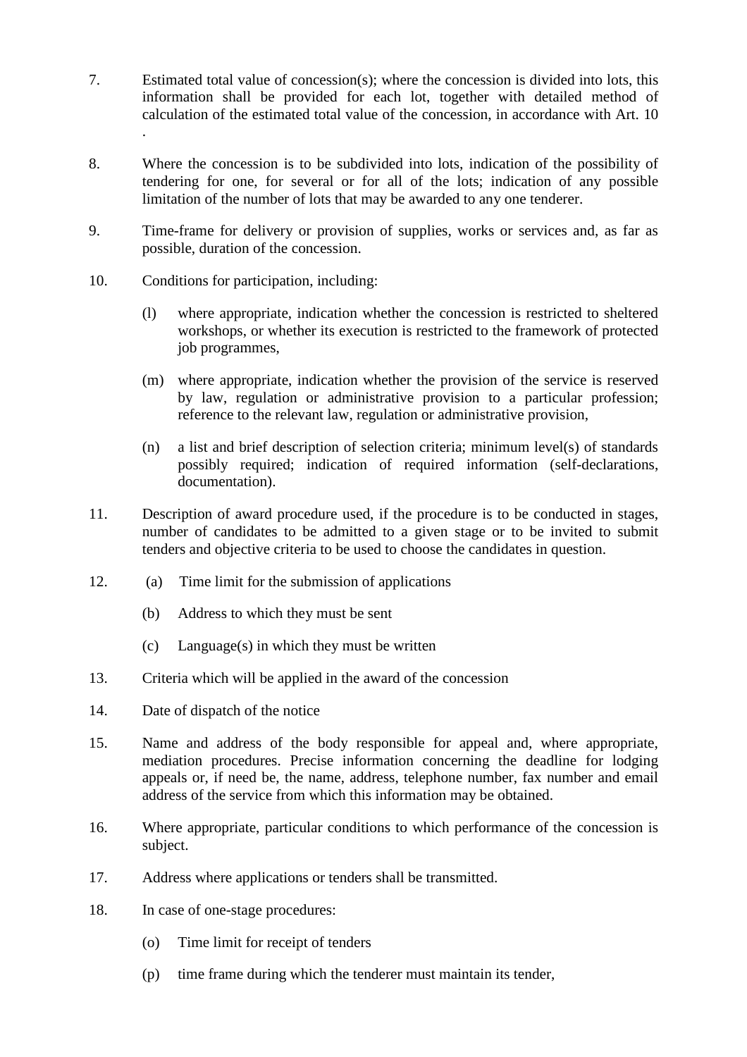7. Estimated total value of concession(s); where the concession is divided into lots, this information shall be provided for each lot, together with detailed method of calculation of the estimated total value of the concession, in accordance with Art. 10 .

8. Where the concession is to be subdivided into lots, indication of the possibility of tendering for one, for several or for all of the lots; indication of any possible limitation of the number of lots that may be awarded to any one tenderer.

9. Time-frame for delivery or provision of supplies, works or services and, as far as possible, duration of the concession.

10. Conditions for participation, including:

    (l) where appropriate, indication whether the concession is restricted to sheltered workshops, or whether its execution is restricted to the framework of protected job programmes,

    (m) where appropriate, indication whether the provision of the service is reserved by law, regulation or administrative provision to a particular profession; reference to the relevant law, regulation or administrative provision,

    (n) a list and brief description of selection criteria; minimum level(s) of standards possibly required; indication of required information (self-declarations, documentation).

11. Description of award procedure used, if the procedure is to be conducted in stages, number of candidates to be admitted to a given stage or to be invited to submit tenders and objective criteria to be used to choose the candidates in question.

12. (a) Time limit for the submission of applications

    (b) Address to which they must be sent

    (c) Language(s) in which they must be written

13. Criteria which will be applied in the award of the concession

14. Date of dispatch of the notice

15. Name and address of the body responsible for appeal and, where appropriate, mediation procedures. Precise information concerning the deadline for lodging appeals or, if need be, the name, address, telephone number, fax number and email address of the service from which this information may be obtained.

16. Where appropriate, particular conditions to which performance of the concession is subject.

17. Address where applications or tenders shall be transmitted.

18. In case of one-stage procedures:

    (o) Time limit for receipt of tenders

    (p) time frame during which the tenderer must maintain its tender,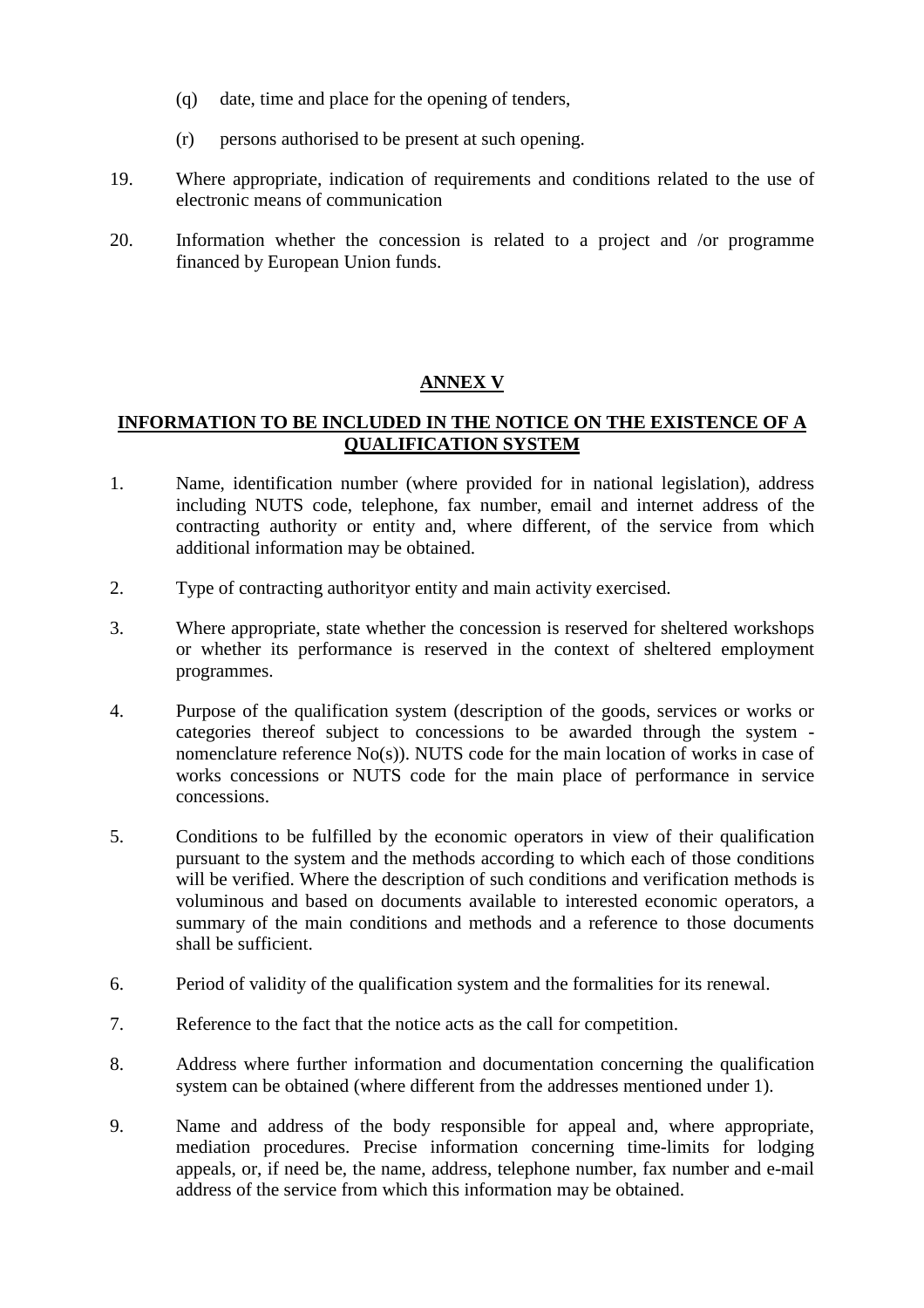(q) date, time and place for the opening of tenders,

(r) persons authorised to be present at such opening.

19. Where appropriate, indication of requirements and conditions related to the use of electronic means of communication

20. Information whether the concession is related to a project and /or programme financed by European Union funds.

## ANNEX V

## INFORMATION TO BE INCLUDED IN THE NOTICE ON THE EXISTENCE OF A QUALIFICATION SYSTEM

1. Name, identification number (where provided for in national legislation), address including NUTS code, telephone, fax number, email and internet address of the contracting authority or entity and, where different, of the service from which additional information may be obtained.

2. Type of contracting authorityor entity and main activity exercised.

3. Where appropriate, state whether the concession is reserved for sheltered workshops or whether its performance is reserved in the context of sheltered employment programmes.

4. Purpose of the qualification system (description of the goods, services or works or categories thereof subject to concessions to be awarded through the system - nomenclature reference No(s)). NUTS code for the main location of works in case of works concessions or NUTS code for the main place of performance in service concessions.

5. Conditions to be fulfilled by the economic operators in view of their qualification pursuant to the system and the methods according to which each of those conditions will be verified. Where the description of such conditions and verification methods is voluminous and based on documents available to interested economic operators, a summary of the main conditions and methods and a reference to those documents shall be sufficient.

6. Period of validity of the qualification system and the formalities for its renewal.

7. Reference to the fact that the notice acts as the call for competition.

8. Address where further information and documentation concerning the qualification system can be obtained (where different from the addresses mentioned under 1).

9. Name and address of the body responsible for appeal and, where appropriate, mediation procedures. Precise information concerning time-limits for lodging appeals, or, if need be, the name, address, telephone number, fax number and e-mail address of the service from which this information may be obtained.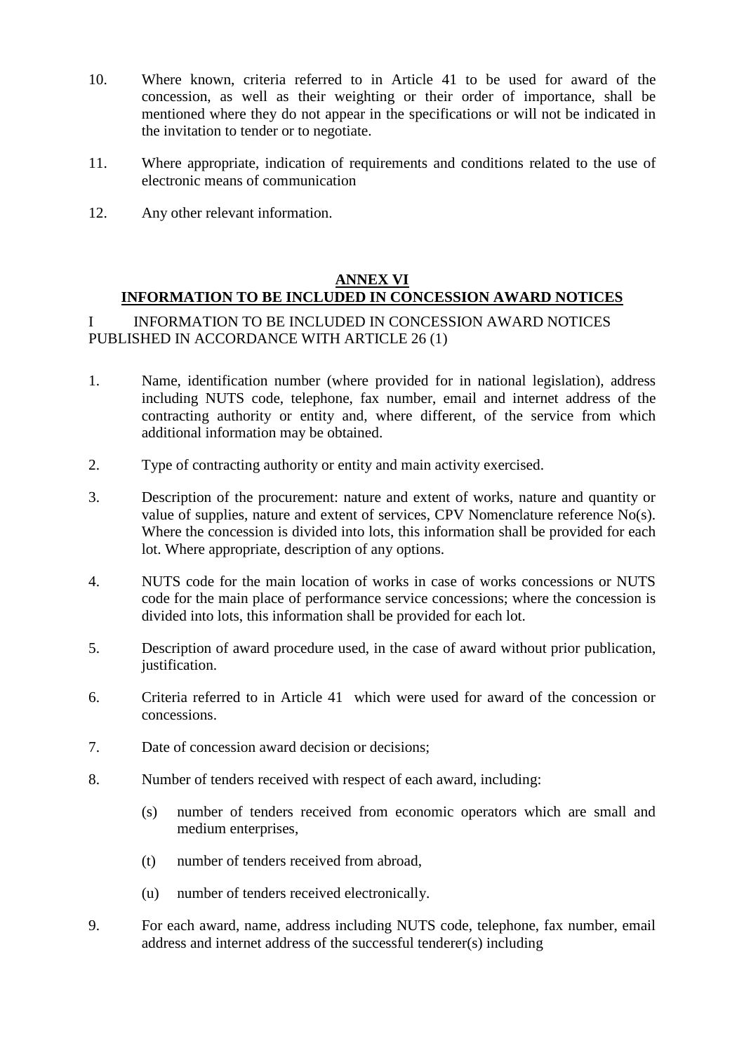10. Where known, criteria referred to in Article 41 to be used for award of the concession, as well as their weighting or their order of importance, shall be mentioned where they do not appear in the specifications or will not be indicated in the invitation to tender or to negotiate.

11. Where appropriate, indication of requirements and conditions related to the use of electronic means of communication

12. Any other relevant information.

## ANNEX VI
## INFORMATION TO BE INCLUDED IN CONCESSION AWARD NOTICES

I INFORMATION TO BE INCLUDED IN CONCESSION AWARD NOTICES PUBLISHED IN ACCORDANCE WITH ARTICLE 26 (1)

1. Name, identification number (where provided for in national legislation), address including NUTS code, telephone, fax number, email and internet address of the contracting authority or entity and, where different, of the service from which additional information may be obtained.

2. Type of contracting authority or entity and main activity exercised.

3. Description of the procurement: nature and extent of works, nature and quantity or value of supplies, nature and extent of services, CPV Nomenclature reference No(s). Where the concession is divided into lots, this information shall be provided for each lot. Where appropriate, description of any options.

4. NUTS code for the main location of works in case of works concessions or NUTS code for the main place of performance service concessions; where the concession is divided into lots, this information shall be provided for each lot.

5. Description of award procedure used, in the case of award without prior publication, justification.

6. Criteria referred to in Article 41 which were used for award of the concession or concessions.

7. Date of concession award decision or decisions;

8. Number of tenders received with respect of each award, including:

   (s) number of tenders received from economic operators which are small and medium enterprises,

   (t) number of tenders received from abroad,

   (u) number of tenders received electronically.

9. For each award, name, address including NUTS code, telephone, fax number, email address and internet address of the successful tenderer(s) including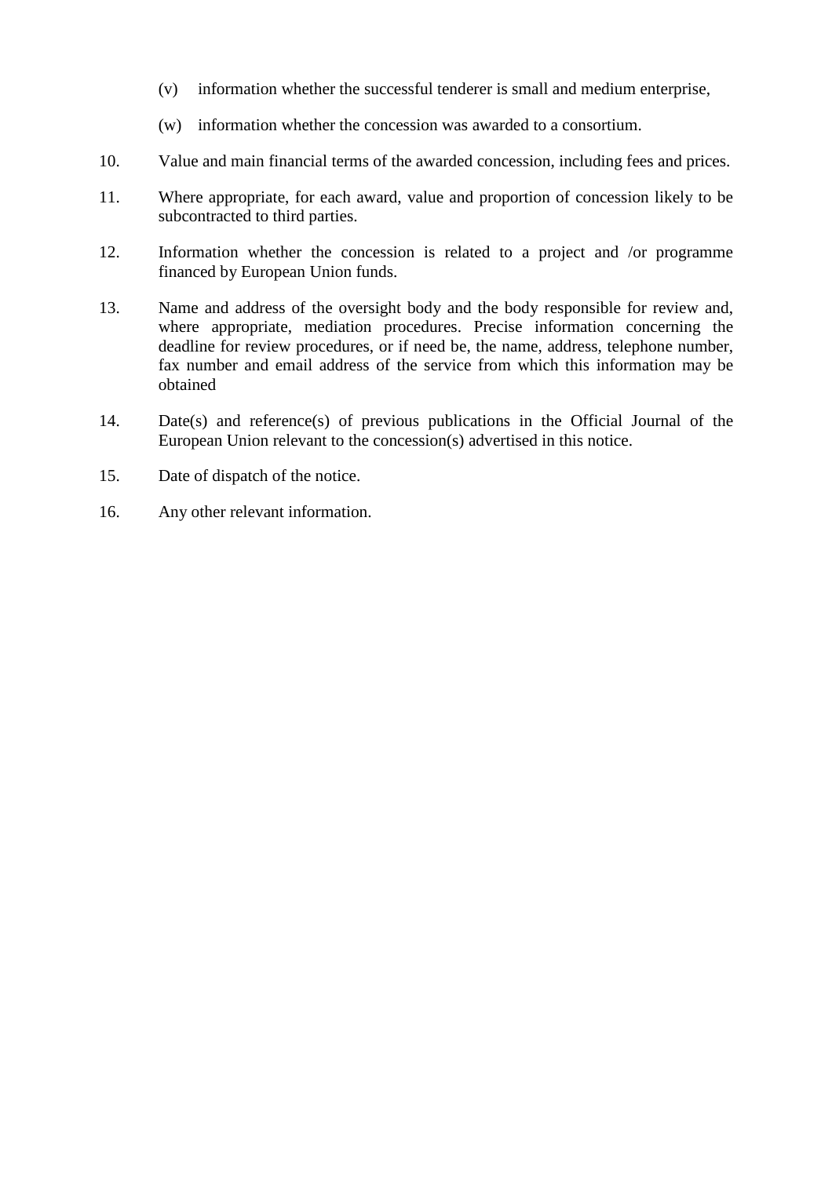(v) information whether the successful tenderer is small and medium enterprise,

(w) information whether the concession was awarded to a consortium.

10. Value and main financial terms of the awarded concession, including fees and prices.

11. Where appropriate, for each award, value and proportion of concession likely to be subcontracted to third parties.

12. Information whether the concession is related to a project and /or programme financed by European Union funds.

13. Name and address of the oversight body and the body responsible for review and, where appropriate, mediation procedures. Precise information concerning the deadline for review procedures, or if need be, the name, address, telephone number, fax number and email address of the service from which this information may be obtained

14. Date(s) and reference(s) of previous publications in the Official Journal of the European Union relevant to the concession(s) advertised in this notice.

15. Date of dispatch of the notice.

16. Any other relevant information.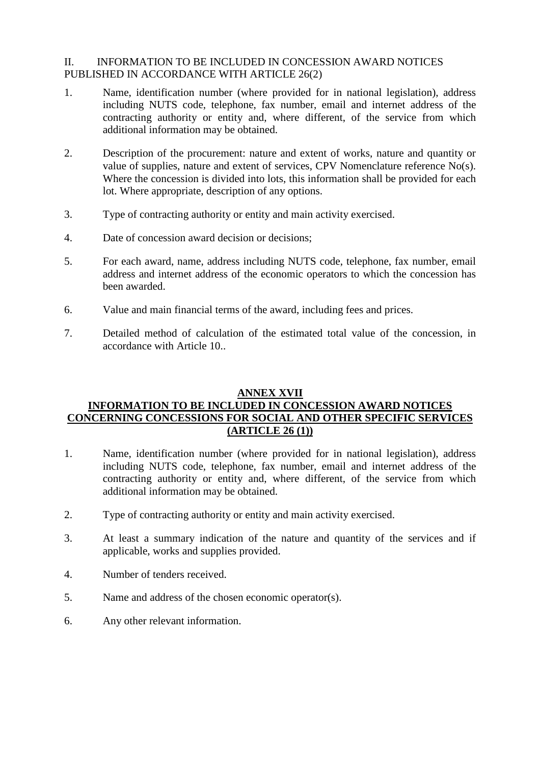II. INFORMATION TO BE INCLUDED IN CONCESSION AWARD NOTICES PUBLISHED IN ACCORDANCE WITH ARTICLE 26(2)

1. Name, identification number (where provided for in national legislation), address including NUTS code, telephone, fax number, email and internet address of the contracting authority or entity and, where different, of the service from which additional information may be obtained.

2. Description of the procurement: nature and extent of works, nature and quantity or value of supplies, nature and extent of services, CPV Nomenclature reference No(s). Where the concession is divided into lots, this information shall be provided for each lot. Where appropriate, description of any options.

3. Type of contracting authority or entity and main activity exercised.

4. Date of concession award decision or decisions;

5. For each award, name, address including NUTS code, telephone, fax number, email address and internet address of the economic operators to which the concession has been awarded.

6. Value and main financial terms of the award, including fees and prices.

7. Detailed method of calculation of the estimated total value of the concession, in accordance with Article 10..

## ANNEX XVII
## INFORMATION TO BE INCLUDED IN CONCESSION AWARD NOTICES CONCERNING CONCESSIONS FOR SOCIAL AND OTHER SPECIFIC SERVICES (ARTICLE 26 (1))

1. Name, identification number (where provided for in national legislation), address including NUTS code, telephone, fax number, email and internet address of the contracting authority or entity and, where different, of the service from which additional information may be obtained.

2. Type of contracting authority or entity and main activity exercised.

3. At least a summary indication of the nature and quantity of the services and if applicable, works and supplies provided.

4. Number of tenders received.

5. Name and address of the chosen economic operator(s).

6. Any other relevant information.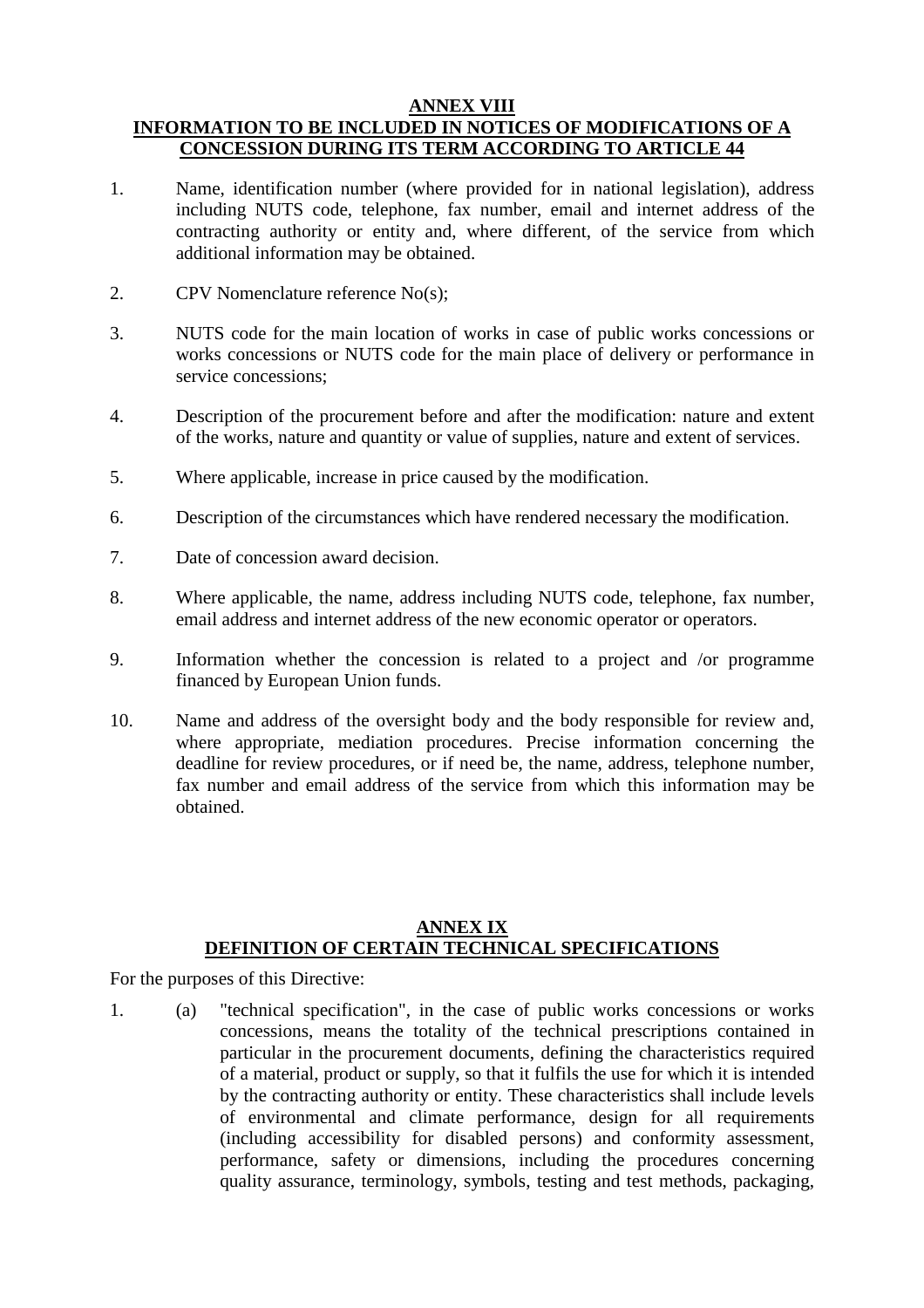## ANNEX VIII
## INFORMATION TO BE INCLUDED IN NOTICES OF MODIFICATIONS OF A CONCESSION DURING ITS TERM ACCORDING TO ARTICLE 44

1. Name, identification number (where provided for in national legislation), address including NUTS code, telephone, fax number, email and internet address of the contracting authority or entity and, where different, of the service from which additional information may be obtained.

2. CPV Nomenclature reference No(s);

3. NUTS code for the main location of works in case of public works concessions or works concessions or NUTS code for the main place of delivery or performance in service concessions;

4. Description of the procurement before and after the modification: nature and extent of the works, nature and quantity or value of supplies, nature and extent of services.

5. Where applicable, increase in price caused by the modification.

6. Description of the circumstances which have rendered necessary the modification.

7. Date of concession award decision.

8. Where applicable, the name, address including NUTS code, telephone, fax number, email address and internet address of the new economic operator or operators.

9. Information whether the concession is related to a project and /or programme financed by European Union funds.

10. Name and address of the oversight body and the body responsible for review and, where appropriate, mediation procedures. Precise information concerning the deadline for review procedures, or if need be, the name, address, telephone number, fax number and email address of the service from which this information may be obtained.

## ANNEX IX
## DEFINITION OF CERTAIN TECHNICAL SPECIFICATIONS

For the purposes of this Directive:

1. (a) "technical specification", in the case of public works concessions or works concessions, means the totality of the technical prescriptions contained in particular in the procurement documents, defining the characteristics required of a material, product or supply, so that it fulfils the use for which it is intended by the contracting authority or entity. These characteristics shall include levels of environmental and climate performance, design for all requirements (including accessibility for disabled persons) and conformity assessment, performance, safety or dimensions, including the procedures concerning quality assurance, terminology, symbols, testing and test methods, packaging,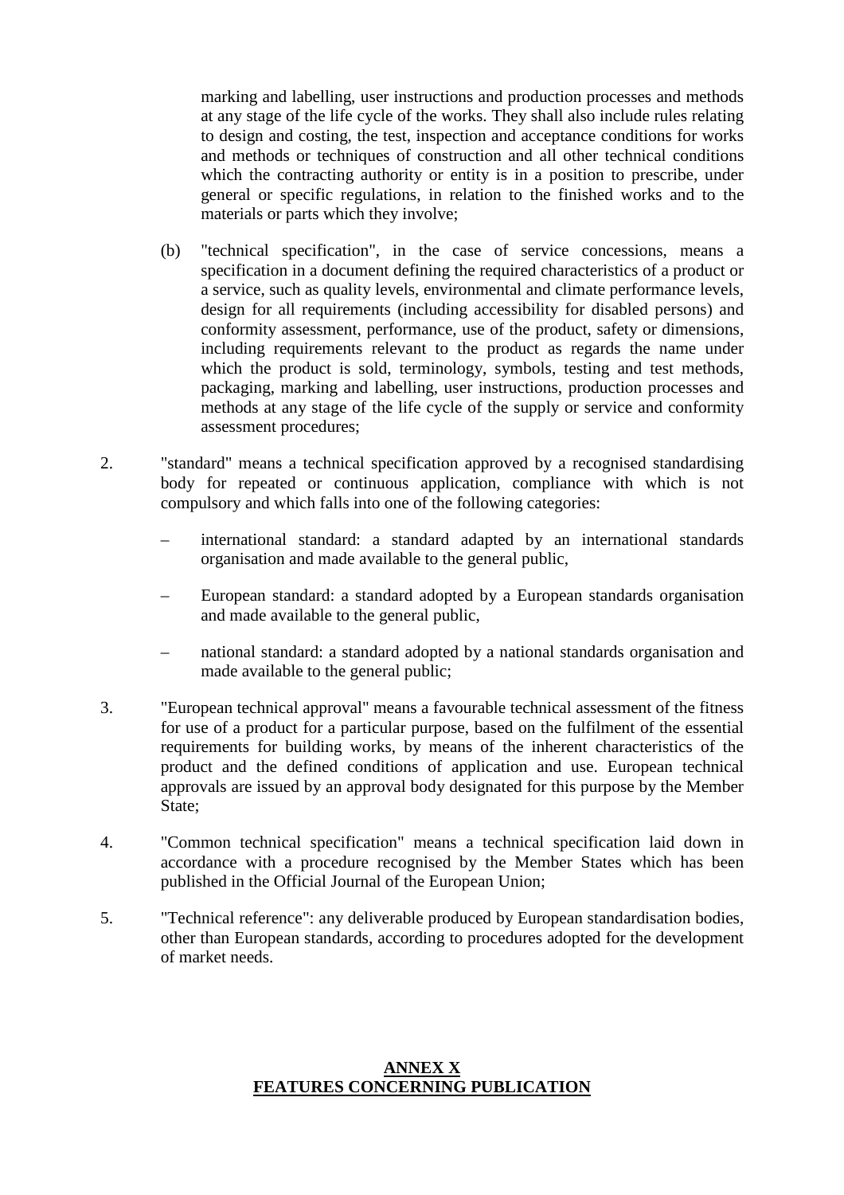marking and labelling, user instructions and production processes and methods at any stage of the life cycle of the works. They shall also include rules relating to design and costing, the test, inspection and acceptance conditions for works and methods or techniques of construction and all other technical conditions which the contracting authority or entity is in a position to prescribe, under general or specific regulations, in relation to the finished works and to the materials or parts which they involve;

(b) "technical specification", in the case of service concessions, means a specification in a document defining the required characteristics of a product or a service, such as quality levels, environmental and climate performance levels, design for all requirements (including accessibility for disabled persons) and conformity assessment, performance, use of the product, safety or dimensions, including requirements relevant to the product as regards the name under which the product is sold, terminology, symbols, testing and test methods, packaging, marking and labelling, user instructions, production processes and methods at any stage of the life cycle of the supply or service and conformity assessment procedures;

2. "standard" means a technical specification approved by a recognised standardising body for repeated or continuous application, compliance with which is not compulsory and which falls into one of the following categories:

   – international standard: a standard adapted by an international standards organisation and made available to the general public,

   – European standard: a standard adopted by a European standards organisation and made available to the general public,

   – national standard: a standard adopted by a national standards organisation and made available to the general public;

3. "European technical approval" means a favourable technical assessment of the fitness for use of a product for a particular purpose, based on the fulfilment of the essential requirements for building works, by means of the inherent characteristics of the product and the defined conditions of application and use. European technical approvals are issued by an approval body designated for this purpose by the Member State;

4. "Common technical specification" means a technical specification laid down in accordance with a procedure recognised by the Member States which has been published in the Official Journal of the European Union;

5. "Technical reference": any deliverable produced by European standardisation bodies, other than European standards, according to procedures adopted for the development of market needs.

## ANNEX X
## FEATURES CONCERNING PUBLICATION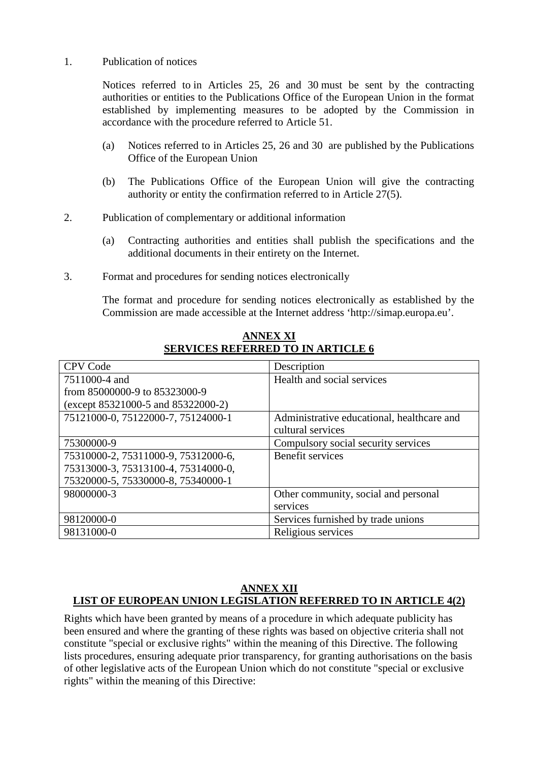1. Publication of notices

   Notices referred to in Articles 25, 26 and 30 must be sent by the contracting authorities or entities to the Publications Office of the European Union in the format established by implementing measures to be adopted by the Commission in accordance with the procedure referred to Article 51.

   (a) Notices referred to in Articles 25, 26 and 30 are published by the Publications Office of the European Union

   (b) The Publications Office of the European Union will give the contracting authority or entity the confirmation referred to in Article 27(5).

2. Publication of complementary or additional information

   (a) Contracting authorities and entities shall publish the specifications and the additional documents in their entirety on the Internet.

3. Format and procedures for sending notices electronically

   The format and procedure for sending notices electronically as established by the Commission are made accessible at the Internet address 'http://simap.europa.eu'.

## ANNEX XI
## SERVICES REFERRED TO IN ARTICLE 6

| CPV Code | Description |
|---|---|
| 7511000-4 and from 85000000-9 to 85323000-9 (except 85321000-5 and 85322000-2) | Health and social services |
| 75121000-0, 75122000-7, 75124000-1 | Administrative educational, healthcare and cultural services |
| 75300000-9 | Compulsory social security services |
| 75310000-2, 75311000-9, 75312000-6, 75313000-3, 75313100-4, 75314000-0, 75320000-5, 75330000-8, 75340000-1 | Benefit services |
| 98000000-3 | Other community, social and personal services |
| 98120000-0 | Services furnished by trade unions |
| 98131000-0 | Religious services |

## ANNEX XII
## LIST OF EUROPEAN UNION LEGISLATION REFERRED TO IN ARTICLE 4(2)

Rights which have been granted by means of a procedure in which adequate publicity has been ensured and where the granting of these rights was based on objective criteria shall not constitute "special or exclusive rights" within the meaning of this Directive. The following lists procedures, ensuring adequate prior transparency, for granting authorisations on the basis of other legislative acts of the European Union which do not constitute "special or exclusive rights" within the meaning of this Directive: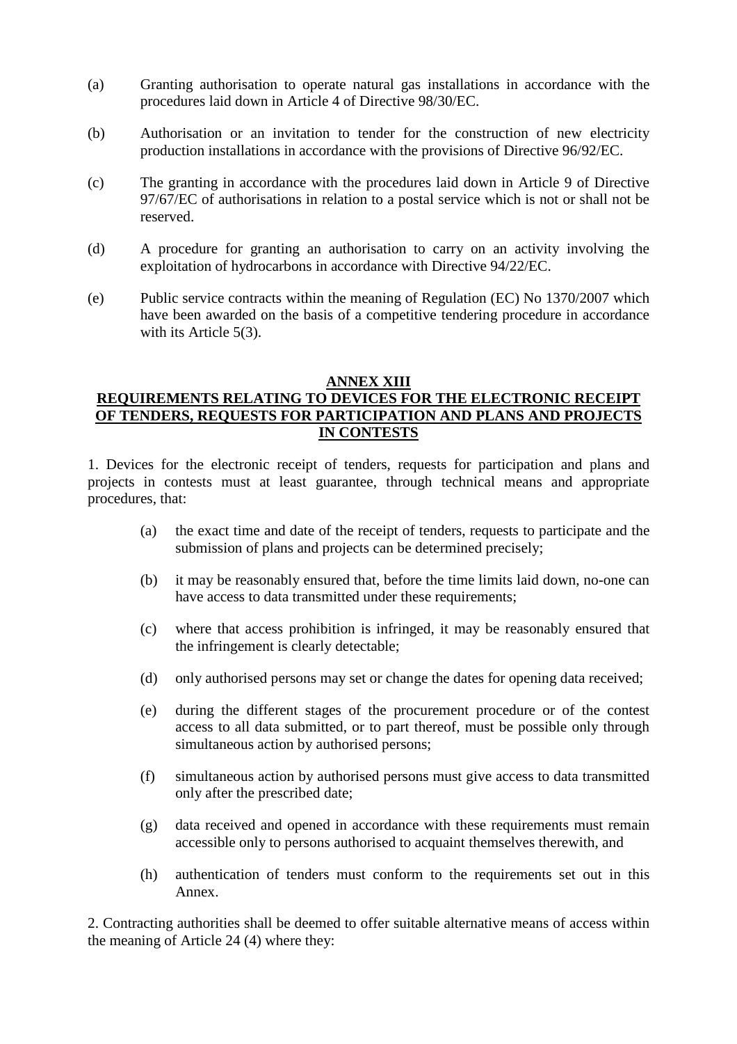(a) Granting authorisation to operate natural gas installations in accordance with the procedures laid down in Article 4 of Directive 98/30/EC.

(b) Authorisation or an invitation to tender for the construction of new electricity production installations in accordance with the provisions of Directive 96/92/EC.

(c) The granting in accordance with the procedures laid down in Article 9 of Directive 97/67/EC of authorisations in relation to a postal service which is not or shall not be reserved.

(d) A procedure for granting an authorisation to carry on an activity involving the exploitation of hydrocarbons in accordance with Directive 94/22/EC.

(e) Public service contracts within the meaning of Regulation (EC) No 1370/2007 which have been awarded on the basis of a competitive tendering procedure in accordance with its Article 5(3).

## ANNEX XIII
## REQUIREMENTS RELATING TO DEVICES FOR THE ELECTRONIC RECEIPT OF TENDERS, REQUESTS FOR PARTICIPATION AND PLANS AND PROJECTS IN CONTESTS

1. Devices for the electronic receipt of tenders, requests for participation and plans and projects in contests must at least guarantee, through technical means and appropriate procedures, that:

(a) the exact time and date of the receipt of tenders, requests to participate and the submission of plans and projects can be determined precisely;

(b) it may be reasonably ensured that, before the time limits laid down, no-one can have access to data transmitted under these requirements;

(c) where that access prohibition is infringed, it may be reasonably ensured that the infringement is clearly detectable;

(d) only authorised persons may set or change the dates for opening data received;

(e) during the different stages of the procurement procedure or of the contest access to all data submitted, or to part thereof, must be possible only through simultaneous action by authorised persons;

(f) simultaneous action by authorised persons must give access to data transmitted only after the prescribed date;

(g) data received and opened in accordance with these requirements must remain accessible only to persons authorised to acquaint themselves therewith, and

(h) authentication of tenders must conform to the requirements set out in this Annex.

2. Contracting authorities shall be deemed to offer suitable alternative means of access within the meaning of Article 24 (4) where they: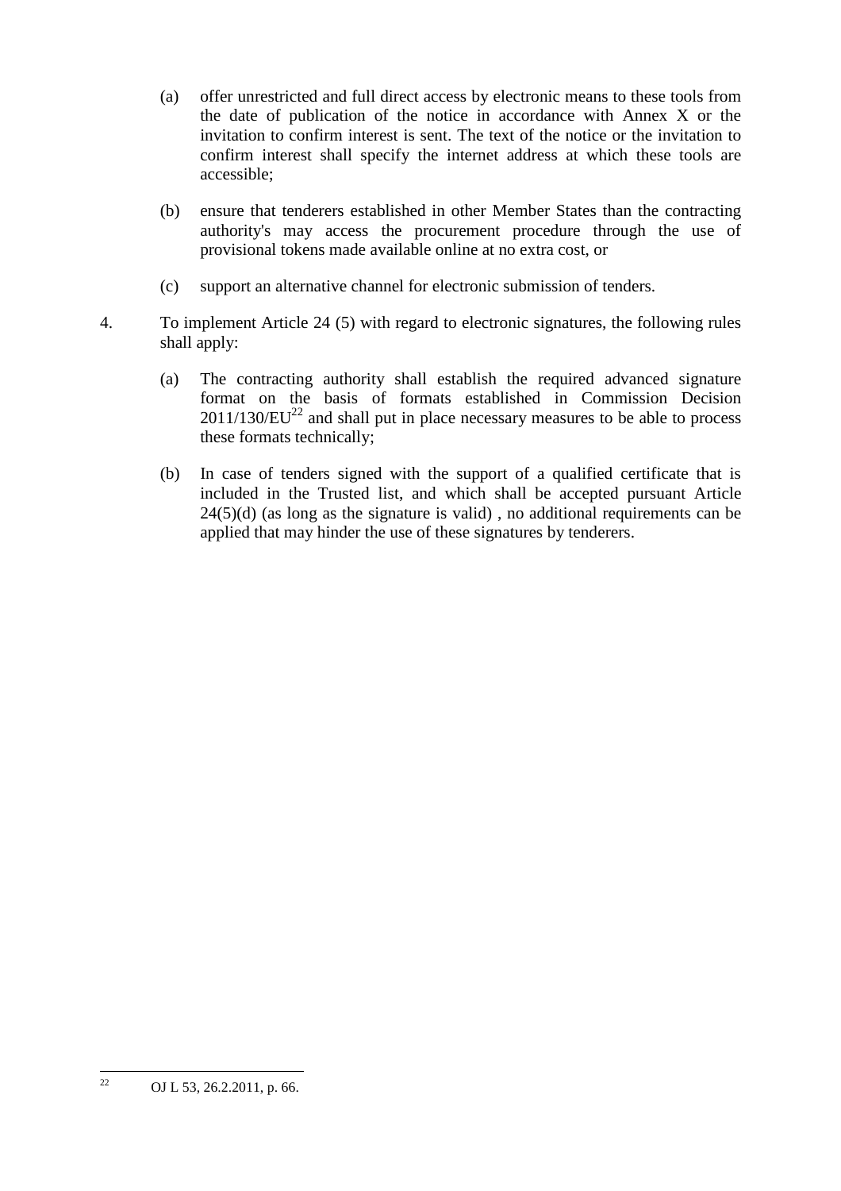(a) offer unrestricted and full direct access by electronic means to these tools from the date of publication of the notice in accordance with Annex X or the invitation to confirm interest is sent. The text of the notice or the invitation to confirm interest shall specify the internet address at which these tools are accessible;

(b) ensure that tenderers established in other Member States than the contracting authority's may access the procurement procedure through the use of provisional tokens made available online at no extra cost, or

(c) support an alternative channel for electronic submission of tenders.

4. To implement Article 24 (5) with regard to electronic signatures, the following rules shall apply:

(a) The contracting authority shall establish the required advanced signature format on the basis of formats established in Commission Decision 2011/130/EU[22] and shall put in place necessary measures to be able to process these formats technically;

(b) In case of tenders signed with the support of a qualified certificate that is included in the Trusted list, and which shall be accepted pursuant Article 24(5)(d) (as long as the signature is valid) , no additional requirements can be applied that may hinder the use of these signatures by tenderers.

[22] OJ L 53, 26.2.2011, p. 66.